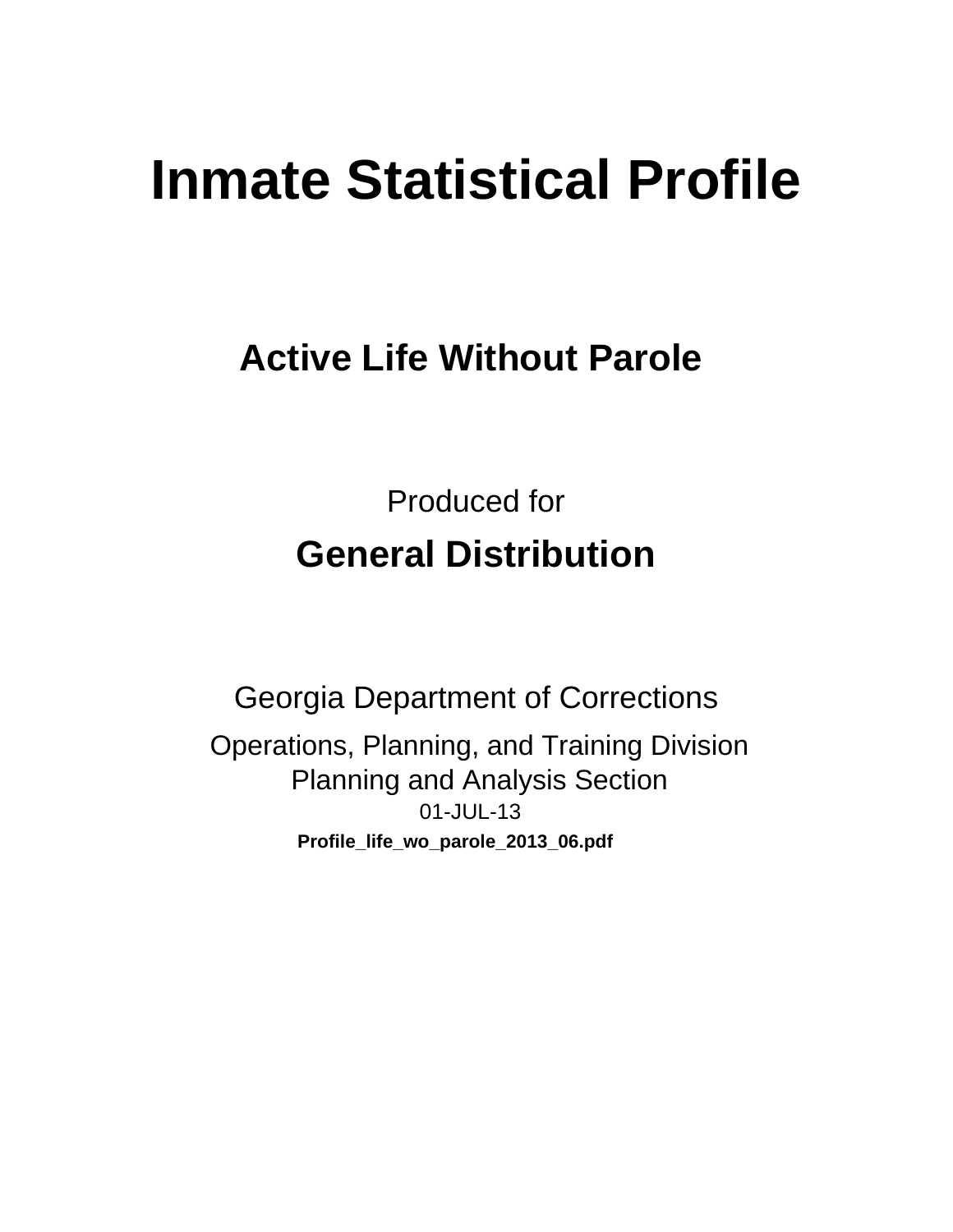# Inmate Statistical Profile

## Active Life Without Parole

Produced for

## General Distribution

Georgia Department of Corrections

Operations, Planning, and Training Division
Planning and Analysis Section

01-JUL-13

**Profile_life_wo_parole_2013_06.pdf**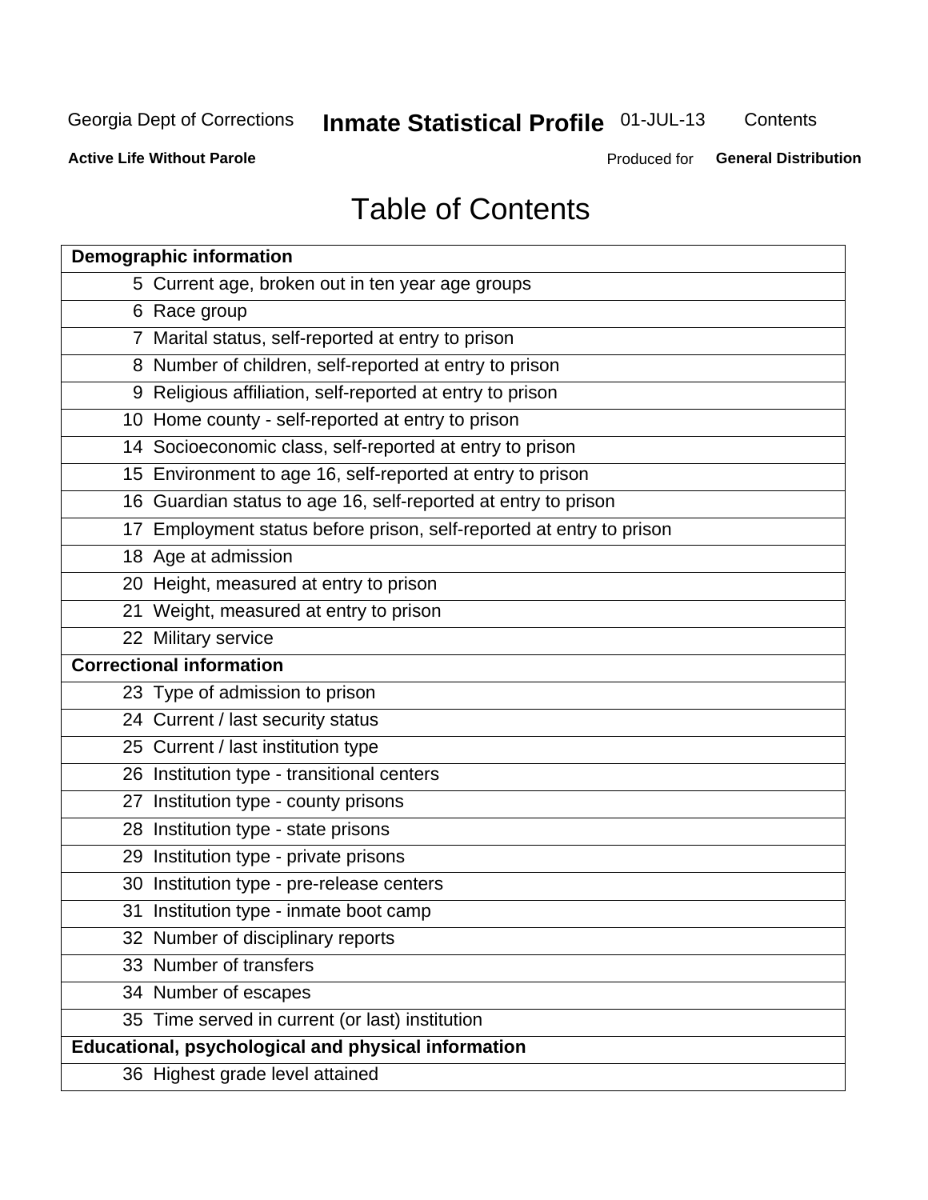Georgia Dept of Corrections **Inmate Statistical Profile** 01-JUL-13 Contents

**Active Life Without Parole** Produced for **General Distribution**

# Table of Contents

| **Demographic information** | |
|---|---|
| 5 | Current age, broken out in ten year age groups |
| 6 | Race group |
| 7 | Marital status, self-reported at entry to prison |
| 8 | Number of children, self-reported at entry to prison |
| 9 | Religious affiliation, self-reported at entry to prison |
| 10 | Home county - self-reported at entry to prison |
| 14 | Socioeconomic class, self-reported at entry to prison |
| 15 | Environment to age 16, self-reported at entry to prison |
| 16 | Guardian status to age 16, self-reported at entry to prison |
| 17 | Employment status before prison, self-reported at entry to prison |
| 18 | Age at admission |
| 20 | Height, measured at entry to prison |
| 21 | Weight, measured at entry to prison |
| 22 | Military service |
| **Correctional information** | |
| 23 | Type of admission to prison |
| 24 | Current / last security status |
| 25 | Current / last institution type |
| 26 | Institution type - transitional centers |
| 27 | Institution type - county prisons |
| 28 | Institution type - state prisons |
| 29 | Institution type - private prisons |
| 30 | Institution type - pre-release centers |
| 31 | Institution type - inmate boot camp |
| 32 | Number of disciplinary reports |
| 33 | Number of transfers |
| 34 | Number of escapes |
| 35 | Time served in current (or last) institution |
| **Educational, psychological and physical information** | |
| 36 | Highest grade level attained |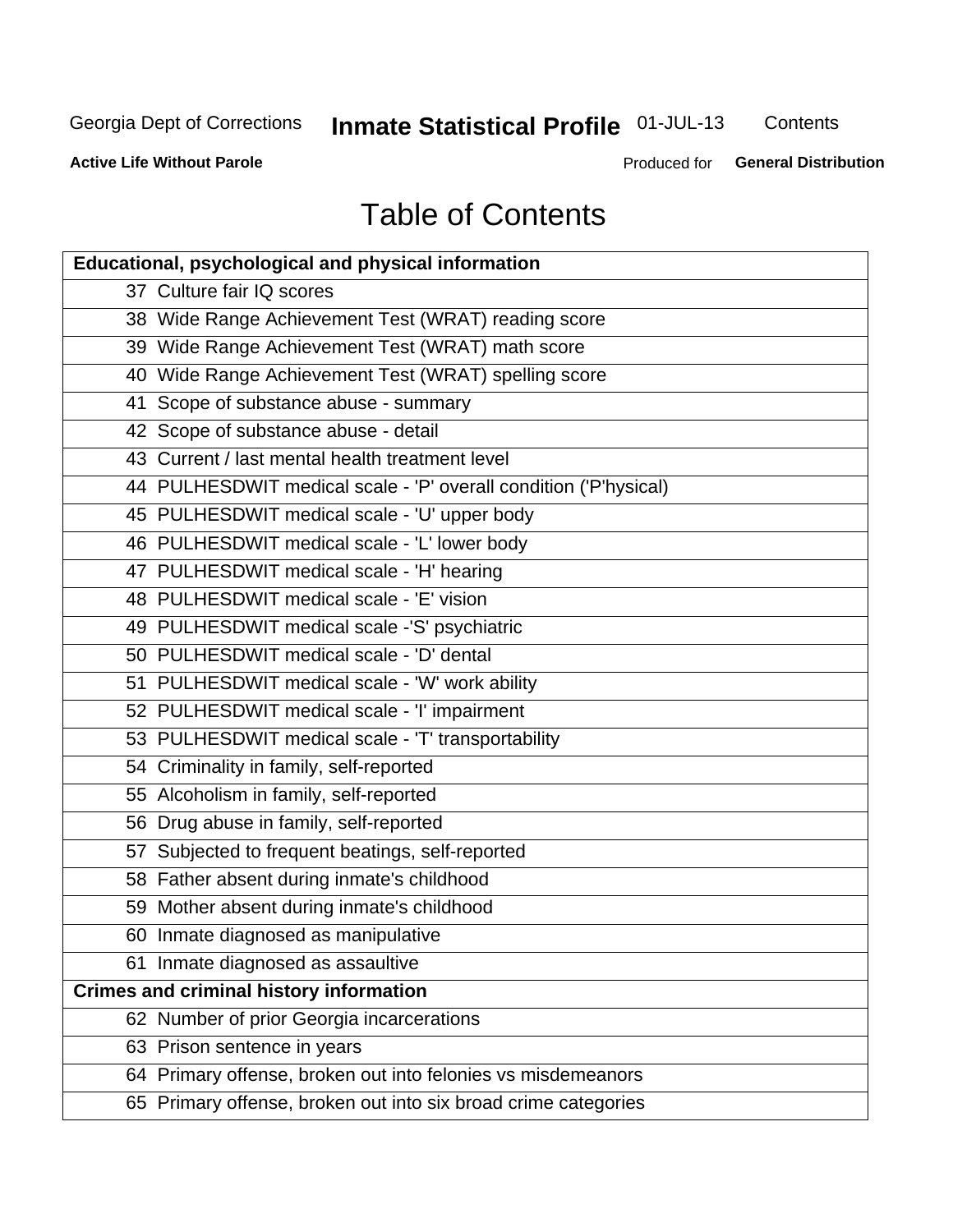# Table of Contents

| Educational, psychological and physical information | |
|---|---|
| 37 | Culture fair IQ scores |
| 38 | Wide Range Achievement Test (WRAT) reading score |
| 39 | Wide Range Achievement Test (WRAT) math score |
| 40 | Wide Range Achievement Test (WRAT) spelling score |
| 41 | Scope of substance abuse - summary |
| 42 | Scope of substance abuse - detail |
| 43 | Current / last mental health treatment level |
| 44 | PULHESDWIT medical scale - 'P' overall condition ('P'hysical) |
| 45 | PULHESDWIT medical scale - 'U' upper body |
| 46 | PULHESDWIT medical scale - 'L' lower body |
| 47 | PULHESDWIT medical scale - 'H' hearing |
| 48 | PULHESDWIT medical scale - 'E' vision |
| 49 | PULHESDWIT medical scale -'S' psychiatric |
| 50 | PULHESDWIT medical scale - 'D' dental |
| 51 | PULHESDWIT medical scale - 'W' work ability |
| 52 | PULHESDWIT medical scale - 'I' impairment |
| 53 | PULHESDWIT medical scale - 'T' transportability |
| 54 | Criminality in family, self-reported |
| 55 | Alcoholism in family, self-reported |
| 56 | Drug abuse in family, self-reported |
| 57 | Subjected to frequent beatings, self-reported |
| 58 | Father absent during inmate's childhood |
| 59 | Mother absent during inmate's childhood |
| 60 | Inmate diagnosed as manipulative |
| 61 | Inmate diagnosed as assaultive |
| **Crimes and criminal history information** | |
| 62 | Number of prior Georgia incarcerations |
| 63 | Prison sentence in years |
| 64 | Primary offense, broken out into felonies vs misdemeanors |
| 65 | Primary offense, broken out into six broad crime categories |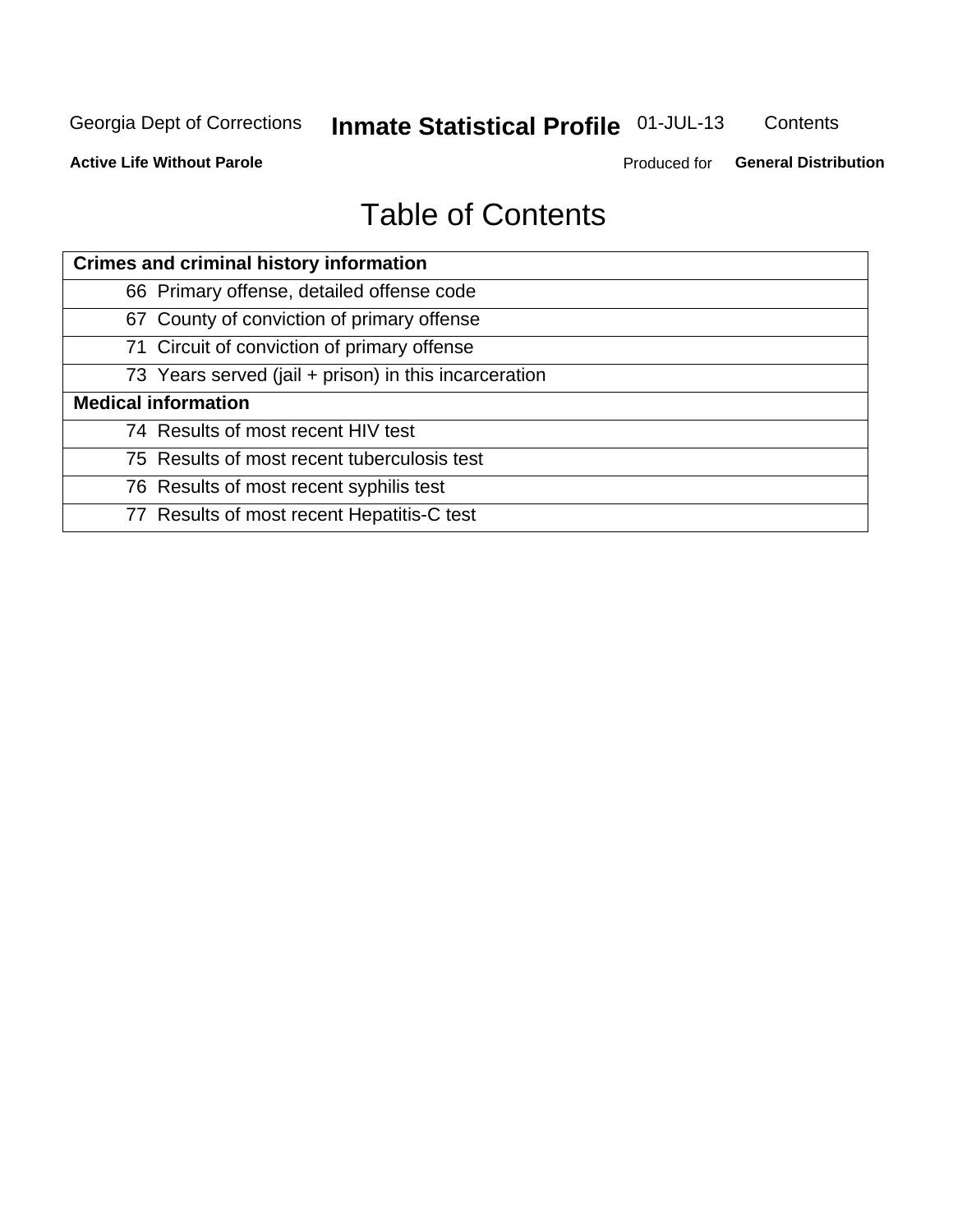# Table of Contents

| **Crimes and criminal history information** |
|---|
| 66 Primary offense, detailed offense code |
| 67 County of conviction of primary offense |
| 71 Circuit of conviction of primary offense |
| 73 Years served (jail + prison) in this incarceration |
| **Medical information** |
| 74 Results of most recent HIV test |
| 75 Results of most recent tuberculosis test |
| 76 Results of most recent syphilis test |
| 77 Results of most recent Hepatitis-C test |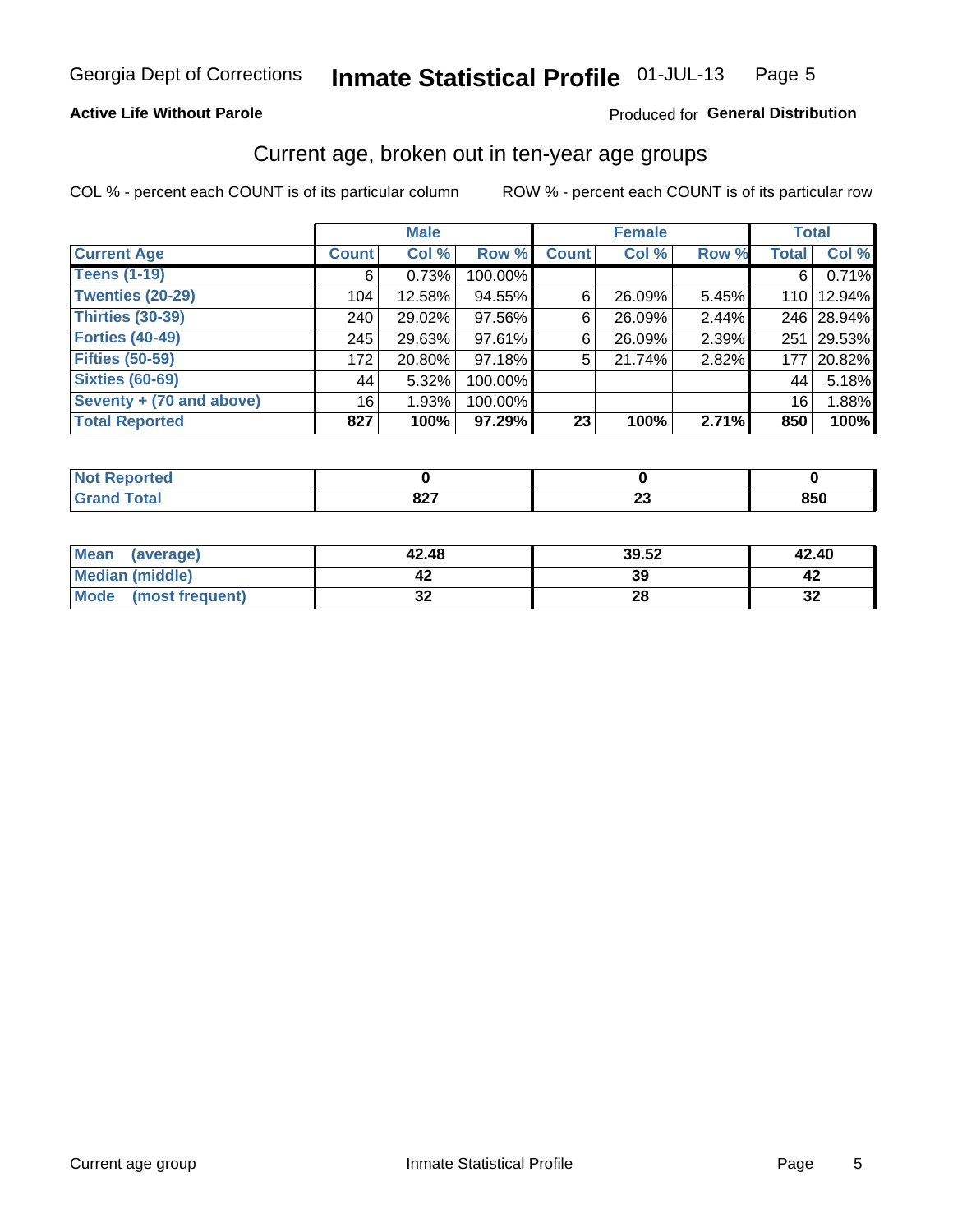Georgia Dept of Corrections **Inmate Statistical Profile** 01-JUL-13

**Active Life Without Parole**

Produced for **General Distribution**

## Current age, broken out in ten-year age groups

COL % - percent each COUNT is of its particular column    ROW % - percent each COUNT is of its particular row

| | Male | | | Female | | | Total | |
|---|---|---|---|---|---|---|---|---|
| **Current Age** | **Count** | **Col %** | **Row %** | **Count** | **Col %** | **Row %** | **Total** | **Col %** |
| **Teens (1-19)** | 6 | 0.73% | 100.00% | | | | 6 | 0.71% |
| **Twenties (20-29)** | 104 | 12.58% | 94.55% | 6 | 26.09% | 5.45% | 110 | 12.94% |
| **Thirties (30-39)** | 240 | 29.02% | 97.56% | 6 | 26.09% | 2.44% | 246 | 28.94% |
| **Forties (40-49)** | 245 | 29.63% | 97.61% | 6 | 26.09% | 2.39% | 251 | 29.53% |
| **Fifties (50-59)** | 172 | 20.80% | 97.18% | 5 | 21.74% | 2.82% | 177 | 20.82% |
| **Sixties (60-69)** | 44 | 5.32% | 100.00% | | | | 44 | 5.18% |
| **Seventy + (70 and above)** | 16 | 1.93% | 100.00% | | | | 16 | 1.88% |
| **Total Reported** | **827** | **100%** | **97.29%** | **23** | **100%** | **2.71%** | **850** | **100%** |

| | Male | Female | Total |
|---|---|---|---|
| **Not Reported** | **0** | **0** | **0** |
| **Grand Total** | **827** | **23** | **850** |

| | Male | Female | Total |
|---|---|---|---|
| **Mean (average)** | **42.48** | **39.52** | **42.40** |
| **Median (middle)** | **42** | **39** | **42** |
| **Mode (most frequent)** | **32** | **28** | **32** |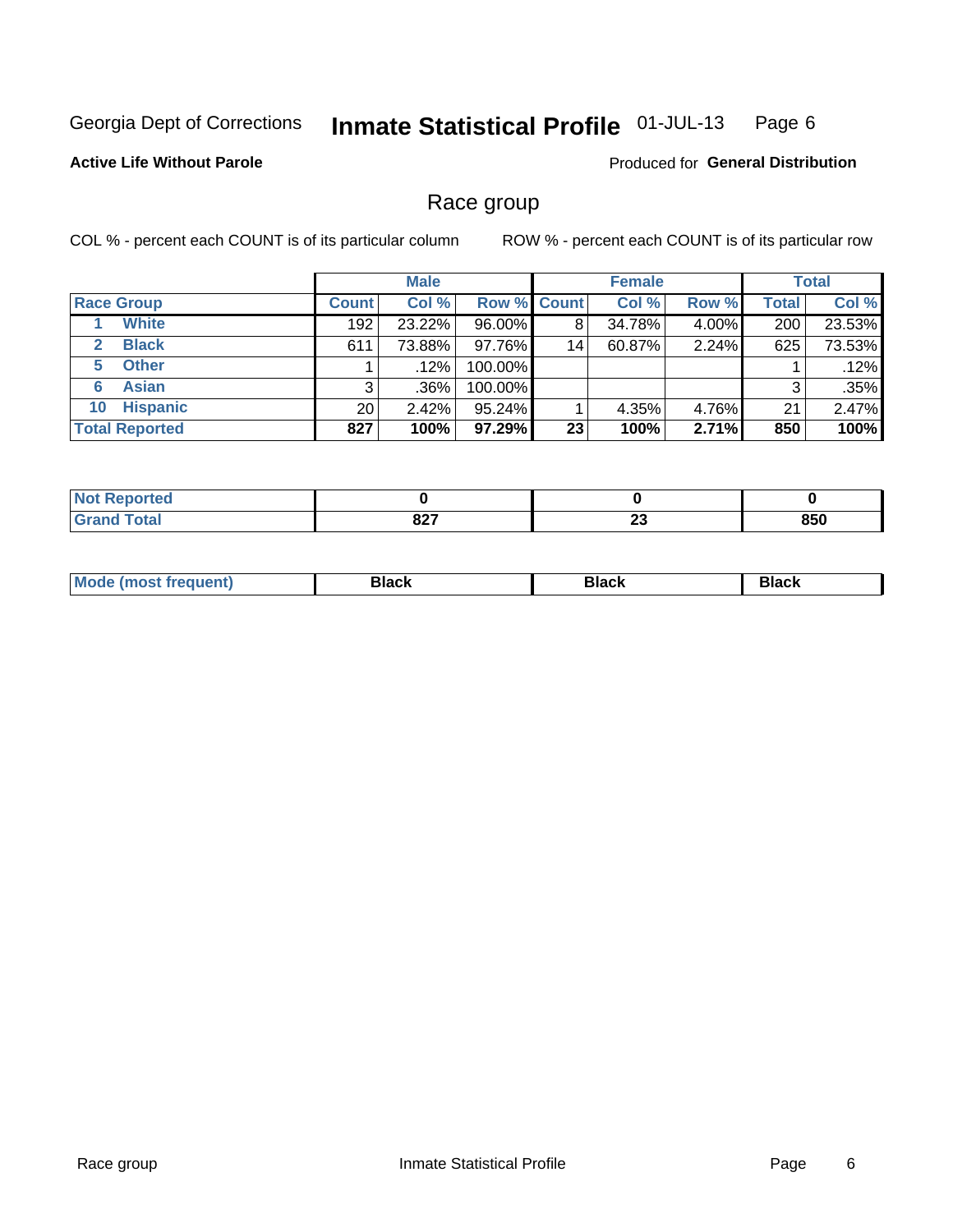Georgia Dept of Corrections **Inmate Statistical Profile** 01-JUL-13

**Active Life Without Parole** Produced for **General Distribution**

## Race group

COL % - percent each COUNT is of its particular column ROW % - percent each COUNT is of its particular row

| | Male | | | Female | | | Total | |
|---|---|---|---|---|---|---|---|---|
| **Race Group** | **Count** | **Col %** | **Row %** | **Count** | **Col %** | **Row %** | **Total** | **Col %** |
| 1 White | 192 | 23.22% | 96.00% | 8 | 34.78% | 4.00% | 200 | 23.53% |
| 2 Black | 611 | 73.88% | 97.76% | 14 | 60.87% | 2.24% | 625 | 73.53% |
| 5 Other | 1 | .12% | 100.00% | | | | 1 | .12% |
| 6 Asian | 3 | .36% | 100.00% | | | | 3 | .35% |
| 10 Hispanic | 20 | 2.42% | 95.24% | 1 | 4.35% | 4.76% | 21 | 2.47% |
| **Total Reported** | **827** | **100%** | **97.29%** | **23** | **100%** | **2.71%** | **850** | **100%** |

| | Male | Female | Total |
|---|---|---|---|
| **Not Reported** | **0** | **0** | **0** |
| **Grand Total** | **827** | **23** | **850** |

| | Male | Female | Total |
|---|---|---|---|
| **Mode (most frequent)** | **Black** | **Black** | **Black** |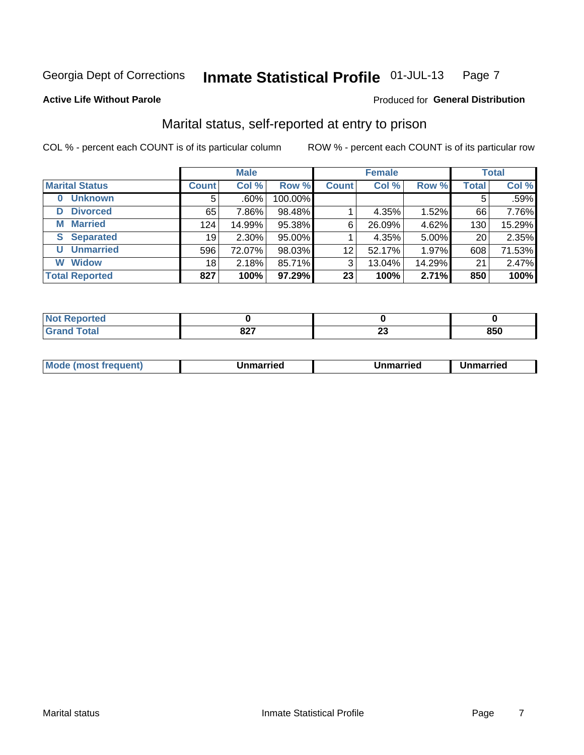Georgia Dept of Corrections **Inmate Statistical Profile** 01-JUL-13

**Active Life Without Parole**

Produced for **General Distribution**

## Marital status, self-reported at entry to prison

COL % - percent each COUNT is of its particular column

ROW % - percent each COUNT is of its particular row

| | Male | | | Female | | | Total | |
|---|---|---|---|---|---|---|---|---|
| **Marital Status** | **Count** | **Col %** | **Row %** | **Count** | **Col %** | **Row %** | **Total** | **Col %** |
| **0 Unknown** | 5 | .60% | 100.00% | | | | 5 | .59% |
| **D Divorced** | 65 | 7.86% | 98.48% | 1 | 4.35% | 1.52% | 66 | 7.76% |
| **M Married** | 124 | 14.99% | 95.38% | 6 | 26.09% | 4.62% | 130 | 15.29% |
| **S Separated** | 19 | 2.30% | 95.00% | 1 | 4.35% | 5.00% | 20 | 2.35% |
| **U Unmarried** | 596 | 72.07% | 98.03% | 12 | 52.17% | 1.97% | 608 | 71.53% |
| **W Widow** | 18 | 2.18% | 85.71% | 3 | 13.04% | 14.29% | 21 | 2.47% |
| **Total Reported** | **827** | **100%** | **97.29%** | **23** | **100%** | **2.71%** | **850** | **100%** |

| | Male | Female | Total |
|---|---|---|---|
| **Not Reported** | **0** | **0** | **0** |
| **Grand Total** | **827** | **23** | **850** |

| | Male | Female | Total |
|---|---|---|---|
| **Mode (most frequent)** | **Unmarried** | **Unmarried** | **Unmarried** |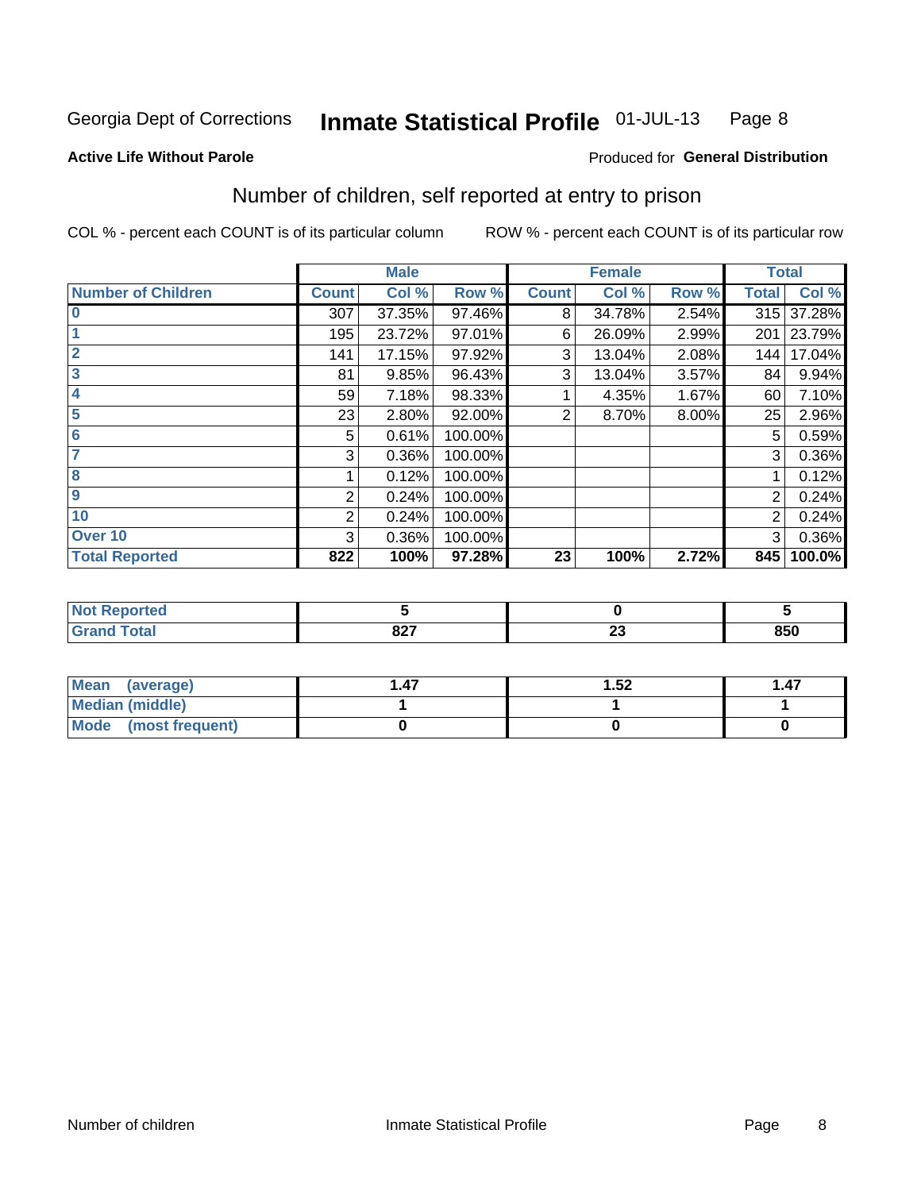Georgia Dept of Corrections **Inmate Statistical Profile** 01-JUL-13

**Active Life Without Parole**

Produced for **General Distribution**

## Number of children, self reported at entry to prison

COL % - percent each COUNT is of its particular column ROW % - percent each COUNT is of its particular row

| | Male | | | Female | | | Total | |
|---|---|---|---|---|---|---|---|---|
| **Number of Children** | **Count** | **Col %** | **Row %** | **Count** | **Col %** | **Row %** | **Total** | **Col %** |
| 0 | 307 | 37.35% | 97.46% | 8 | 34.78% | 2.54% | 315 | 37.28% |
| 1 | 195 | 23.72% | 97.01% | 6 | 26.09% | 2.99% | 201 | 23.79% |
| 2 | 141 | 17.15% | 97.92% | 3 | 13.04% | 2.08% | 144 | 17.04% |
| 3 | 81 | 9.85% | 96.43% | 3 | 13.04% | 3.57% | 84 | 9.94% |
| 4 | 59 | 7.18% | 98.33% | 1 | 4.35% | 1.67% | 60 | 7.10% |
| 5 | 23 | 2.80% | 92.00% | 2 | 8.70% | 8.00% | 25 | 2.96% |
| 6 | 5 | 0.61% | 100.00% | | | | 5 | 0.59% |
| 7 | 3 | 0.36% | 100.00% | | | | 3 | 0.36% |
| 8 | 1 | 0.12% | 100.00% | | | | 1 | 0.12% |
| 9 | 2 | 0.24% | 100.00% | | | | 2 | 0.24% |
| 10 | 2 | 0.24% | 100.00% | | | | 2 | 0.24% |
| Over 10 | 3 | 0.36% | 100.00% | | | | 3 | 0.36% |
| **Total Reported** | **822** | **100%** | **97.28%** | **23** | **100%** | **2.72%** | **845** | **100.0%** |

| | Male | Female | Total |
|---|---|---|---|
| Not Reported | 5 | 0 | 5 |
| Grand Total | 827 | 23 | 850 |

| | Male | Female | Total |
|---|---|---|---|
| Mean (average) | 1.47 | 1.52 | 1.47 |
| Median (middle) | 1 | 1 | 1 |
| Mode (most frequent) | 0 | 0 | 0 |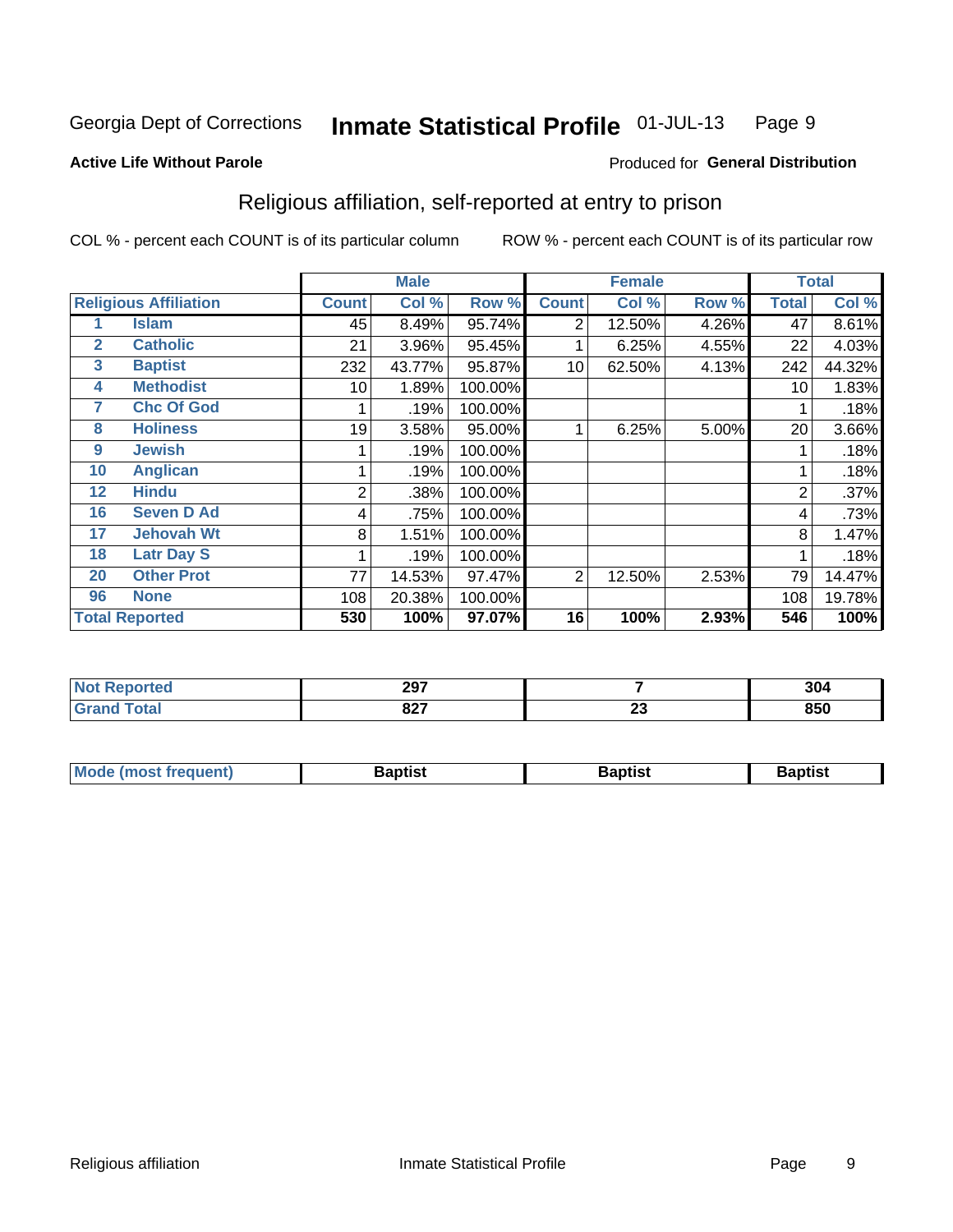Georgia Dept of Corrections **Inmate Statistical Profile** 01-JUL-13

**Active Life Without Parole**

Produced for **General Distribution**

## Religious affiliation, self-reported at entry to prison

COL % - percent each COUNT is of its particular column ROW % - percent each COUNT is of its particular row

| | | Male | | | Female | | | Total | |
|---|---|---|---|---|---|---|---|---|---|
| **Religious Affiliation** | | **Count** | **Col %** | **Row %** | **Count** | **Col %** | **Row %** | **Total** | **Col %** |
| 1 | Islam | 45 | 8.49% | 95.74% | 2 | 12.50% | 4.26% | 47 | 8.61% |
| 2 | Catholic | 21 | 3.96% | 95.45% | 1 | 6.25% | 4.55% | 22 | 4.03% |
| 3 | Baptist | 232 | 43.77% | 95.87% | 10 | 62.50% | 4.13% | 242 | 44.32% |
| 4 | Methodist | 10 | 1.89% | 100.00% | | | | 10 | 1.83% |
| 7 | Chc Of God | 1 | .19% | 100.00% | | | | 1 | .18% |
| 8 | Holiness | 19 | 3.58% | 95.00% | 1 | 6.25% | 5.00% | 20 | 3.66% |
| 9 | Jewish | 1 | .19% | 100.00% | | | | 1 | .18% |
| 10 | Anglican | 1 | .19% | 100.00% | | | | 1 | .18% |
| 12 | Hindu | 2 | .38% | 100.00% | | | | 2 | .37% |
| 16 | Seven D Ad | 4 | .75% | 100.00% | | | | 4 | .73% |
| 17 | Jehovah Wt | 8 | 1.51% | 100.00% | | | | 8 | 1.47% |
| 18 | Latr Day S | 1 | .19% | 100.00% | | | | 1 | .18% |
| 20 | Other Prot | 77 | 14.53% | 97.47% | 2 | 12.50% | 2.53% | 79 | 14.47% |
| 96 | None | 108 | 20.38% | 100.00% | | | | 108 | 19.78% |
| **Total Reported** | | **530** | **100%** | **97.07%** | **16** | **100%** | **2.93%** | **546** | **100%** |

| | Male | Female | Total |
|---|---|---|---|
| **Not Reported** | **297** | **7** | **304** |
| **Grand Total** | **827** | **23** | **850** |

| | Male | Female | Total |
|---|---|---|---|
| **Mode (most frequent)** | **Baptist** | **Baptist** | **Baptist** |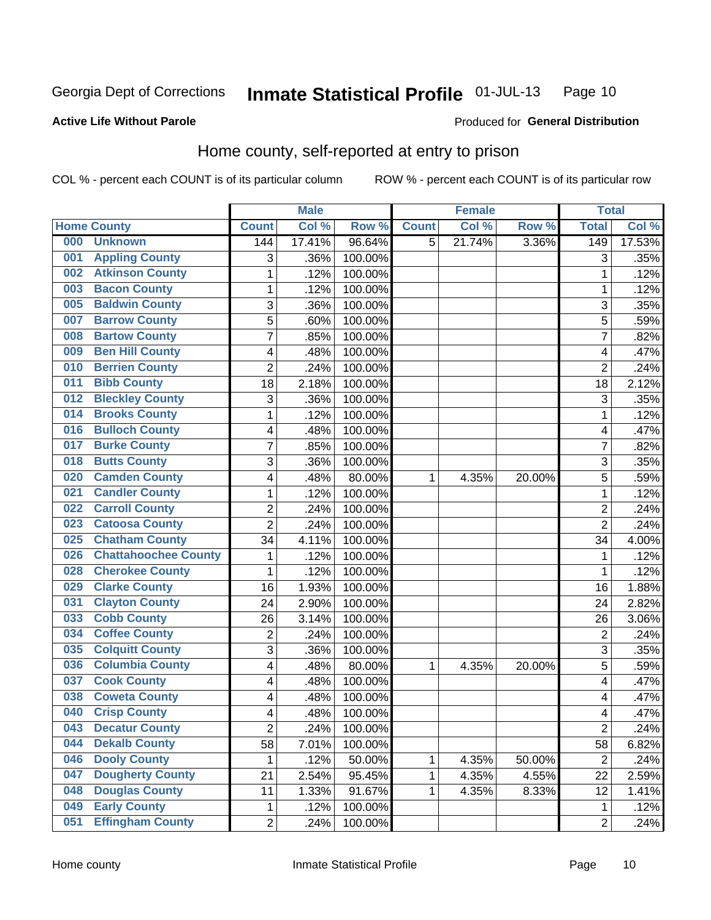Georgia Dept of Corrections **Inmate Statistical Profile** 01-JUL-13

**Active Life Without Parole**

Produced for **General Distribution**

## Home county, self-reported at entry to prison

COL % - percent each COUNT is of its particular column ROW % - percent each COUNT is of its particular row

| Home County | Male | | | Female | | | Total | |
|---|---|---|---|---|---|---|---|---|
| | Count | Col % | Row % | Count | Col % | Row % | Total | Col % |
| 000 Unknown | 144 | 17.41% | 96.64% | 5 | 21.74% | 3.36% | 149 | 17.53% |
| 001 Appling County | 3 | .36% | 100.00% | | | | 3 | .35% |
| 002 Atkinson County | 1 | .12% | 100.00% | | | | 1 | .12% |
| 003 Bacon County | 1 | .12% | 100.00% | | | | 1 | .12% |
| 005 Baldwin County | 3 | .36% | 100.00% | | | | 3 | .35% |
| 007 Barrow County | 5 | .60% | 100.00% | | | | 5 | .59% |
| 008 Bartow County | 7 | .85% | 100.00% | | | | 7 | .82% |
| 009 Ben Hill County | 4 | .48% | 100.00% | | | | 4 | .47% |
| 010 Berrien County | 2 | .24% | 100.00% | | | | 2 | .24% |
| 011 Bibb County | 18 | 2.18% | 100.00% | | | | 18 | 2.12% |
| 012 Bleckley County | 3 | .36% | 100.00% | | | | 3 | .35% |
| 014 Brooks County | 1 | .12% | 100.00% | | | | 1 | .12% |
| 016 Bulloch County | 4 | .48% | 100.00% | | | | 4 | .47% |
| 017 Burke County | 7 | .85% | 100.00% | | | | 7 | .82% |
| 018 Butts County | 3 | .36% | 100.00% | | | | 3 | .35% |
| 020 Camden County | 4 | .48% | 80.00% | 1 | 4.35% | 20.00% | 5 | .59% |
| 021 Candler County | 1 | .12% | 100.00% | | | | 1 | .12% |
| 022 Carroll County | 2 | .24% | 100.00% | | | | 2 | .24% |
| 023 Catoosa County | 2 | .24% | 100.00% | | | | 2 | .24% |
| 025 Chatham County | 34 | 4.11% | 100.00% | | | | 34 | 4.00% |
| 026 Chattahoochee County | 1 | .12% | 100.00% | | | | 1 | .12% |
| 028 Cherokee County | 1 | .12% | 100.00% | | | | 1 | .12% |
| 029 Clarke County | 16 | 1.93% | 100.00% | | | | 16 | 1.88% |
| 031 Clayton County | 24 | 2.90% | 100.00% | | | | 24 | 2.82% |
| 033 Cobb County | 26 | 3.14% | 100.00% | | | | 26 | 3.06% |
| 034 Coffee County | 2 | .24% | 100.00% | | | | 2 | .24% |
| 035 Colquitt County | 3 | .36% | 100.00% | | | | 3 | .35% |
| 036 Columbia County | 4 | .48% | 80.00% | 1 | 4.35% | 20.00% | 5 | .59% |
| 037 Cook County | 4 | .48% | 100.00% | | | | 4 | .47% |
| 038 Coweta County | 4 | .48% | 100.00% | | | | 4 | .47% |
| 040 Crisp County | 4 | .48% | 100.00% | | | | 4 | .47% |
| 043 Decatur County | 2 | .24% | 100.00% | | | | 2 | .24% |
| 044 Dekalb County | 58 | 7.01% | 100.00% | | | | 58 | 6.82% |
| 046 Dooly County | 1 | .12% | 50.00% | 1 | 4.35% | 50.00% | 2 | .24% |
| 047 Dougherty County | 21 | 2.54% | 95.45% | 1 | 4.35% | 4.55% | 22 | 2.59% |
| 048 Douglas County | 11 | 1.33% | 91.67% | 1 | 4.35% | 8.33% | 12 | 1.41% |
| 049 Early County | 1 | .12% | 100.00% | | | | 1 | .12% |
| 051 Effingham County | 2 | .24% | 100.00% | | | | 2 | .24% |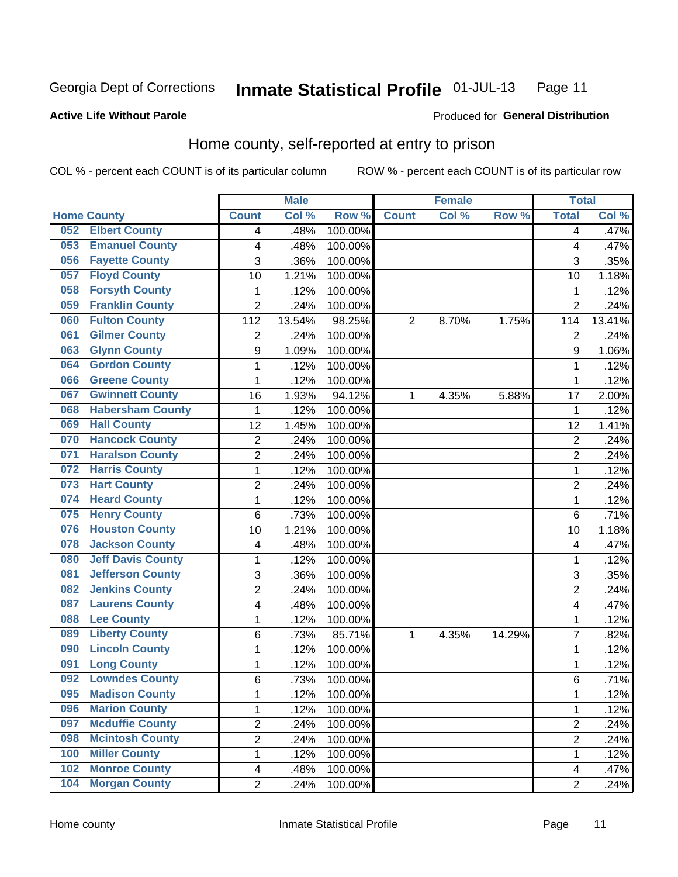Georgia Dept of Corrections **Inmate Statistical Profile** 01-JUL-13

**Active Life Without Parole**

Produced for **General Distribution**

## Home county, self-reported at entry to prison

COL % - percent each COUNT is of its particular column     ROW % - percent each COUNT is of its particular row

| Home County | | Male | | | Female | | | Total | |
|---|---|---|---|---|---|---|---|---|---|
| | | Count | Col % | Row % | Count | Col % | Row % | Total | Col % |
| 052 | Elbert County | 4 | .48% | 100.00% | | | | 4 | .47% |
| 053 | Emanuel County | 4 | .48% | 100.00% | | | | 4 | .47% |
| 056 | Fayette County | 3 | .36% | 100.00% | | | | 3 | .35% |
| 057 | Floyd County | 10 | 1.21% | 100.00% | | | | 10 | 1.18% |
| 058 | Forsyth County | 1 | .12% | 100.00% | | | | 1 | .12% |
| 059 | Franklin County | 2 | .24% | 100.00% | | | | 2 | .24% |
| 060 | Fulton County | 112 | 13.54% | 98.25% | 2 | 8.70% | 1.75% | 114 | 13.41% |
| 061 | Gilmer County | 2 | .24% | 100.00% | | | | 2 | .24% |
| 063 | Glynn County | 9 | 1.09% | 100.00% | | | | 9 | 1.06% |
| 064 | Gordon County | 1 | .12% | 100.00% | | | | 1 | .12% |
| 066 | Greene County | 1 | .12% | 100.00% | | | | 1 | .12% |
| 067 | Gwinnett County | 16 | 1.93% | 94.12% | 1 | 4.35% | 5.88% | 17 | 2.00% |
| 068 | Habersham County | 1 | .12% | 100.00% | | | | 1 | .12% |
| 069 | Hall County | 12 | 1.45% | 100.00% | | | | 12 | 1.41% |
| 070 | Hancock County | 2 | .24% | 100.00% | | | | 2 | .24% |
| 071 | Haralson County | 2 | .24% | 100.00% | | | | 2 | .24% |
| 072 | Harris County | 1 | .12% | 100.00% | | | | 1 | .12% |
| 073 | Hart County | 2 | .24% | 100.00% | | | | 2 | .24% |
| 074 | Heard County | 1 | .12% | 100.00% | | | | 1 | .12% |
| 075 | Henry County | 6 | .73% | 100.00% | | | | 6 | .71% |
| 076 | Houston County | 10 | 1.21% | 100.00% | | | | 10 | 1.18% |
| 078 | Jackson County | 4 | .48% | 100.00% | | | | 4 | .47% |
| 080 | Jeff Davis County | 1 | .12% | 100.00% | | | | 1 | .12% |
| 081 | Jefferson County | 3 | .36% | 100.00% | | | | 3 | .35% |
| 082 | Jenkins County | 2 | .24% | 100.00% | | | | 2 | .24% |
| 087 | Laurens County | 4 | .48% | 100.00% | | | | 4 | .47% |
| 088 | Lee County | 1 | .12% | 100.00% | | | | 1 | .12% |
| 089 | Liberty County | 6 | .73% | 85.71% | 1 | 4.35% | 14.29% | 7 | .82% |
| 090 | Lincoln County | 1 | .12% | 100.00% | | | | 1 | .12% |
| 091 | Long County | 1 | .12% | 100.00% | | | | 1 | .12% |
| 092 | Lowndes County | 6 | .73% | 100.00% | | | | 6 | .71% |
| 095 | Madison County | 1 | .12% | 100.00% | | | | 1 | .12% |
| 096 | Marion County | 1 | .12% | 100.00% | | | | 1 | .12% |
| 097 | Mcduffie County | 2 | .24% | 100.00% | | | | 2 | .24% |
| 098 | Mcintosh County | 2 | .24% | 100.00% | | | | 2 | .24% |
| 100 | Miller County | 1 | .12% | 100.00% | | | | 1 | .12% |
| 102 | Monroe County | 4 | .48% | 100.00% | | | | 4 | .47% |
| 104 | Morgan County | 2 | .24% | 100.00% | | | | 2 | .24% |

Home county     Inmate Statistical Profile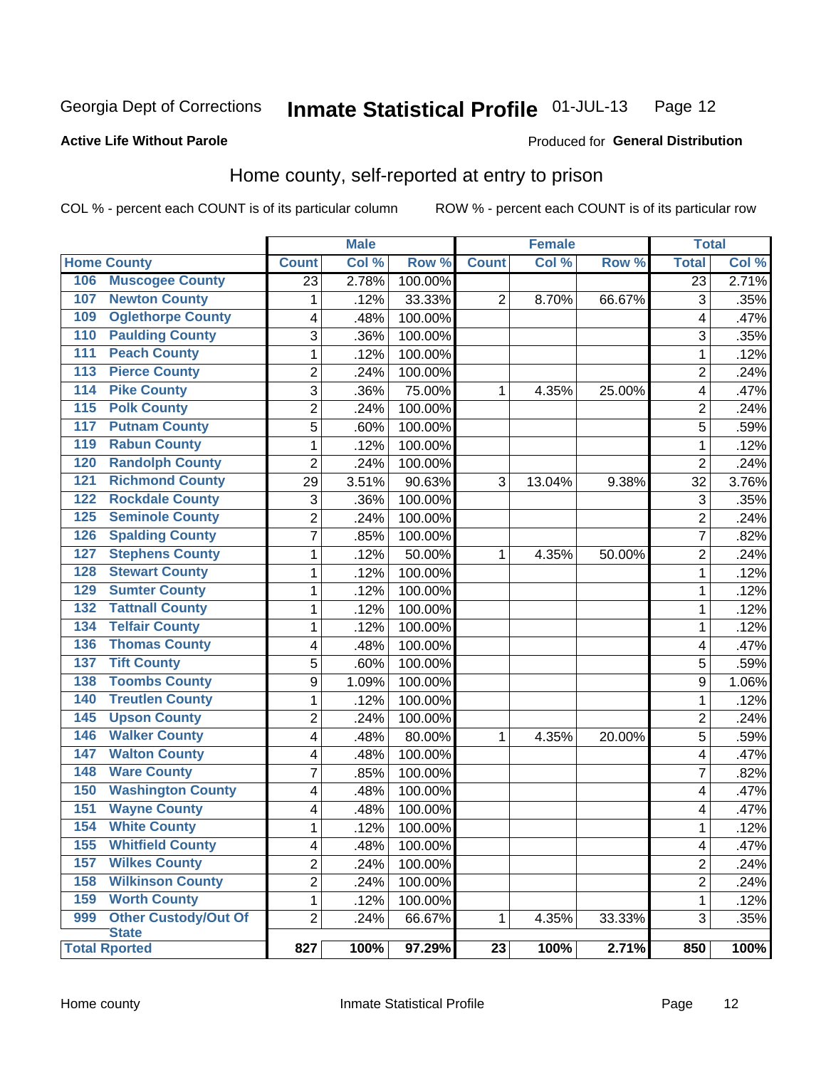Georgia Dept of Corrections **Inmate Statistical Profile** 01-JUL-13

**Active Life Without Parole**

Produced for **General Distribution**

## Home county, self-reported at entry to prison

COL % - percent each COUNT is of its particular column ROW % - percent each COUNT is of its particular row

| Home County | | Male | | | Female | | | Total | |
|---|---|---|---|---|---|---|---|---|---|
| | | Count | Col % | Row % | Count | Col % | Row % | Total | Col % |
| 106 | Muscogee County | 23 | 2.78% | 100.00% | | | | 23 | 2.71% |
| 107 | Newton County | 1 | .12% | 33.33% | 2 | 8.70% | 66.67% | 3 | .35% |
| 109 | Oglethorpe County | 4 | .48% | 100.00% | | | | 4 | .47% |
| 110 | Paulding County | 3 | .36% | 100.00% | | | | 3 | .35% |
| 111 | Peach County | 1 | .12% | 100.00% | | | | 1 | .12% |
| 113 | Pierce County | 2 | .24% | 100.00% | | | | 2 | .24% |
| 114 | Pike County | 3 | .36% | 75.00% | 1 | 4.35% | 25.00% | 4 | .47% |
| 115 | Polk County | 2 | .24% | 100.00% | | | | 2 | .24% |
| 117 | Putnam County | 5 | .60% | 100.00% | | | | 5 | .59% |
| 119 | Rabun County | 1 | .12% | 100.00% | | | | 1 | .12% |
| 120 | Randolph County | 2 | .24% | 100.00% | | | | 2 | .24% |
| 121 | Richmond County | 29 | 3.51% | 90.63% | 3 | 13.04% | 9.38% | 32 | 3.76% |
| 122 | Rockdale County | 3 | .36% | 100.00% | | | | 3 | .35% |
| 125 | Seminole County | 2 | .24% | 100.00% | | | | 2 | .24% |
| 126 | Spalding County | 7 | .85% | 100.00% | | | | 7 | .82% |
| 127 | Stephens County | 1 | .12% | 50.00% | 1 | 4.35% | 50.00% | 2 | .24% |
| 128 | Stewart County | 1 | .12% | 100.00% | | | | 1 | .12% |
| 129 | Sumter County | 1 | .12% | 100.00% | | | | 1 | .12% |
| 132 | Tattnall County | 1 | .12% | 100.00% | | | | 1 | .12% |
| 134 | Telfair County | 1 | .12% | 100.00% | | | | 1 | .12% |
| 136 | Thomas County | 4 | .48% | 100.00% | | | | 4 | .47% |
| 137 | Tift County | 5 | .60% | 100.00% | | | | 5 | .59% |
| 138 | Toombs County | 9 | 1.09% | 100.00% | | | | 9 | 1.06% |
| 140 | Treutlen County | 1 | .12% | 100.00% | | | | 1 | .12% |
| 145 | Upson County | 2 | .24% | 100.00% | | | | 2 | .24% |
| 146 | Walker County | 4 | .48% | 80.00% | 1 | 4.35% | 20.00% | 5 | .59% |
| 147 | Walton County | 4 | .48% | 100.00% | | | | 4 | .47% |
| 148 | Ware County | 7 | .85% | 100.00% | | | | 7 | .82% |
| 150 | Washington County | 4 | .48% | 100.00% | | | | 4 | .47% |
| 151 | Wayne County | 4 | .48% | 100.00% | | | | 4 | .47% |
| 154 | White County | 1 | .12% | 100.00% | | | | 1 | .12% |
| 155 | Whitfield County | 4 | .48% | 100.00% | | | | 4 | .47% |
| 157 | Wilkes County | 2 | .24% | 100.00% | | | | 2 | .24% |
| 158 | Wilkinson County | 2 | .24% | 100.00% | | | | 2 | .24% |
| 159 | Worth County | 1 | .12% | 100.00% | | | | 1 | .12% |
| 999 | Other Custody/Out Of State | 2 | .24% | 66.67% | 1 | 4.35% | 33.33% | 3 | .35% |
| **Total Rported** | | **827** | **100%** | **97.29%** | **23** | **100%** | **2.71%** | **850** | **100%** |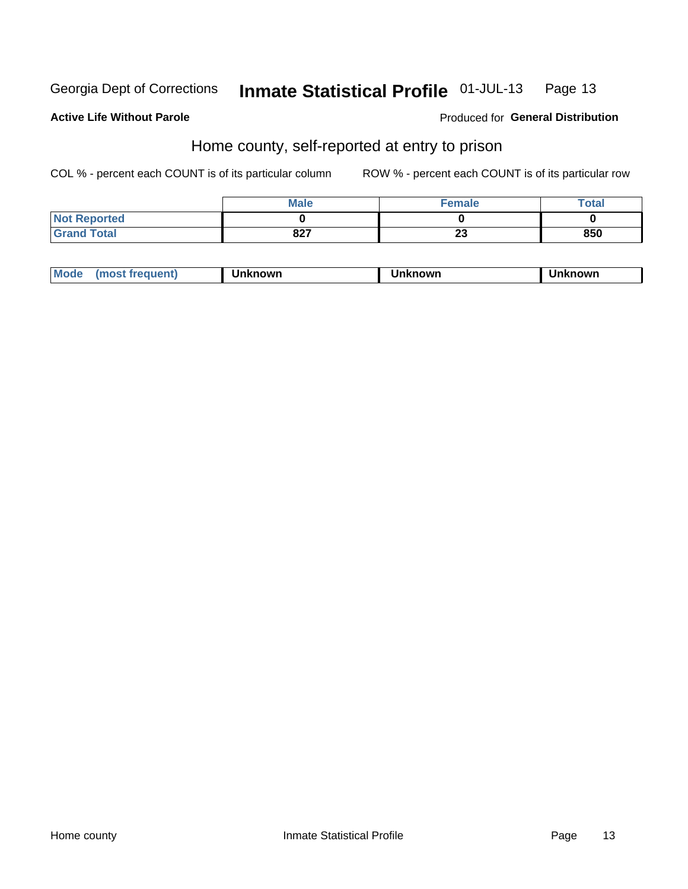Georgia Dept of Corrections **Inmate Statistical Profile** 01-JUL-13

**Active Life Without Parole**

Produced for **General Distribution**

## Home county, self-reported at entry to prison

COL % - percent each COUNT is of its particular column

ROW % - percent each COUNT is of its particular row

| | Male | Female | Total |
|---|---|---|---|
| **Not Reported** | **0** | **0** | **0** |
| **Grand Total** | **827** | **23** | **850** |

| | | | |
|---|---|---|---|
| **Mode (most frequent)** | **Unknown** | **Unknown** | **Unknown** |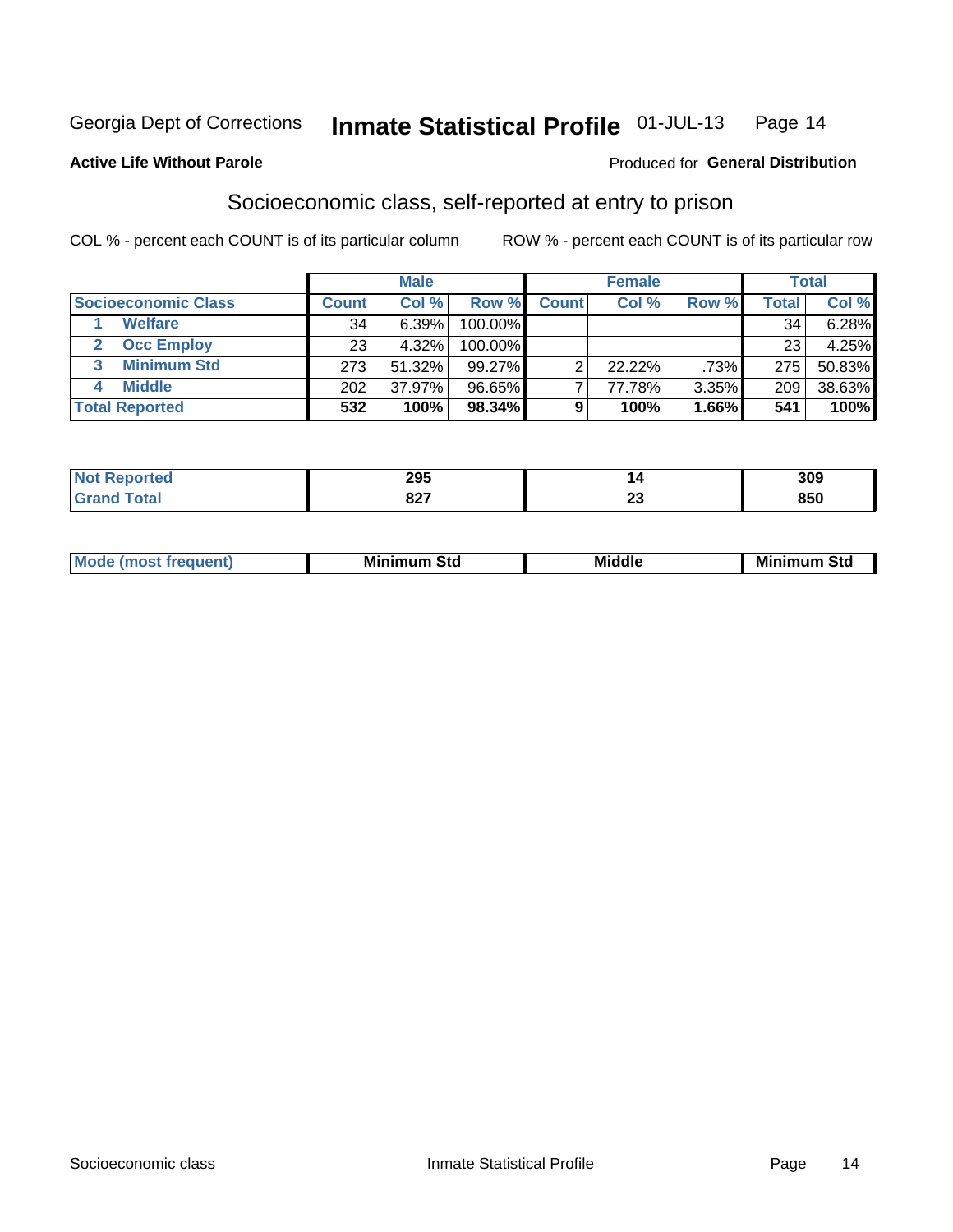Georgia Dept of Corrections **Inmate Statistical Profile** 01-JUL-13

**Active Life Without Parole**

Produced for **General Distribution**

## Socioeconomic class, self-reported at entry to prison

COL % - percent each COUNT is of its particular column

ROW % - percent each COUNT is of its particular row

| | Male | | | Female | | | Total | |
|---|---|---|---|---|---|---|---|---|
| **Socioeconomic Class** | **Count** | **Col %** | **Row %** | **Count** | **Col %** | **Row %** | **Total** | **Col %** |
| 1 **Welfare** | 34 | 6.39% | 100.00% | | | | 34 | 6.28% |
| 2 **Occ Employ** | 23 | 4.32% | 100.00% | | | | 23 | 4.25% |
| 3 **Minimum Std** | 273 | 51.32% | 99.27% | 2 | 22.22% | .73% | 275 | 50.83% |
| 4 **Middle** | 202 | 37.97% | 96.65% | 7 | 77.78% | 3.35% | 209 | 38.63% |
| **Total Reported** | **532** | **100%** | **98.34%** | **9** | **100%** | **1.66%** | **541** | **100%** |

| | Male | Female | Total |
|---|---|---|---|
| **Not Reported** | **295** | **14** | **309** |
| **Grand Total** | **827** | **23** | **850** |

| | Male | Female | Total |
|---|---|---|---|
| **Mode (most frequent)** | **Minimum Std** | **Middle** | **Minimum Std** |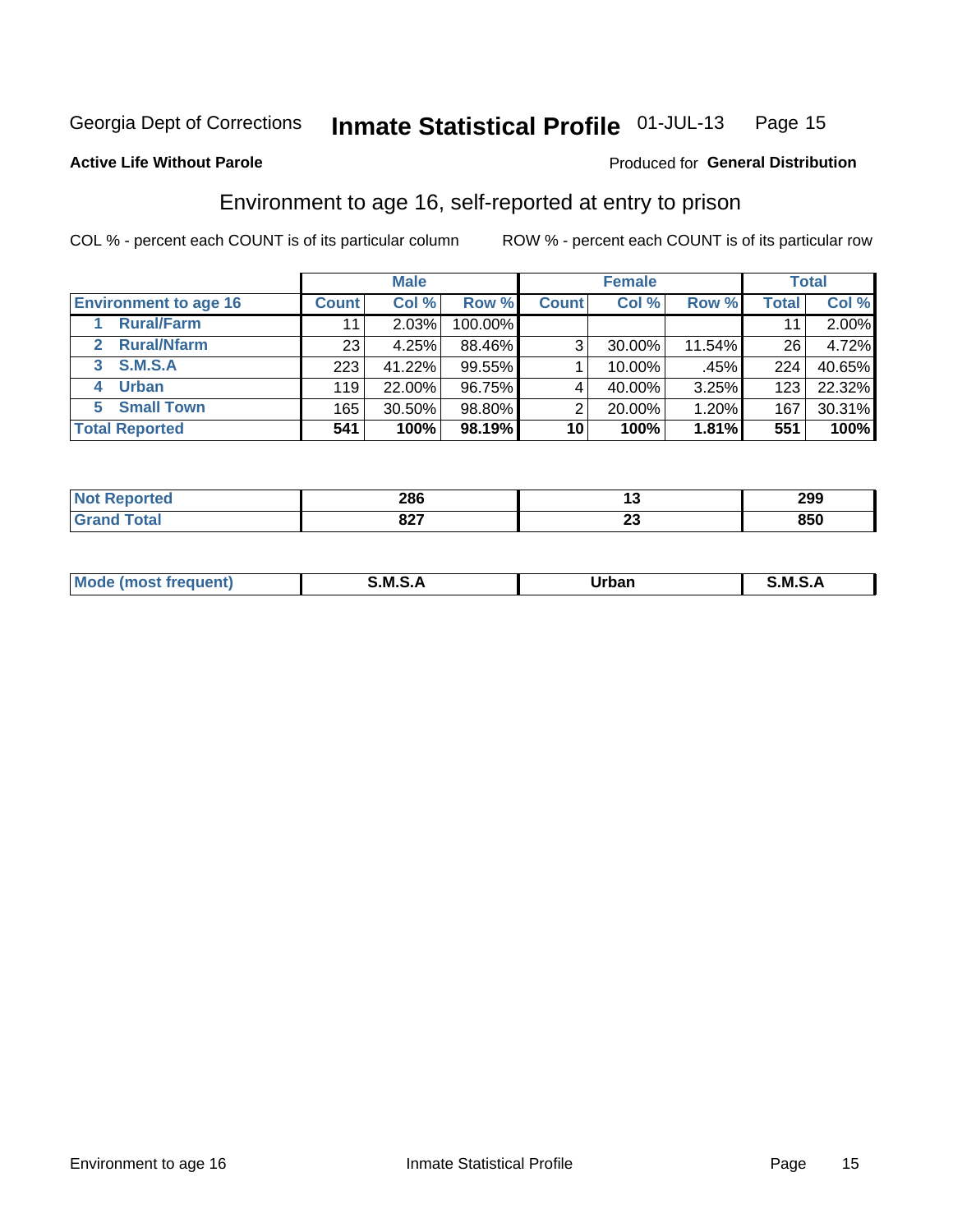Georgia Dept of Corrections **Inmate Statistical Profile** 01-JUL-13

**Active Life Without Parole**

Produced for **General Distribution**

## Environment to age 16, self-reported at entry to prison

COL % - percent each COUNT is of its particular column

ROW % - percent each COUNT is of its particular row

| Environment to age 16 | Male | | | Female | | | Total | |
|---|---|---|---|---|---|---|---|---|
| | Count | Col % | Row % | Count | Col % | Row % | Total | Col % |
| 1 Rural/Farm | 11 | 2.03% | 100.00% | | | | 11 | 2.00% |
| 2 Rural/Nfarm | 23 | 4.25% | 88.46% | 3 | 30.00% | 11.54% | 26 | 4.72% |
| 3 S.M.S.A | 223 | 41.22% | 99.55% | 1 | 10.00% | .45% | 224 | 40.65% |
| 4 Urban | 119 | 22.00% | 96.75% | 4 | 40.00% | 3.25% | 123 | 22.32% |
| 5 Small Town | 165 | 30.50% | 98.80% | 2 | 20.00% | 1.20% | 167 | 30.31% |
| **Total Reported** | **541** | **100%** | **98.19%** | **10** | **100%** | **1.81%** | **551** | **100%** |

| | Male | Female | Total |
|---|---|---|---|
| Not Reported | 286 | 13 | 299 |
| Grand Total | 827 | 23 | 850 |

| | Male | Female | Total |
|---|---|---|---|
| Mode (most frequent) | S.M.S.A | Urban | S.M.S.A |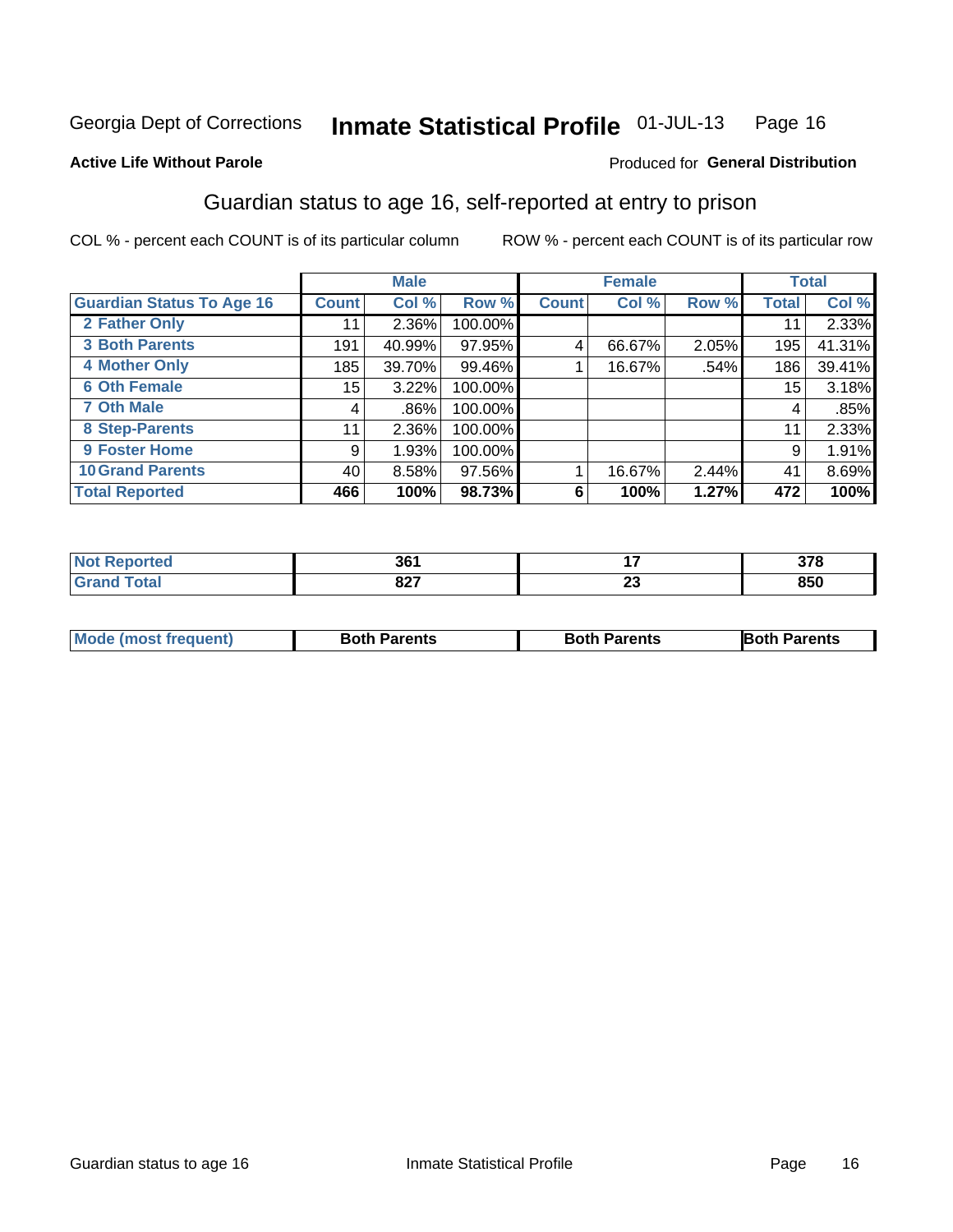Georgia Dept of Corrections **Inmate Statistical Profile** 01-JUL-13

**Active Life Without Parole**

Produced for **General Distribution**

## Guardian status to age 16, self-reported at entry to prison

COL % - percent each COUNT is of its particular column ROW % - percent each COUNT is of its particular row

| | Male | | | Female | | | Total | |
|---|---|---|---|---|---|---|---|---|
| **Guardian Status To Age 16** | **Count** | **Col %** | **Row %** | **Count** | **Col %** | **Row %** | **Total** | **Col %** |
| **2 Father Only** | 11 | 2.36% | 100.00% | | | | 11 | 2.33% |
| **3 Both Parents** | 191 | 40.99% | 97.95% | 4 | 66.67% | 2.05% | 195 | 41.31% |
| **4 Mother Only** | 185 | 39.70% | 99.46% | 1 | 16.67% | .54% | 186 | 39.41% |
| **6 Oth Female** | 15 | 3.22% | 100.00% | | | | 15 | 3.18% |
| **7 Oth Male** | 4 | .86% | 100.00% | | | | 4 | .85% |
| **8 Step-Parents** | 11 | 2.36% | 100.00% | | | | 11 | 2.33% |
| **9 Foster Home** | 9 | 1.93% | 100.00% | | | | 9 | 1.91% |
| **10 Grand Parents** | 40 | 8.58% | 97.56% | 1 | 16.67% | 2.44% | 41 | 8.69% |
| **Total Reported** | **466** | **100%** | **98.73%** | **6** | **100%** | **1.27%** | **472** | **100%** |

| | Male | Female | Total |
|---|---|---|---|
| **Not Reported** | **361** | **17** | **378** |
| **Grand Total** | **827** | **23** | **850** |

| | Male | Female | Total |
|---|---|---|---|
| **Mode (most frequent)** | **Both Parents** | **Both Parents** | **Both Parents** |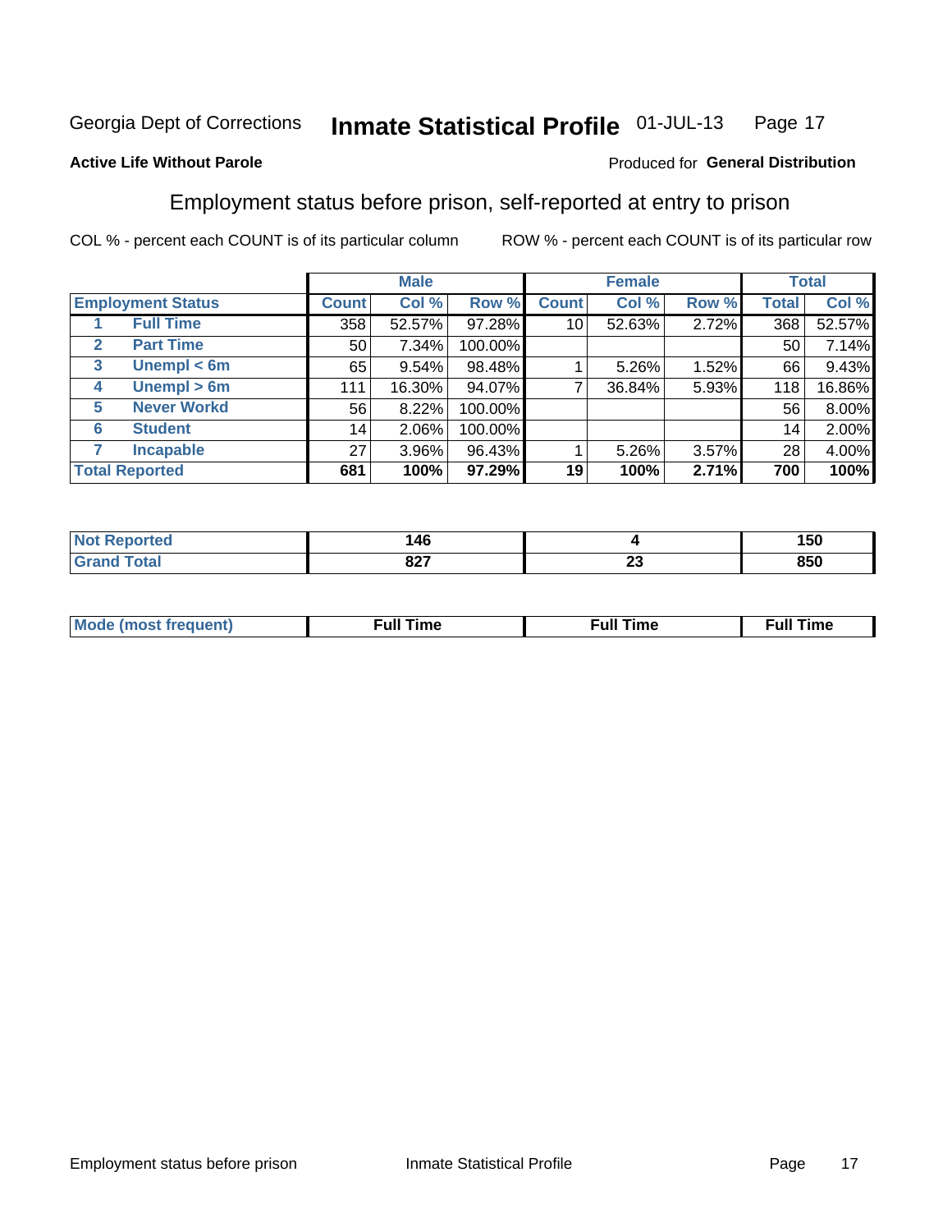Georgia Dept of Corrections **Inmate Statistical Profile** 01-JUL-13

**Active Life Without Parole**

Produced for **General Distribution**

## Employment status before prison, self-reported at entry to prison

COL % - percent each COUNT is of its particular column ROW % - percent each COUNT is of its particular row

| | | Male | | | Female | | | Total | |
|---|---|---|---|---|---|---|---|---|---|
| **Employment Status** | | **Count** | **Col %** | **Row %** | **Count** | **Col %** | **Row %** | **Total** | **Col %** |
| 1 | **Full Time** | 358 | 52.57% | 97.28% | 10 | 52.63% | 2.72% | 368 | 52.57% |
| 2 | **Part Time** | 50 | 7.34% | 100.00% | | | | 50 | 7.14% |
| 3 | **Unempl < 6m** | 65 | 9.54% | 98.48% | 1 | 5.26% | 1.52% | 66 | 9.43% |
| 4 | **Unempl > 6m** | 111 | 16.30% | 94.07% | 7 | 36.84% | 5.93% | 118 | 16.86% |
| 5 | **Never Workd** | 56 | 8.22% | 100.00% | | | | 56 | 8.00% |
| 6 | **Student** | 14 | 2.06% | 100.00% | | | | 14 | 2.00% |
| 7 | **Incapable** | 27 | 3.96% | 96.43% | 1 | 5.26% | 3.57% | 28 | 4.00% |
| **Total Reported** | | **681** | **100%** | **97.29%** | **19** | **100%** | **2.71%** | **700** | **100%** |

| | Male | Female | Total |
|---|---|---|---|
| **Not Reported** | **146** | **4** | **150** |
| **Grand Total** | **827** | **23** | **850** |

| | Male | Female | Total |
|---|---|---|---|
| **Mode (most frequent)** | **Full Time** | **Full Time** | **Full Time** |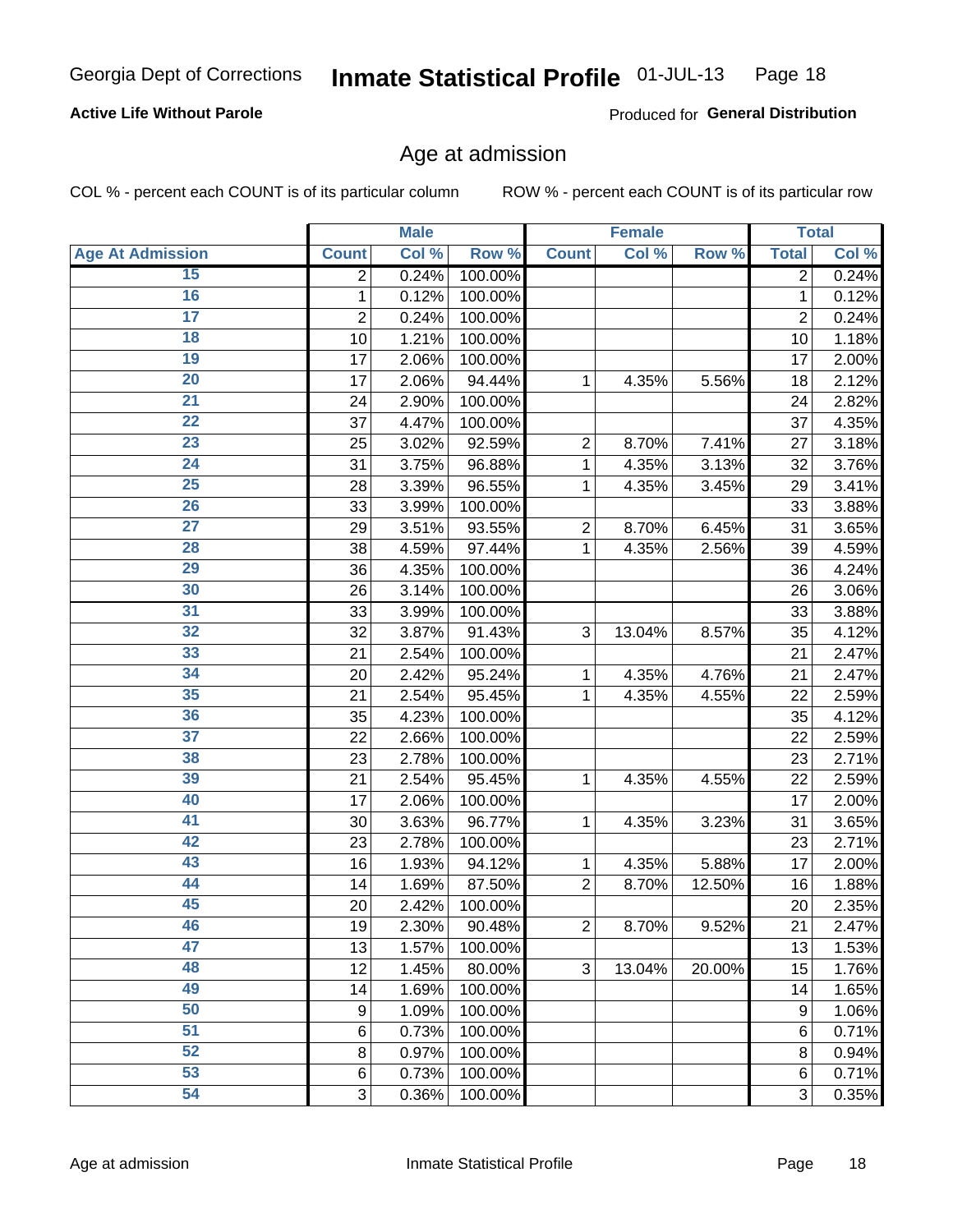**Active Life Without Parole**

Produced for **General Distribution**

## Age at admission

COL % - percent each COUNT is of its particular column

ROW % - percent each COUNT is of its particular row

| Age At Admission | Male | | | Female | | | Total | |
|---|---|---|---|---|---|---|---|---|
| | Count | Col % | Row % | Count | Col % | Row % | Total | Col % |
| 15 | 2 | 0.24% | 100.00% | | | | 2 | 0.24% |
| 16 | 1 | 0.12% | 100.00% | | | | 1 | 0.12% |
| 17 | 2 | 0.24% | 100.00% | | | | 2 | 0.24% |
| 18 | 10 | 1.21% | 100.00% | | | | 10 | 1.18% |
| 19 | 17 | 2.06% | 100.00% | | | | 17 | 2.00% |
| 20 | 17 | 2.06% | 94.44% | 1 | 4.35% | 5.56% | 18 | 2.12% |
| 21 | 24 | 2.90% | 100.00% | | | | 24 | 2.82% |
| 22 | 37 | 4.47% | 100.00% | | | | 37 | 4.35% |
| 23 | 25 | 3.02% | 92.59% | 2 | 8.70% | 7.41% | 27 | 3.18% |
| 24 | 31 | 3.75% | 96.88% | 1 | 4.35% | 3.13% | 32 | 3.76% |
| 25 | 28 | 3.39% | 96.55% | 1 | 4.35% | 3.45% | 29 | 3.41% |
| 26 | 33 | 3.99% | 100.00% | | | | 33 | 3.88% |
| 27 | 29 | 3.51% | 93.55% | 2 | 8.70% | 6.45% | 31 | 3.65% |
| 28 | 38 | 4.59% | 97.44% | 1 | 4.35% | 2.56% | 39 | 4.59% |
| 29 | 36 | 4.35% | 100.00% | | | | 36 | 4.24% |
| 30 | 26 | 3.14% | 100.00% | | | | 26 | 3.06% |
| 31 | 33 | 3.99% | 100.00% | | | | 33 | 3.88% |
| 32 | 32 | 3.87% | 91.43% | 3 | 13.04% | 8.57% | 35 | 4.12% |
| 33 | 21 | 2.54% | 100.00% | | | | 21 | 2.47% |
| 34 | 20 | 2.42% | 95.24% | 1 | 4.35% | 4.76% | 21 | 2.47% |
| 35 | 21 | 2.54% | 95.45% | 1 | 4.35% | 4.55% | 22 | 2.59% |
| 36 | 35 | 4.23% | 100.00% | | | | 35 | 4.12% |
| 37 | 22 | 2.66% | 100.00% | | | | 22 | 2.59% |
| 38 | 23 | 2.78% | 100.00% | | | | 23 | 2.71% |
| 39 | 21 | 2.54% | 95.45% | 1 | 4.35% | 4.55% | 22 | 2.59% |
| 40 | 17 | 2.06% | 100.00% | | | | 17 | 2.00% |
| 41 | 30 | 3.63% | 96.77% | 1 | 4.35% | 3.23% | 31 | 3.65% |
| 42 | 23 | 2.78% | 100.00% | | | | 23 | 2.71% |
| 43 | 16 | 1.93% | 94.12% | 1 | 4.35% | 5.88% | 17 | 2.00% |
| 44 | 14 | 1.69% | 87.50% | 2 | 8.70% | 12.50% | 16 | 1.88% |
| 45 | 20 | 2.42% | 100.00% | | | | 20 | 2.35% |
| 46 | 19 | 2.30% | 90.48% | 2 | 8.70% | 9.52% | 21 | 2.47% |
| 47 | 13 | 1.57% | 100.00% | | | | 13 | 1.53% |
| 48 | 12 | 1.45% | 80.00% | 3 | 13.04% | 20.00% | 15 | 1.76% |
| 49 | 14 | 1.69% | 100.00% | | | | 14 | 1.65% |
| 50 | 9 | 1.09% | 100.00% | | | | 9 | 1.06% |
| 51 | 6 | 0.73% | 100.00% | | | | 6 | 0.71% |
| 52 | 8 | 0.97% | 100.00% | | | | 8 | 0.94% |
| 53 | 6 | 0.73% | 100.00% | | | | 6 | 0.71% |
| 54 | 3 | 0.36% | 100.00% | | | | 3 | 0.35% |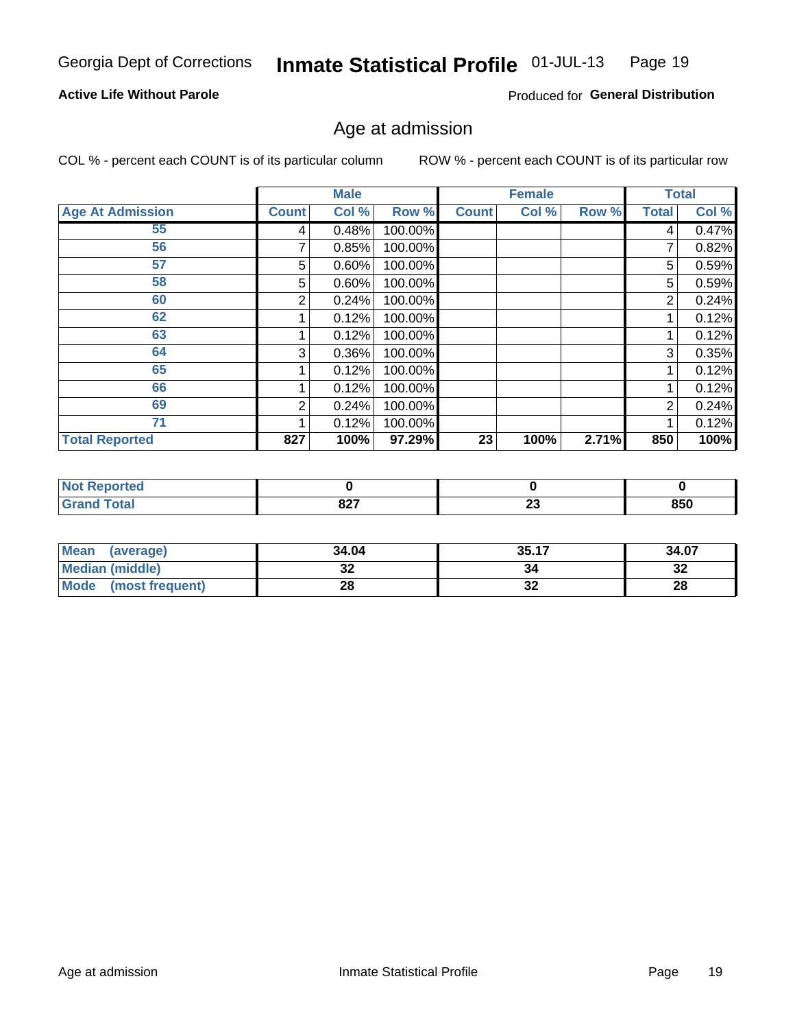Georgia Dept of Corrections **Inmate Statistical Profile** 01-JUL-13

**Active Life Without Parole**

Produced for **General Distribution**

## Age at admission

COL % - percent each COUNT is of its particular column ROW % - percent each COUNT is of its particular row

| | Male | | | Female | | | Total | |
|---|---|---|---|---|---|---|---|---|
| **Age At Admission** | **Count** | **Col %** | **Row %** | **Count** | **Col %** | **Row %** | **Total** | **Col %** |
| 55 | 4 | 0.48% | 100.00% | | | | 4 | 0.47% |
| 56 | 7 | 0.85% | 100.00% | | | | 7 | 0.82% |
| 57 | 5 | 0.60% | 100.00% | | | | 5 | 0.59% |
| 58 | 5 | 0.60% | 100.00% | | | | 5 | 0.59% |
| 60 | 2 | 0.24% | 100.00% | | | | 2 | 0.24% |
| 62 | 1 | 0.12% | 100.00% | | | | 1 | 0.12% |
| 63 | 1 | 0.12% | 100.00% | | | | 1 | 0.12% |
| 64 | 3 | 0.36% | 100.00% | | | | 3 | 0.35% |
| 65 | 1 | 0.12% | 100.00% | | | | 1 | 0.12% |
| 66 | 1 | 0.12% | 100.00% | | | | 1 | 0.12% |
| 69 | 2 | 0.24% | 100.00% | | | | 2 | 0.24% |
| 71 | 1 | 0.12% | 100.00% | | | | 1 | 0.12% |
| **Total Reported** | **827** | **100%** | **97.29%** | **23** | **100%** | **2.71%** | **850** | **100%** |

| | Male | Female | Total |
|---|---|---|---|
| **Not Reported** | **0** | **0** | **0** |
| **Grand Total** | **827** | **23** | **850** |

| | Male | Female | Total |
|---|---|---|---|
| **Mean (average)** | **34.04** | **35.17** | **34.07** |
| **Median (middle)** | **32** | **34** | **32** |
| **Mode (most frequent)** | **28** | **32** | **28** |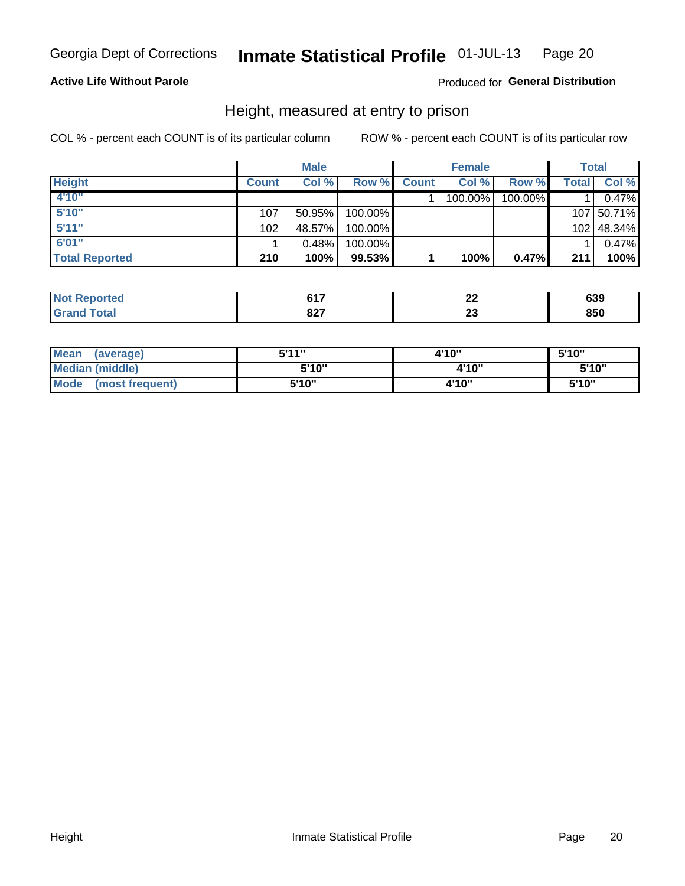Georgia Dept of Corrections **Inmate Statistical Profile** 01-JUL-13

**Active Life Without Parole**

Produced for **General Distribution**

## Height, measured at entry to prison

COL % - percent each COUNT is of its particular column

ROW % - percent each COUNT is of its particular row

| | Male | | | Female | | | Total | |
|---|---|---|---|---|---|---|---|---|
| **Height** | **Count** | **Col %** | **Row %** | **Count** | **Col %** | **Row %** | **Total** | **Col %** |
| **4'10"** | | | | 1 | 100.00% | 100.00% | 1 | 0.47% |
| **5'10"** | 107 | 50.95% | 100.00% | | | | 107 | 50.71% |
| **5'11"** | 102 | 48.57% | 100.00% | | | | 102 | 48.34% |
| **6'01"** | 1 | 0.48% | 100.00% | | | | 1 | 0.47% |
| **Total Reported** | **210** | **100%** | **99.53%** | **1** | **100%** | **0.47%** | **211** | **100%** |

| | Male | Female | Total |
|---|---|---|---|
| **Not Reported** | **617** | **22** | **639** |
| **Grand Total** | **827** | **23** | **850** |

| | Male | Female | Total |
|---|---|---|---|
| **Mean (average)** | **5'11"** | **4'10"** | **5'10"** |
| **Median (middle)** | **5'10"** | **4'10"** | **5'10"** |
| **Mode (most frequent)** | **5'10"** | **4'10"** | **5'10"** |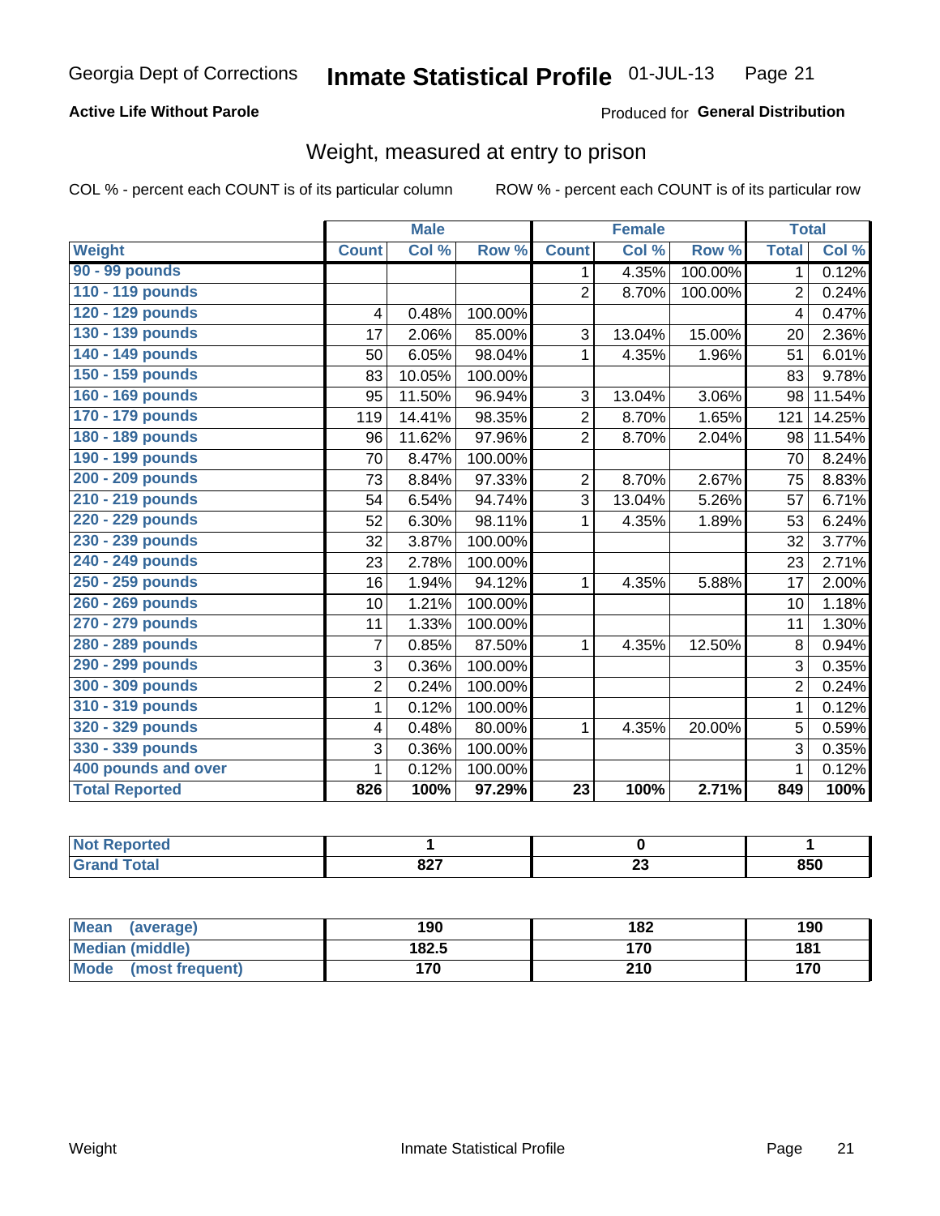Georgia Dept of Corrections **Inmate Statistical Profile** 01-JUL-13

**Active Life Without Parole**

Produced for **General Distribution**

## Weight, measured at entry to prison

COL % - percent each COUNT is of its particular column ROW % - percent each COUNT is of its particular row

| Weight | Male | | | Female | | | Total | |
|---|---|---|---|---|---|---|---|---|
| | Count | Col % | Row % | Count | Col % | Row % | Total | Col % |
| 90 - 99 pounds | | | | 1 | 4.35% | 100.00% | 1 | 0.12% |
| 110 - 119 pounds | | | | 2 | 8.70% | 100.00% | 2 | 0.24% |
| 120 - 129 pounds | 4 | 0.48% | 100.00% | | | | 4 | 0.47% |
| 130 - 139 pounds | 17 | 2.06% | 85.00% | 3 | 13.04% | 15.00% | 20 | 2.36% |
| 140 - 149 pounds | 50 | 6.05% | 98.04% | 1 | 4.35% | 1.96% | 51 | 6.01% |
| 150 - 159 pounds | 83 | 10.05% | 100.00% | | | | 83 | 9.78% |
| 160 - 169 pounds | 95 | 11.50% | 96.94% | 3 | 13.04% | 3.06% | 98 | 11.54% |
| 170 - 179 pounds | 119 | 14.41% | 98.35% | 2 | 8.70% | 1.65% | 121 | 14.25% |
| 180 - 189 pounds | 96 | 11.62% | 97.96% | 2 | 8.70% | 2.04% | 98 | 11.54% |
| 190 - 199 pounds | 70 | 8.47% | 100.00% | | | | 70 | 8.24% |
| 200 - 209 pounds | 73 | 8.84% | 97.33% | 2 | 8.70% | 2.67% | 75 | 8.83% |
| 210 - 219 pounds | 54 | 6.54% | 94.74% | 3 | 13.04% | 5.26% | 57 | 6.71% |
| 220 - 229 pounds | 52 | 6.30% | 98.11% | 1 | 4.35% | 1.89% | 53 | 6.24% |
| 230 - 239 pounds | 32 | 3.87% | 100.00% | | | | 32 | 3.77% |
| 240 - 249 pounds | 23 | 2.78% | 100.00% | | | | 23 | 2.71% |
| 250 - 259 pounds | 16 | 1.94% | 94.12% | 1 | 4.35% | 5.88% | 17 | 2.00% |
| 260 - 269 pounds | 10 | 1.21% | 100.00% | | | | 10 | 1.18% |
| 270 - 279 pounds | 11 | 1.33% | 100.00% | | | | 11 | 1.30% |
| 280 - 289 pounds | 7 | 0.85% | 87.50% | 1 | 4.35% | 12.50% | 8 | 0.94% |
| 290 - 299 pounds | 3 | 0.36% | 100.00% | | | | 3 | 0.35% |
| 300 - 309 pounds | 2 | 0.24% | 100.00% | | | | 2 | 0.24% |
| 310 - 319 pounds | 1 | 0.12% | 100.00% | | | | 1 | 0.12% |
| 320 - 329 pounds | 4 | 0.48% | 80.00% | 1 | 4.35% | 20.00% | 5 | 0.59% |
| 330 - 339 pounds | 3 | 0.36% | 100.00% | | | | 3 | 0.35% |
| 400 pounds and over | 1 | 0.12% | 100.00% | | | | 1 | 0.12% |
| **Total Reported** | **826** | **100%** | **97.29%** | **23** | **100%** | **2.71%** | **849** | **100%** |

| | Male | Female | Total |
|---|---|---|---|
| Not Reported | 1 | 0 | 1 |
| Grand Total | 827 | 23 | 850 |

| | Male | Female | Total |
|---|---|---|---|
| Mean (average) | 190 | 182 | 190 |
| Median (middle) | 182.5 | 170 | 181 |
| Mode (most frequent) | 170 | 210 | 170 |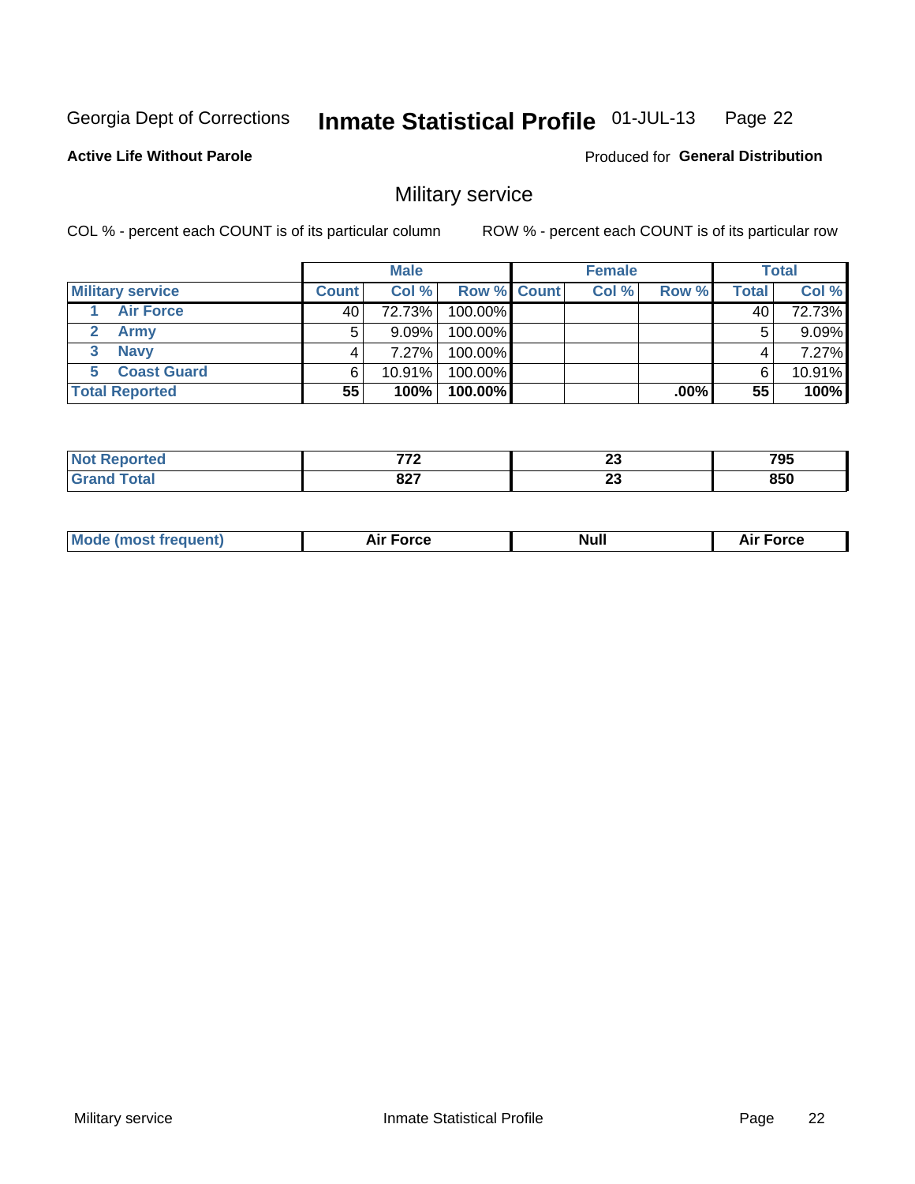Georgia Dept of Corrections **Inmate Statistical Profile** 01-JUL-13

**Active Life Without Parole**

Produced for **General Distribution**

## Military service

COL % - percent each COUNT is of its particular column ROW % - percent each COUNT is of its particular row

| | Male | | | Female | | | Total | |
|---|---|---|---|---|---|---|---|---|
| **Military service** | **Count** | **Col %** | **Row %** | **Count** | **Col %** | **Row %** | **Total** | **Col %** |
| 1 **Air Force** | 40 | 72.73% | 100.00% | | | | 40 | 72.73% |
| 2 **Army** | 5 | 9.09% | 100.00% | | | | 5 | 9.09% |
| 3 **Navy** | 4 | 7.27% | 100.00% | | | | 4 | 7.27% |
| 5 **Coast Guard** | 6 | 10.91% | 100.00% | | | | 6 | 10.91% |
| **Total Reported** | **55** | **100%** | **100.00%** | | | **.00%** | **55** | **100%** |

| | Male | Female | Total |
|---|---|---|---|
| **Not Reported** | **772** | **23** | **795** |
| **Grand Total** | **827** | **23** | **850** |

| | Male | Female | Total |
|---|---|---|---|
| **Mode (most frequent)** | **Air Force** | **Null** | **Air Force** |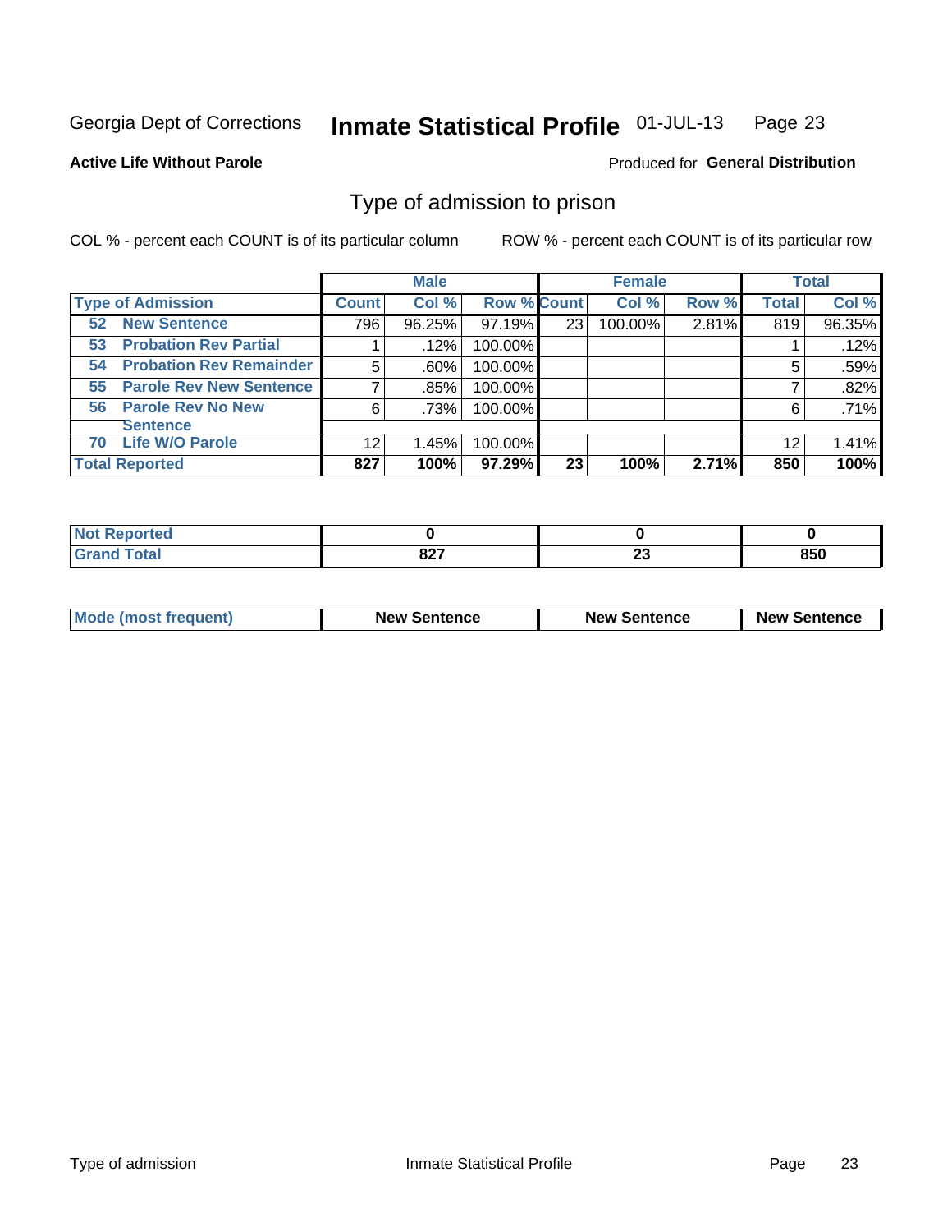Georgia Dept of Corrections **Inmate Statistical Profile** 01-JUL-13 Page 23

**Active Life Without Parole**

Produced for **General Distribution**

## Type of admission to prison

COL % - percent each COUNT is of its particular column ROW % - percent each COUNT is of its particular row

| | Male | | | Female | | | Total | |
|---|---|---|---|---|---|---|---|---|
| **Type of Admission** | **Count** | **Col %** | **Row %** | **Count** | **Col %** | **Row %** | **Total** | **Col %** |
| **52 New Sentence** | 796 | 96.25% | 97.19% | 23 | 100.00% | 2.81% | 819 | 96.35% |
| **53 Probation Rev Partial** | 1 | .12% | 100.00% | | | | 1 | .12% |
| **54 Probation Rev Remainder** | 5 | .60% | 100.00% | | | | 5 | .59% |
| **55 Parole Rev New Sentence** | 7 | .85% | 100.00% | | | | 7 | .82% |
| **56 Parole Rev No New Sentence** | 6 | .73% | 100.00% | | | | 6 | .71% |
| **70 Life W/O Parole** | 12 | 1.45% | 100.00% | | | | 12 | 1.41% |
| **Total Reported** | **827** | **100%** | **97.29%** | **23** | **100%** | **2.71%** | **850** | **100%** |

| | Male | Female | Total |
|---|---|---|---|
| **Not Reported** | **0** | **0** | **0** |
| **Grand Total** | **827** | **23** | **850** |

| | Male | Female | Total |
|---|---|---|---|
| **Mode (most frequent)** | **New Sentence** | **New Sentence** | **New Sentence** |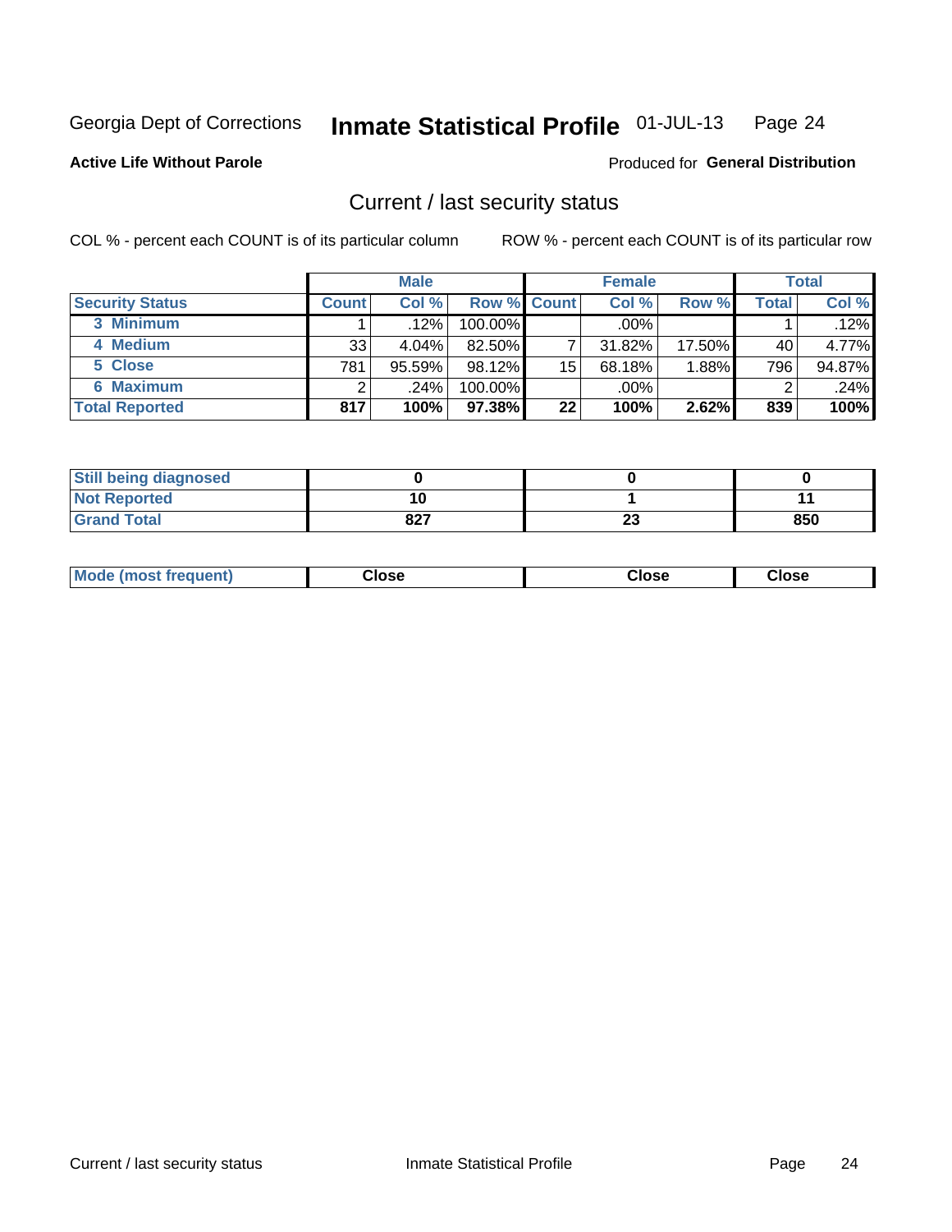Georgia Dept of Corrections **Inmate Statistical Profile** 01-JUL-13

**Active Life Without Parole**

Produced for **General Distribution**

## Current / last security status

COL % - percent each COUNT is of its particular column

ROW % - percent each COUNT is of its particular row

| | Male | | | Female | | | Total | |
|---|---|---|---|---|---|---|---|---|
| **Security Status** | **Count** | **Col %** | **Row %** | **Count** | **Col %** | **Row %** | **Total** | **Col %** |
| 3 Minimum | 1 | .12% | 100.00% | | .00% | | 1 | .12% |
| 4 Medium | 33 | 4.04% | 82.50% | 7 | 31.82% | 17.50% | 40 | 4.77% |
| 5 Close | 781 | 95.59% | 98.12% | 15 | 68.18% | 1.88% | 796 | 94.87% |
| 6 Maximum | 2 | .24% | 100.00% | | .00% | | 2 | .24% |
| **Total Reported** | **817** | **100%** | **97.38%** | **22** | **100%** | **2.62%** | **839** | **100%** |

| | Male | Female | Total |
|---|---|---|---|
| Still being diagnosed | 0 | 0 | 0 |
| Not Reported | 10 | 1 | 11 |
| Grand Total | 827 | 23 | 850 |

| | Male | Female | Total |
|---|---|---|---|
| Mode (most frequent) | Close | Close | Close |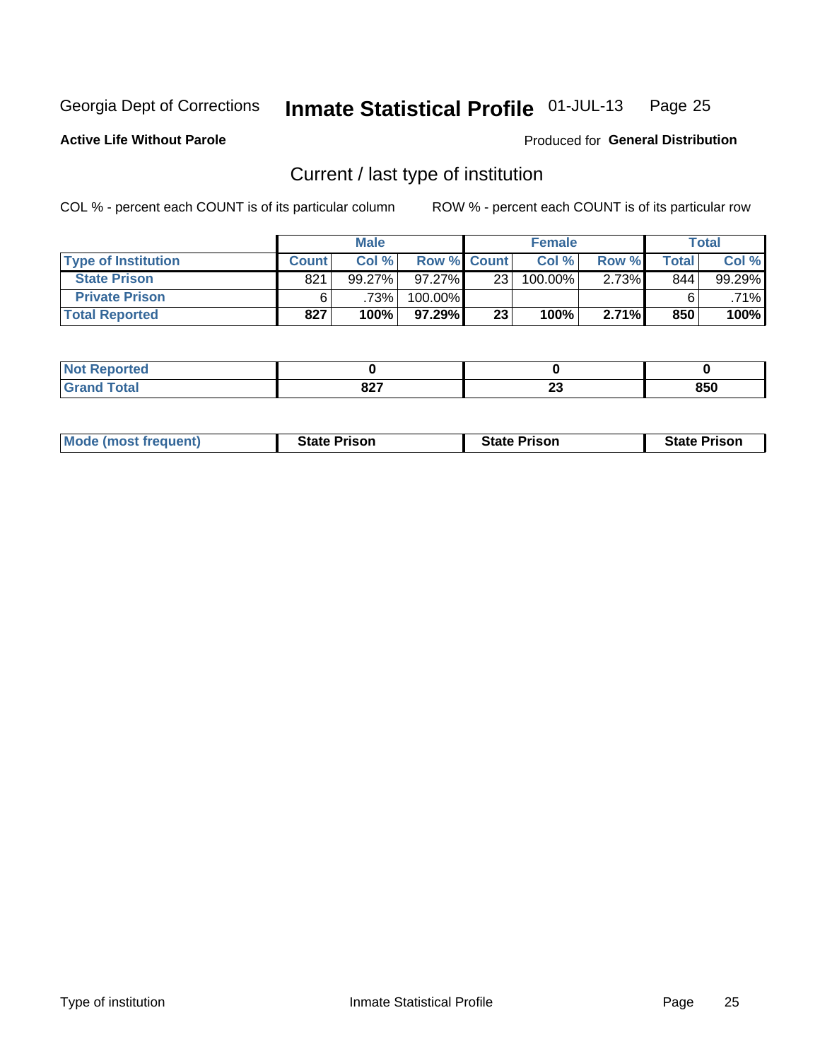Georgia Dept of Corrections **Inmate Statistical Profile** 01-JUL-13

**Active Life Without Parole**

Produced for **General Distribution**

## Current / last type of institution

COL % - percent each COUNT is of its particular column

ROW % - percent each COUNT is of its particular row

| | Male | | | Female | | | Total | |
|---|---|---|---|---|---|---|---|---|
| **Type of Institution** | **Count** | **Col %** | **Row %** | **Count** | **Col %** | **Row %** | **Total** | **Col %** |
| **State Prison** | 821 | 99.27% | 97.27% | 23 | 100.00% | 2.73% | 844 | 99.29% |
| **Private Prison** | 6 | .73% | 100.00% | | | | 6 | .71% |
| **Total Reported** | **827** | **100%** | **97.29%** | **23** | **100%** | **2.71%** | **850** | **100%** |

| | Male | Female | Total |
|---|---|---|---|
| **Not Reported** | **0** | **0** | **0** |
| **Grand Total** | **827** | **23** | **850** |

| | Male | Female | Total |
|---|---|---|---|
| **Mode (most frequent)** | **State Prison** | **State Prison** | **State Prison** |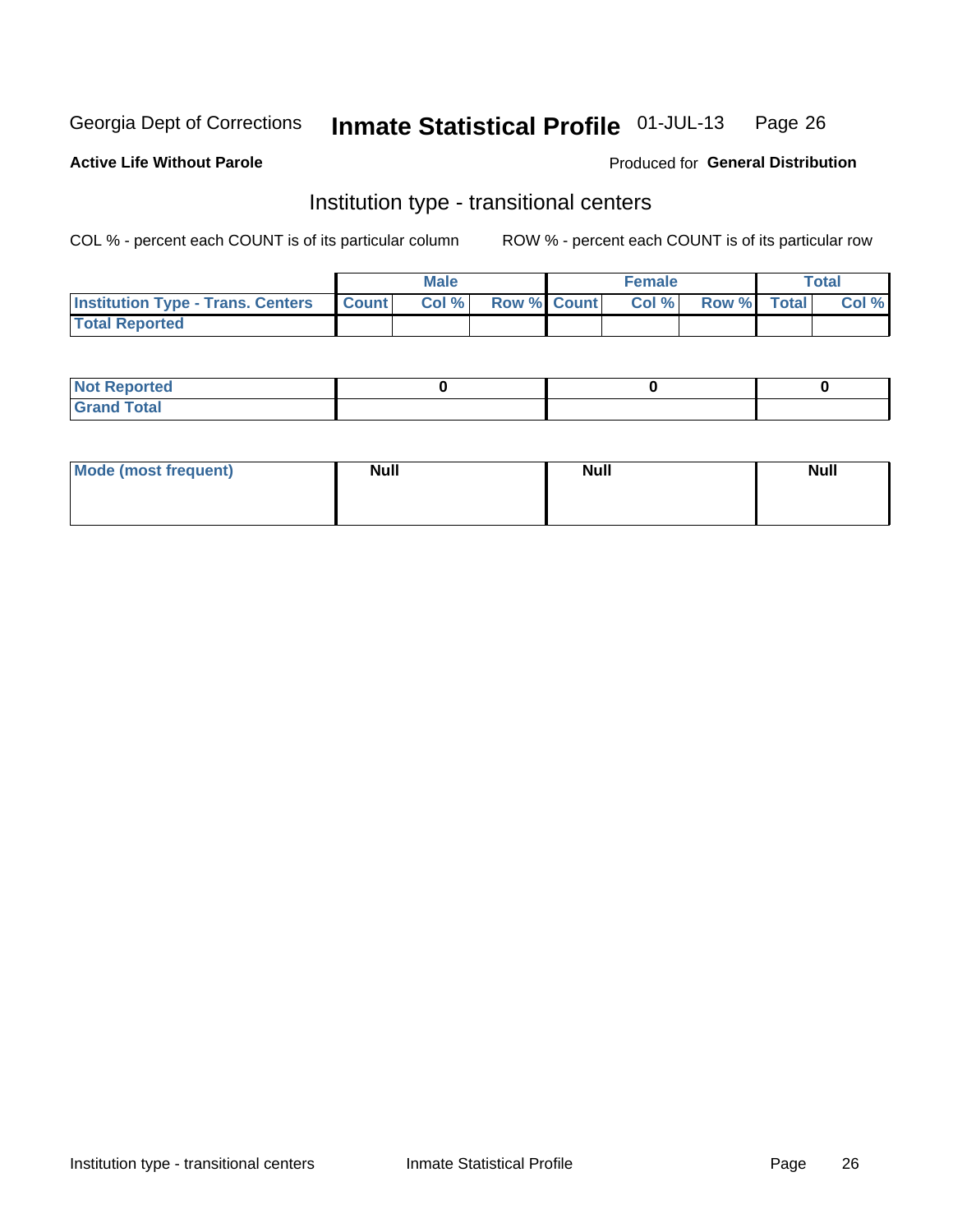Georgia Dept of Corrections **Inmate Statistical Profile** 01-JUL-13

**Active Life Without Parole**

Produced for **General Distribution**

## Institution type - transitional centers

COL % - percent each COUNT is of its particular column ROW % - percent each COUNT is of its particular row

| | Male | | | Female | | | Total | |
|---|---|---|---|---|---|---|---|---|
| Institution Type - Trans. Centers | Count | Col % | Row % | Count | Col % | Row % | Total | Col % |
| Total Reported | | | | | | | | |

| | Male | Female | Total |
|---|---|---|---|
| Not Reported | 0 | 0 | 0 |
| Grand Total | | | |

| | Male | Female | Total |
|---|---|---|---|
| Mode (most frequent) | Null | Null | Null |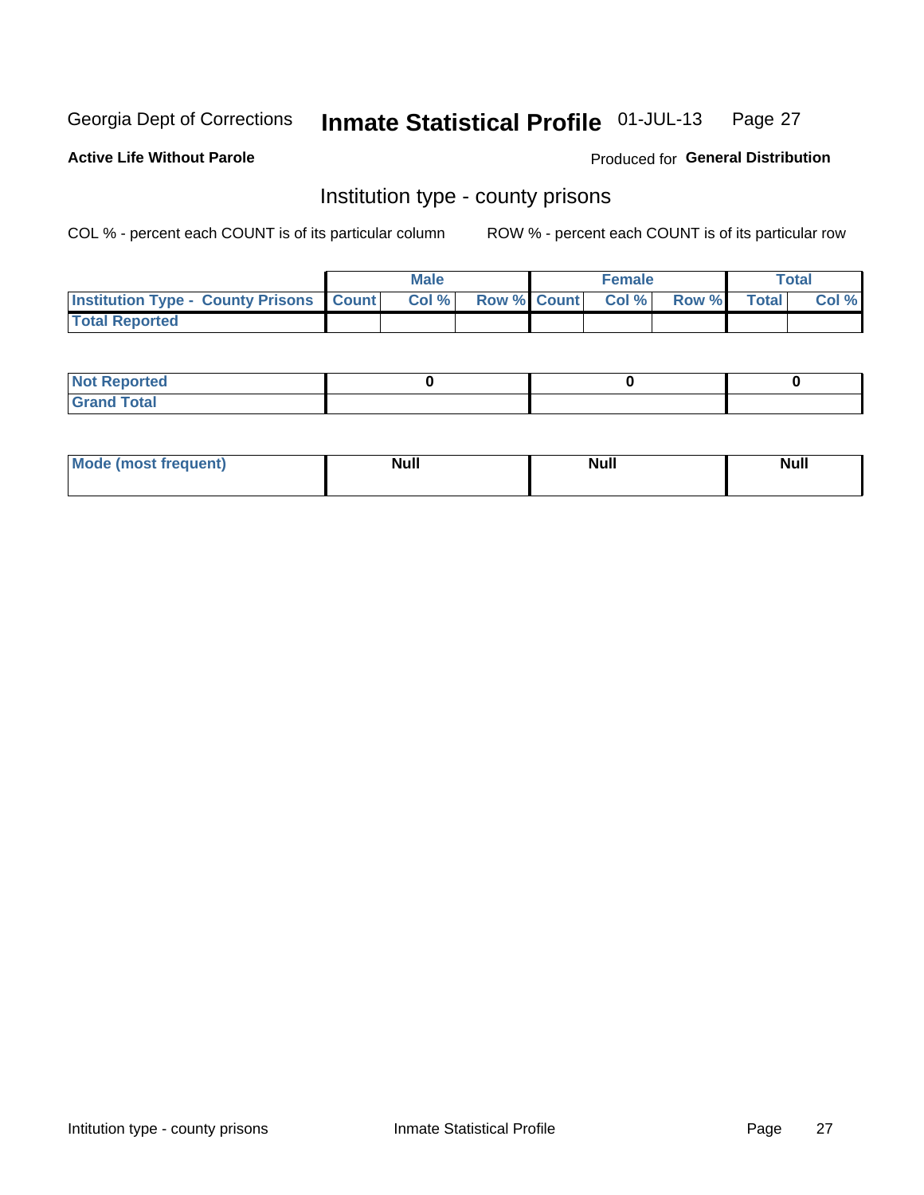Georgia Dept of Corrections **Inmate Statistical Profile** 01-JUL-13

**Active Life Without Parole**

Produced for **General Distribution**

## Institution type - county prisons

COL % - percent each COUNT is of its particular column

ROW % - percent each COUNT is of its particular row

| | Male | | | Female | | | Total | |
|---|---|---|---|---|---|---|---|---|
| **Institution Type - County Prisons** | **Count** | **Col %** | **Row %** | **Count** | **Col %** | **Row %** | **Total** | **Col %** |
| **Total Reported** | | | | | | | | |

| | Male | Female | Total |
|---|---|---|---|
| **Not Reported** | **0** | **0** | **0** |
| **Grand Total** | | | |

| | Male | Female | Total |
|---|---|---|---|
| **Mode (most frequent)** | **Null** | **Null** | **Null** |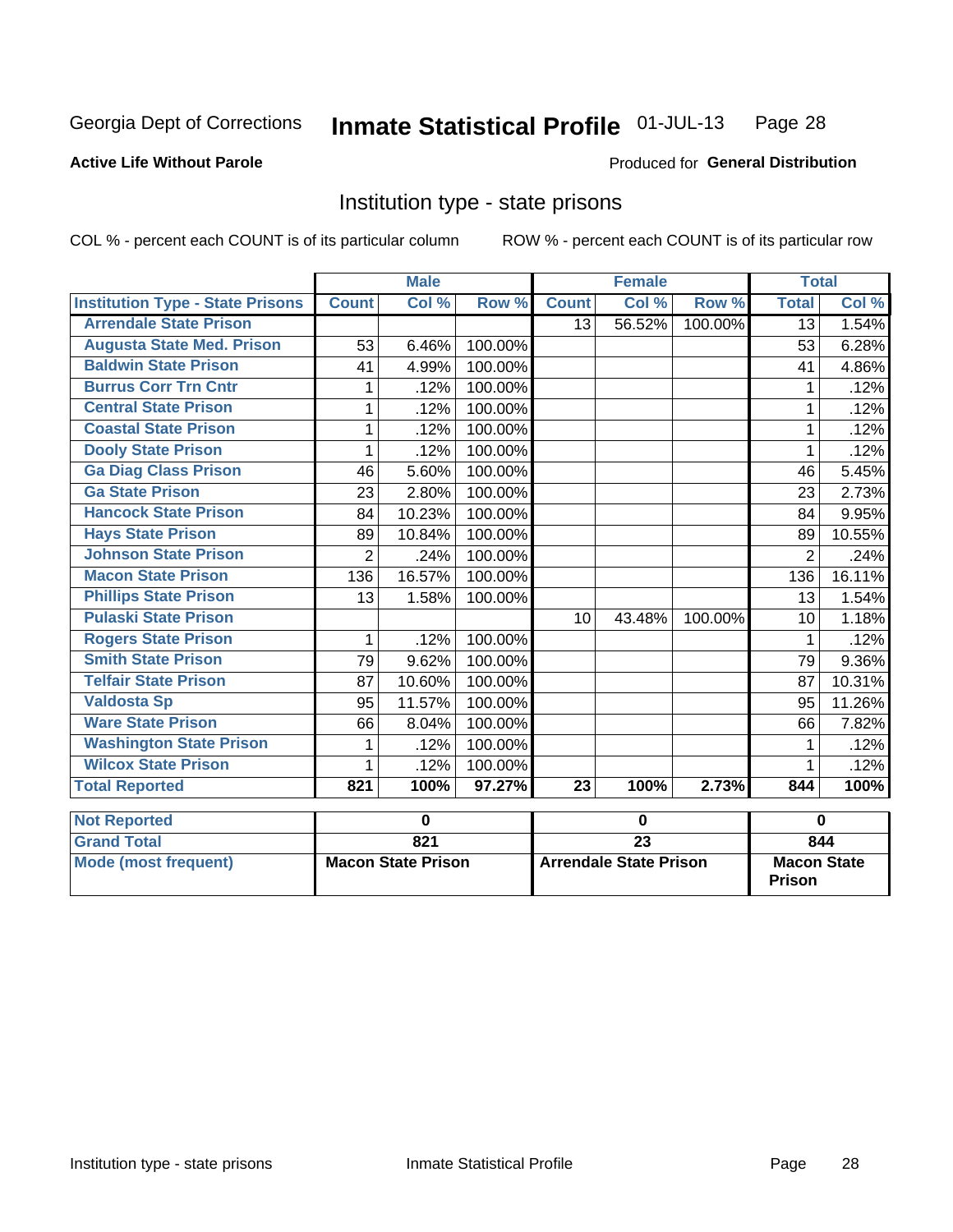Georgia Dept of Corrections **Inmate Statistical Profile** 01-JUL-13

**Active Life Without Parole**

Produced for **General Distribution**

## Institution type - state prisons

COL % - percent each COUNT is of its particular column ROW % - percent each COUNT is of its particular row

| | Male | | | Female | | | Total | |
|---|---|---|---|---|---|---|---|---|
| **Institution Type - State Prisons** | **Count** | **Col %** | **Row %** | **Count** | **Col %** | **Row %** | **Total** | **Col %** |
| **Arrendale State Prison** | | | | 13 | 56.52% | 100.00% | 13 | 1.54% |
| **Augusta State Med. Prison** | 53 | 6.46% | 100.00% | | | | 53 | 6.28% |
| **Baldwin State Prison** | 41 | 4.99% | 100.00% | | | | 41 | 4.86% |
| **Burrus Corr Trn Cntr** | 1 | .12% | 100.00% | | | | 1 | .12% |
| **Central State Prison** | 1 | .12% | 100.00% | | | | 1 | .12% |
| **Coastal State Prison** | 1 | .12% | 100.00% | | | | 1 | .12% |
| **Dooly State Prison** | 1 | .12% | 100.00% | | | | 1 | .12% |
| **Ga Diag Class Prison** | 46 | 5.60% | 100.00% | | | | 46 | 5.45% |
| **Ga State Prison** | 23 | 2.80% | 100.00% | | | | 23 | 2.73% |
| **Hancock State Prison** | 84 | 10.23% | 100.00% | | | | 84 | 9.95% |
| **Hays State Prison** | 89 | 10.84% | 100.00% | | | | 89 | 10.55% |
| **Johnson State Prison** | 2 | .24% | 100.00% | | | | 2 | .24% |
| **Macon State Prison** | 136 | 16.57% | 100.00% | | | | 136 | 16.11% |
| **Phillips State Prison** | 13 | 1.58% | 100.00% | | | | 13 | 1.54% |
| **Pulaski State Prison** | | | | 10 | 43.48% | 100.00% | 10 | 1.18% |
| **Rogers State Prison** | 1 | .12% | 100.00% | | | | 1 | .12% |
| **Smith State Prison** | 79 | 9.62% | 100.00% | | | | 79 | 9.36% |
| **Telfair State Prison** | 87 | 10.60% | 100.00% | | | | 87 | 10.31% |
| **Valdosta Sp** | 95 | 11.57% | 100.00% | | | | 95 | 11.26% |
| **Ware State Prison** | 66 | 8.04% | 100.00% | | | | 66 | 7.82% |
| **Washington State Prison** | 1 | .12% | 100.00% | | | | 1 | .12% |
| **Wilcox State Prison** | 1 | .12% | 100.00% | | | | 1 | .12% |
| **Total Reported** | **821** | **100%** | **97.27%** | **23** | **100%** | **2.73%** | **844** | **100%** |

| | Male | Female | Total |
|---|---|---|---|
| **Not Reported** | **0** | **0** | **0** |
| **Grand Total** | **821** | **23** | **844** |
| **Mode (most frequent)** | **Macon State Prison** | **Arrendale State Prison** | **Macon State Prison** |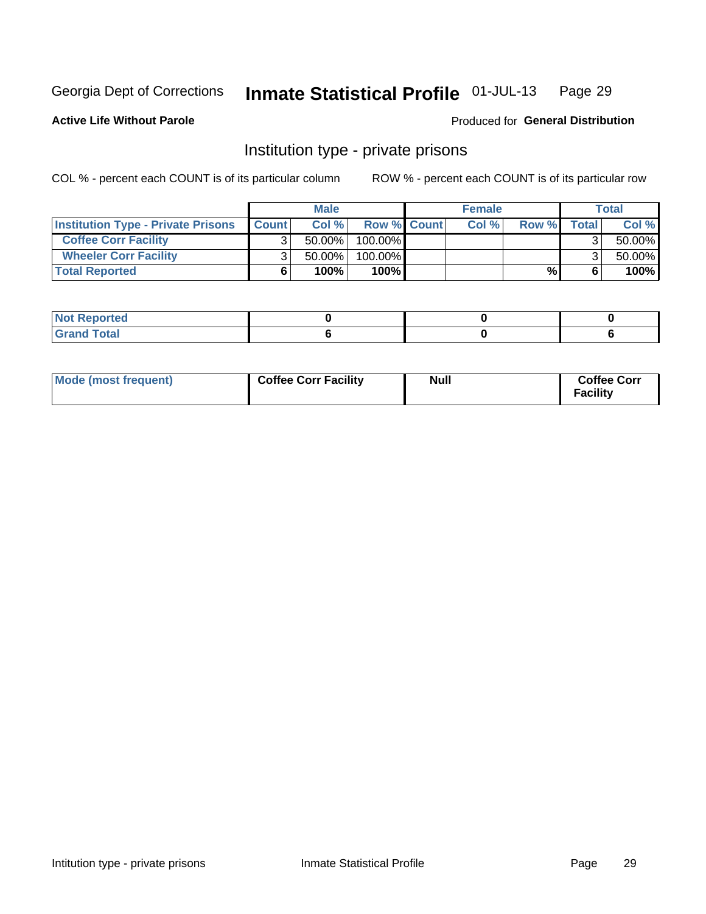Georgia Dept of Corrections **Inmate Statistical Profile** 01-JUL-13 Page 29

**Active Life Without Parole**

Produced for **General Distribution**

## Institution type - private prisons

COL % - percent each COUNT is of its particular column ROW % - percent each COUNT is of its particular row

| | Male | | | Female | | | Total | |
|---|---|---|---|---|---|---|---|---|
| **Institution Type - Private Prisons** | **Count** | **Col %** | **Row %** | **Count** | **Col %** | **Row %** | **Total** | **Col %** |
| **Coffee Corr Facility** | 3 | 50.00% | 100.00% | | | | 3 | 50.00% |
| **Wheeler Corr Facility** | 3 | 50.00% | 100.00% | | | | 3 | 50.00% |
| **Total Reported** | **6** | **100%** | **100%** | | | **%** | **6** | **100%** |

| | Male | Female | Total |
|---|---|---|---|
| **Not Reported** | **0** | **0** | **0** |
| **Grand Total** | **6** | **0** | **6** |

| | Male | Female | Total |
|---|---|---|---|
| **Mode (most frequent)** | **Coffee Corr Facility** | **Null** | **Coffee Corr Facility** |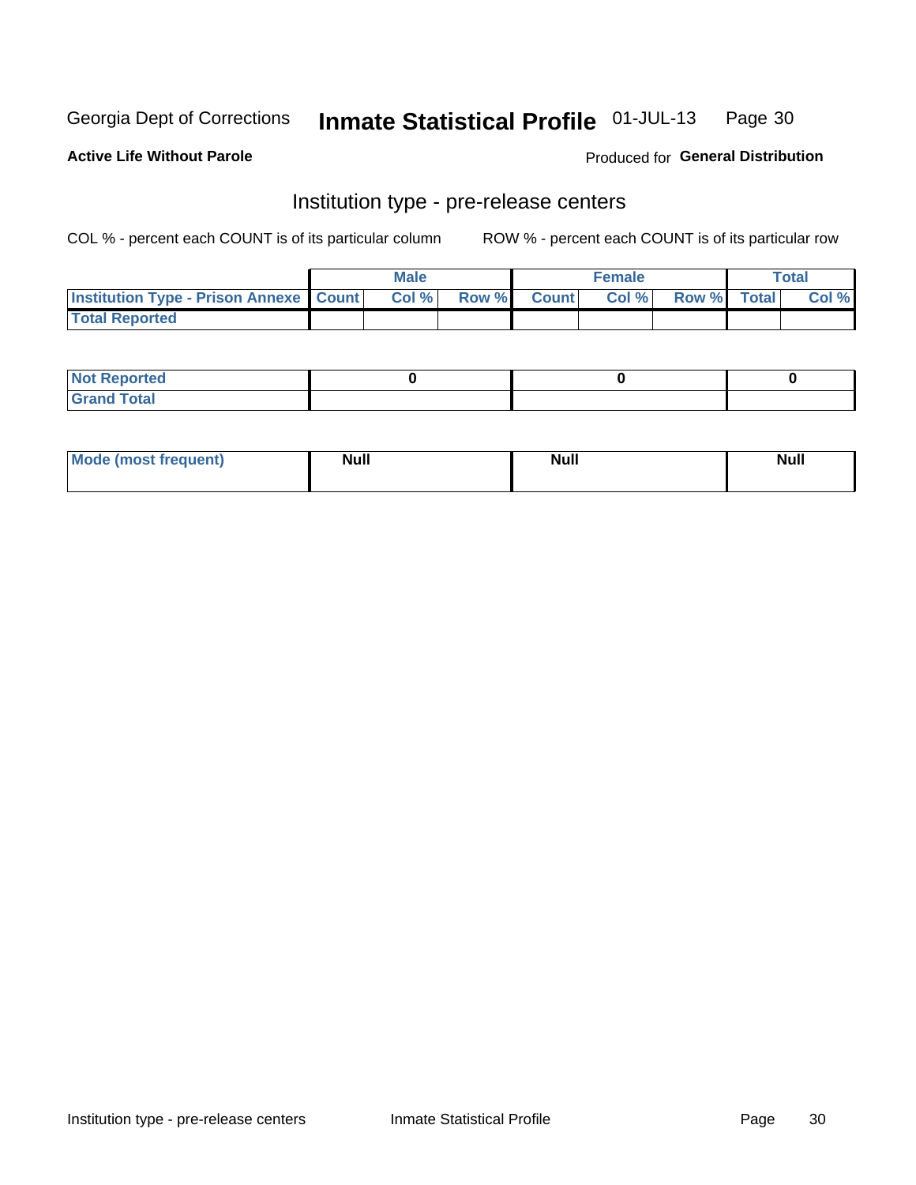Georgia Dept of Corrections **Inmate Statistical Profile** 01-JUL-13

**Active Life Without Parole**

Produced for **General Distribution**

## Institution type - pre-release centers

COL % - percent each COUNT is of its particular column    ROW % - percent each COUNT is of its particular row

| | Male | | | Female | | | Total | |
|---|---|---|---|---|---|---|---|---|
| **Institution Type - Prison Annexe** | **Count** | **Col %** | **Row %** | **Count** | **Col %** | **Row %** | **Total** | **Col %** |
| **Total Reported** | | | | | | | | |

| | Male | Female | Total |
|---|---|---|---|
| **Not Reported** | **0** | **0** | **0** |
| **Grand Total** | | | |

| | Male | Female | Total |
|---|---|---|---|
| **Mode (most frequent)** | **Null** | **Null** | **Null** |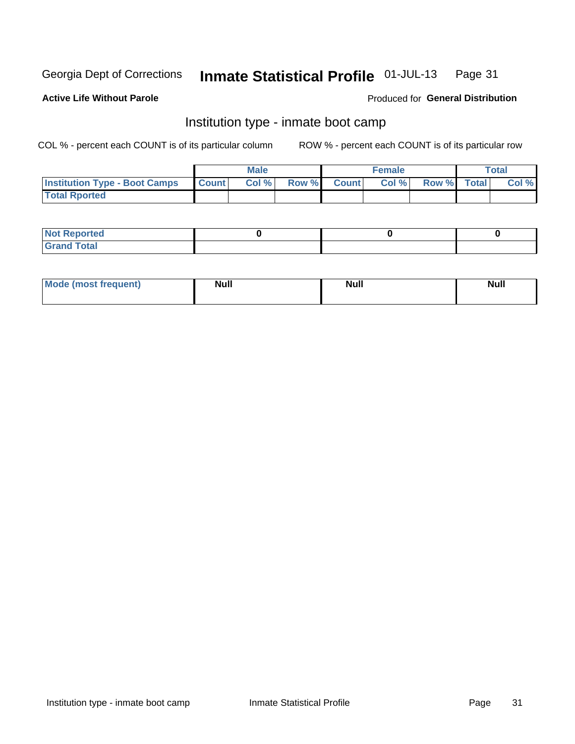Georgia Dept of Corrections **Inmate Statistical Profile** 01-JUL-13

**Active Life Without Parole**

Produced for **General Distribution**

## Institution type - inmate boot camp

COL % - percent each COUNT is of its particular column

ROW % - percent each COUNT is of its particular row

| | Male | | | Female | | | Total | |
|---|---|---|---|---|---|---|---|---|
| **Institution Type - Boot Camps** | **Count** | **Col %** | **Row %** | **Count** | **Col %** | **Row %** | **Total** | **Col %** |
| **Total Rported** | | | | | | | | |

| | Male | Female | Total |
|---|---|---|---|
| **Not Reported** | 0 | 0 | 0 |
| **Grand Total** | | | |

| | Male | Female | Total |
|---|---|---|---|
| **Mode (most frequent)** | Null | Null | Null |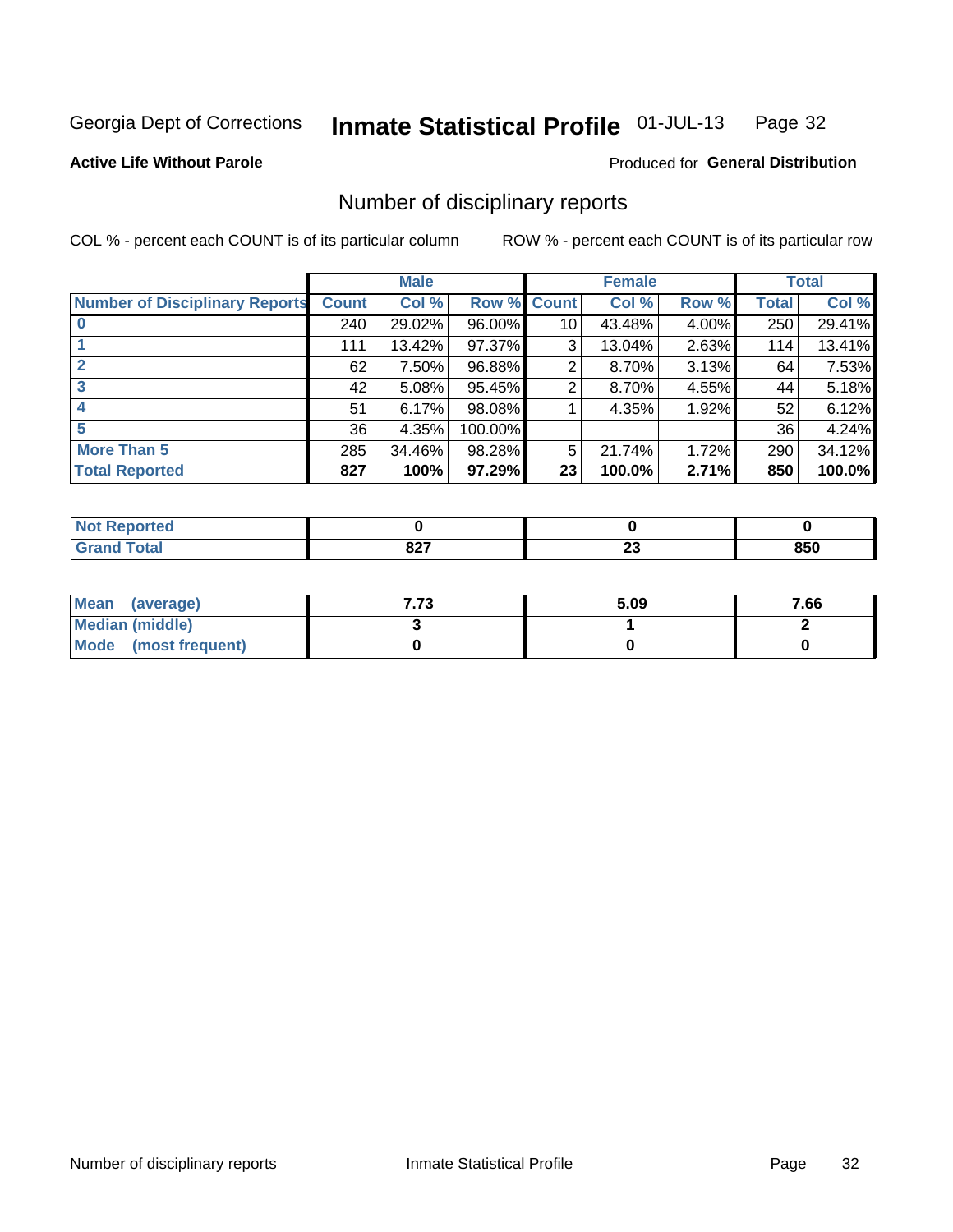Georgia Dept of Corrections **Inmate Statistical Profile** 01-JUL-13

**Active Life Without Parole**

Produced for **General Distribution**

## Number of disciplinary reports

COL % - percent each COUNT is of its particular column

ROW % - percent each COUNT is of its particular row

| | Male | | | Female | | | Total | |
|---|---|---|---|---|---|---|---|---|
| **Number of Disciplinary Reports** | **Count** | **Col %** | **Row %** | **Count** | **Col %** | **Row %** | **Total** | **Col %** |
| **0** | 240 | 29.02% | 96.00% | 10 | 43.48% | 4.00% | 250 | 29.41% |
| **1** | 111 | 13.42% | 97.37% | 3 | 13.04% | 2.63% | 114 | 13.41% |
| **2** | 62 | 7.50% | 96.88% | 2 | 8.70% | 3.13% | 64 | 7.53% |
| **3** | 42 | 5.08% | 95.45% | 2 | 8.70% | 4.55% | 44 | 5.18% |
| **4** | 51 | 6.17% | 98.08% | 1 | 4.35% | 1.92% | 52 | 6.12% |
| **5** | 36 | 4.35% | 100.00% | | | | 36 | 4.24% |
| **More Than 5** | 285 | 34.46% | 98.28% | 5 | 21.74% | 1.72% | 290 | 34.12% |
| **Total Reported** | **827** | **100%** | **97.29%** | **23** | **100.0%** | **2.71%** | **850** | **100.0%** |

| | Male | Female | Total |
|---|---|---|---|
| **Not Reported** | **0** | **0** | **0** |
| **Grand Total** | **827** | **23** | **850** |

| | Male | Female | Total |
|---|---|---|---|
| **Mean (average)** | **7.73** | **5.09** | **7.66** |
| **Median (middle)** | **3** | **1** | **2** |
| **Mode (most frequent)** | **0** | **0** | **0** |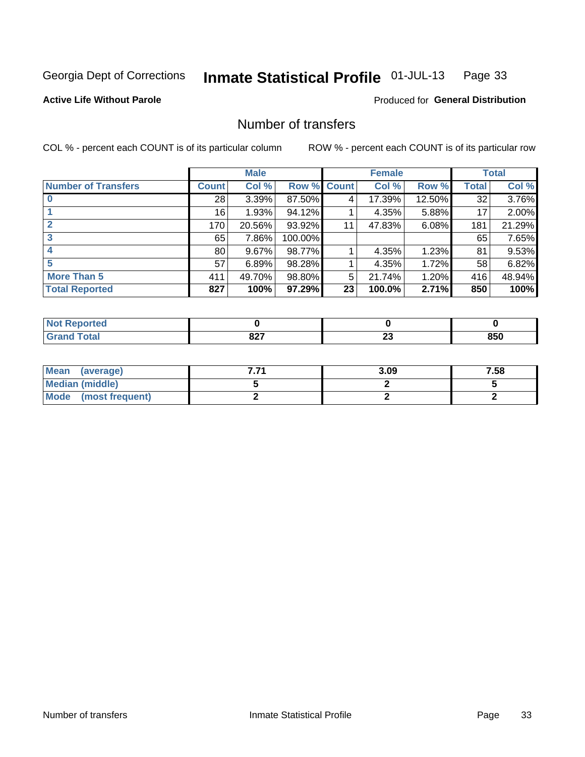Georgia Dept of Corrections **Inmate Statistical Profile** 01-JUL-13

**Active Life Without Parole**

Produced for **General Distribution**

## Number of transfers

COL % - percent each COUNT is of its particular column

ROW % - percent each COUNT is of its particular row

| | Male | | | Female | | | Total | |
|---|---|---|---|---|---|---|---|---|
| **Number of Transfers** | **Count** | **Col %** | **Row %** | **Count** | **Col %** | **Row %** | **Total** | **Col %** |
| **0** | 28 | 3.39% | 87.50% | 4 | 17.39% | 12.50% | 32 | 3.76% |
| **1** | 16 | 1.93% | 94.12% | 1 | 4.35% | 5.88% | 17 | 2.00% |
| **2** | 170 | 20.56% | 93.92% | 11 | 47.83% | 6.08% | 181 | 21.29% |
| **3** | 65 | 7.86% | 100.00% | | | | 65 | 7.65% |
| **4** | 80 | 9.67% | 98.77% | 1 | 4.35% | 1.23% | 81 | 9.53% |
| **5** | 57 | 6.89% | 98.28% | 1 | 4.35% | 1.72% | 58 | 6.82% |
| **More Than 5** | 411 | 49.70% | 98.80% | 5 | 21.74% | 1.20% | 416 | 48.94% |
| **Total Reported** | **827** | **100%** | **97.29%** | **23** | **100.0%** | **2.71%** | **850** | **100%** |

| | Male | Female | Total |
|---|---|---|---|
| **Not Reported** | **0** | **0** | **0** |
| **Grand Total** | **827** | **23** | **850** |

| | Male | Female | Total |
|---|---|---|---|
| **Mean (average)** | **7.71** | **3.09** | **7.58** |
| **Median (middle)** | **5** | **2** | **5** |
| **Mode (most frequent)** | **2** | **2** | **2** |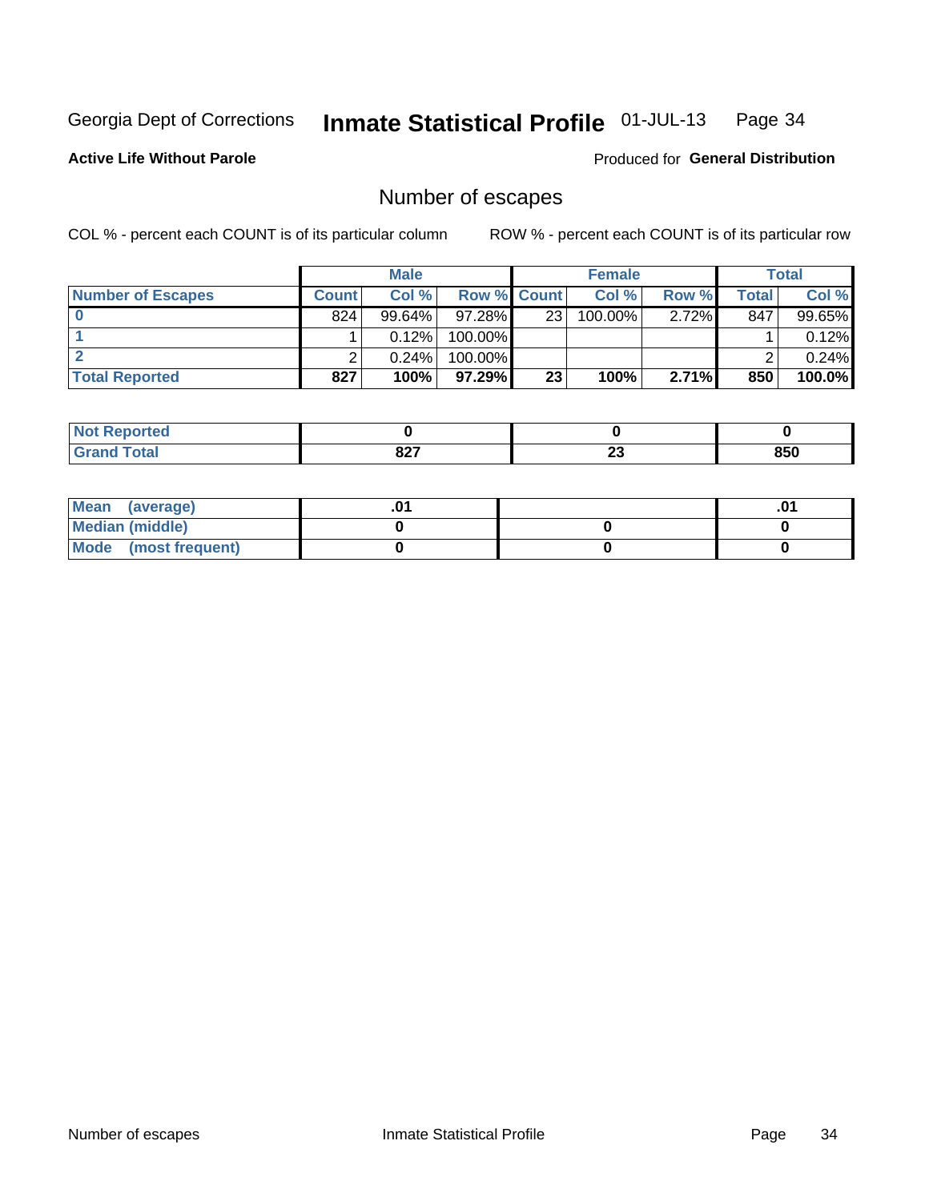Georgia Dept of Corrections **Inmate Statistical Profile** 01-JUL-13

**Active Life Without Parole** Produced for **General Distribution**

## Number of escapes

COL % - percent each COUNT is of its particular column ROW % - percent each COUNT is of its particular row

| | Male | | | Female | | | Total | |
|---|---|---|---|---|---|---|---|---|
| Number of Escapes | Count | Col % | Row % | Count | Col % | Row % | Total | Col % |
| 0 | 824 | 99.64% | 97.28% | 23 | 100.00% | 2.72% | 847 | 99.65% |
| 1 | 1 | 0.12% | 100.00% | | | | 1 | 0.12% |
| 2 | 2 | 0.24% | 100.00% | | | | 2 | 0.24% |
| **Total Reported** | **827** | **100%** | **97.29%** | **23** | **100%** | **2.71%** | **850** | **100.0%** |

| | Male | Female | Total |
|---|---|---|---|
| Not Reported | 0 | 0 | 0 |
| Grand Total | 827 | 23 | 850 |

| | Male | Female | Total |
|---|---|---|---|
| Mean (average) | .01 | | .01 |
| Median (middle) | 0 | 0 | 0 |
| Mode (most frequent) | 0 | 0 | 0 |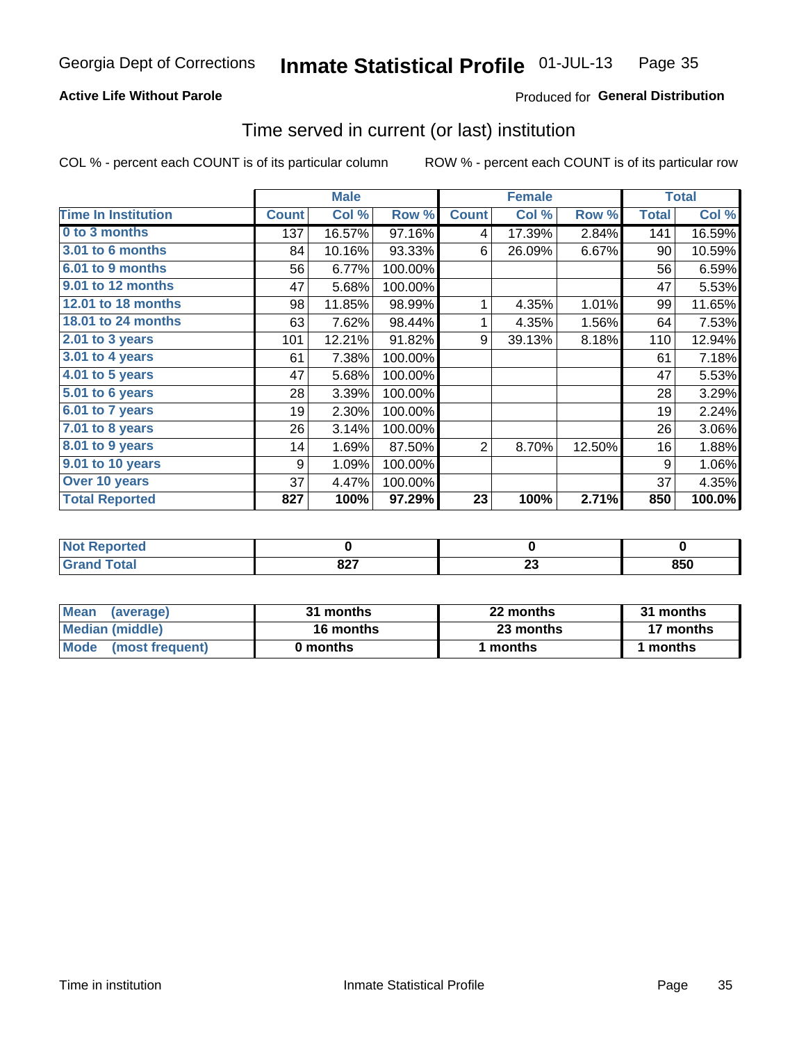Georgia Dept of Corrections **Inmate Statistical Profile** 01-JUL-13

**Active Life Without Parole**

Produced for **General Distribution**

## Time served in current (or last) institution

COL % - percent each COUNT is of its particular column

ROW % - percent each COUNT is of its particular row

| | Male | | | Female | | | Total | |
|---|---|---|---|---|---|---|---|---|
| **Time In Institution** | **Count** | **Col %** | **Row %** | **Count** | **Col %** | **Row %** | **Total** | **Col %** |
| **0 to 3 months** | 137 | 16.57% | 97.16% | 4 | 17.39% | 2.84% | 141 | 16.59% |
| **3.01 to 6 months** | 84 | 10.16% | 93.33% | 6 | 26.09% | 6.67% | 90 | 10.59% |
| **6.01 to 9 months** | 56 | 6.77% | 100.00% | | | | 56 | 6.59% |
| **9.01 to 12 months** | 47 | 5.68% | 100.00% | | | | 47 | 5.53% |
| **12.01 to 18 months** | 98 | 11.85% | 98.99% | 1 | 4.35% | 1.01% | 99 | 11.65% |
| **18.01 to 24 months** | 63 | 7.62% | 98.44% | 1 | 4.35% | 1.56% | 64 | 7.53% |
| **2.01 to 3 years** | 101 | 12.21% | 91.82% | 9 | 39.13% | 8.18% | 110 | 12.94% |
| **3.01 to 4 years** | 61 | 7.38% | 100.00% | | | | 61 | 7.18% |
| **4.01 to 5 years** | 47 | 5.68% | 100.00% | | | | 47 | 5.53% |
| **5.01 to 6 years** | 28 | 3.39% | 100.00% | | | | 28 | 3.29% |
| **6.01 to 7 years** | 19 | 2.30% | 100.00% | | | | 19 | 2.24% |
| **7.01 to 8 years** | 26 | 3.14% | 100.00% | | | | 26 | 3.06% |
| **8.01 to 9 years** | 14 | 1.69% | 87.50% | 2 | 8.70% | 12.50% | 16 | 1.88% |
| **9.01 to 10 years** | 9 | 1.09% | 100.00% | | | | 9 | 1.06% |
| **Over 10 years** | 37 | 4.47% | 100.00% | | | | 37 | 4.35% |
| **Total Reported** | **827** | **100%** | **97.29%** | **23** | **100%** | **2.71%** | **850** | **100.0%** |

| | Male | Female | Total |
|---|---|---|---|
| **Not Reported** | **0** | **0** | **0** |
| **Grand Total** | **827** | **23** | **850** |

| | Male | Female | Total |
|---|---|---|---|
| **Mean (average)** | **31 months** | **22 months** | **31 months** |
| **Median (middle)** | **16 months** | **23 months** | **17 months** |
| **Mode (most frequent)** | **0 months** | **1 months** | **1 months** |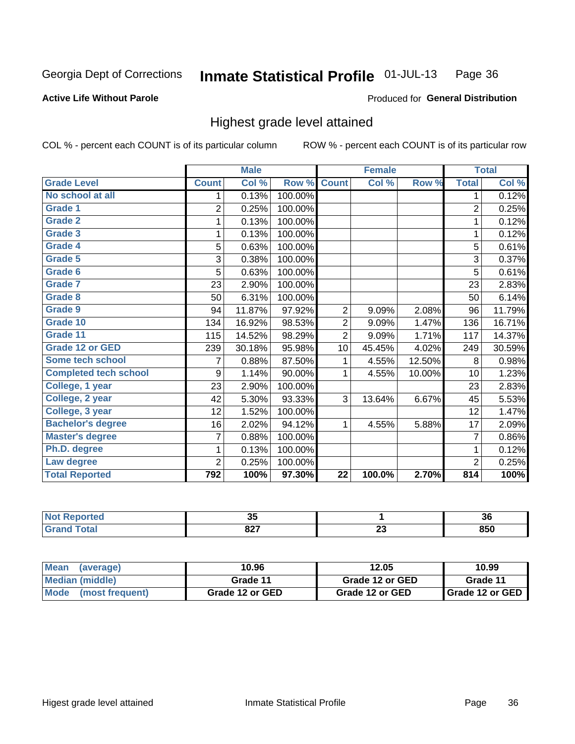Georgia Dept of Corrections **Inmate Statistical Profile** 01-JUL-13

**Active Life Without Parole**

Produced for **General Distribution**

## Highest grade level attained

COL % - percent each COUNT is of its particular column

ROW % - percent each COUNT is of its particular row

| | Male | | | Female | | | Total | |
|---|---|---|---|---|---|---|---|---|
| **Grade Level** | **Count** | **Col %** | **Row %** | **Count** | **Col %** | **Row %** | **Total** | **Col %** |
| No school at all | 1 | 0.13% | 100.00% | | | | 1 | 0.12% |
| Grade 1 | 2 | 0.25% | 100.00% | | | | 2 | 0.25% |
| Grade 2 | 1 | 0.13% | 100.00% | | | | 1 | 0.12% |
| Grade 3 | 1 | 0.13% | 100.00% | | | | 1 | 0.12% |
| Grade 4 | 5 | 0.63% | 100.00% | | | | 5 | 0.61% |
| Grade 5 | 3 | 0.38% | 100.00% | | | | 3 | 0.37% |
| Grade 6 | 5 | 0.63% | 100.00% | | | | 5 | 0.61% |
| Grade 7 | 23 | 2.90% | 100.00% | | | | 23 | 2.83% |
| Grade 8 | 50 | 6.31% | 100.00% | | | | 50 | 6.14% |
| Grade 9 | 94 | 11.87% | 97.92% | 2 | 9.09% | 2.08% | 96 | 11.79% |
| Grade 10 | 134 | 16.92% | 98.53% | 2 | 9.09% | 1.47% | 136 | 16.71% |
| Grade 11 | 115 | 14.52% | 98.29% | 2 | 9.09% | 1.71% | 117 | 14.37% |
| Grade 12 or GED | 239 | 30.18% | 95.98% | 10 | 45.45% | 4.02% | 249 | 30.59% |
| Some tech school | 7 | 0.88% | 87.50% | 1 | 4.55% | 12.50% | 8 | 0.98% |
| Completed tech school | 9 | 1.14% | 90.00% | 1 | 4.55% | 10.00% | 10 | 1.23% |
| College, 1 year | 23 | 2.90% | 100.00% | | | | 23 | 2.83% |
| College, 2 year | 42 | 5.30% | 93.33% | 3 | 13.64% | 6.67% | 45 | 5.53% |
| College, 3 year | 12 | 1.52% | 100.00% | | | | 12 | 1.47% |
| Bachelor's degree | 16 | 2.02% | 94.12% | 1 | 4.55% | 5.88% | 17 | 2.09% |
| Master's degree | 7 | 0.88% | 100.00% | | | | 7 | 0.86% |
| Ph.D. degree | 1 | 0.13% | 100.00% | | | | 1 | 0.12% |
| Law degree | 2 | 0.25% | 100.00% | | | | 2 | 0.25% |
| **Total Reported** | **792** | **100%** | **97.30%** | **22** | **100.0%** | **2.70%** | **814** | **100%** |

| | Male | Female | Total |
|---|---|---|---|
| Not Reported | 35 | 1 | 36 |
| Grand Total | 827 | 23 | 850 |

| | Male | Female | Total |
|---|---|---|---|
| Mean (average) | 10.96 | 12.05 | 10.99 |
| Median (middle) | Grade 11 | Grade 12 or GED | Grade 11 |
| Mode (most frequent) | Grade 12 or GED | Grade 12 or GED | Grade 12 or GED |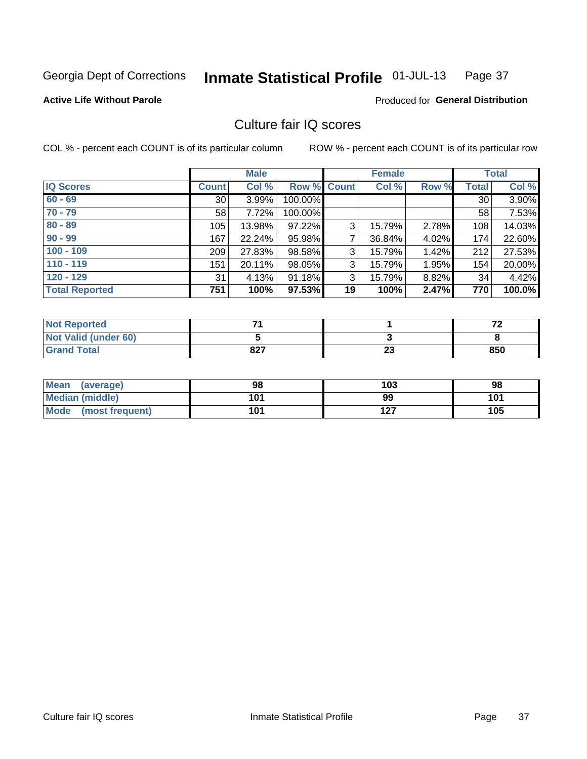Georgia Dept of Corrections **Inmate Statistical Profile** 01-JUL-13

**Active Life Without Parole**

Produced for **General Distribution**

## Culture fair IQ scores

COL % - percent each COUNT is of its particular column

ROW % - percent each COUNT is of its particular row

| | Male | | | Female | | | Total | |
|---|---|---|---|---|---|---|---|---|
| IQ Scores | Count | Col % | Row % | Count | Col % | Row % | Total | Col % |
| 60 - 69 | 30 | 3.99% | 100.00% | | | | 30 | 3.90% |
| 70 - 79 | 58 | 7.72% | 100.00% | | | | 58 | 7.53% |
| 80 - 89 | 105 | 13.98% | 97.22% | 3 | 15.79% | 2.78% | 108 | 14.03% |
| 90 - 99 | 167 | 22.24% | 95.98% | 7 | 36.84% | 4.02% | 174 | 22.60% |
| 100 - 109 | 209 | 27.83% | 98.58% | 3 | 15.79% | 1.42% | 212 | 27.53% |
| 110 - 119 | 151 | 20.11% | 98.05% | 3 | 15.79% | 1.95% | 154 | 20.00% |
| 120 - 129 | 31 | 4.13% | 91.18% | 3 | 15.79% | 8.82% | 34 | 4.42% |
| **Total Reported** | **751** | **100%** | **97.53%** | **19** | **100%** | **2.47%** | **770** | **100.0%** |

| | Male | Female | Total |
|---|---|---|---|
| Not Reported | 71 | 1 | 72 |
| Not Valid (under 60) | 5 | 3 | 8 |
| Grand Total | 827 | 23 | 850 |

| | Male | Female | Total |
|---|---|---|---|
| Mean (average) | 98 | 103 | 98 |
| Median (middle) | 101 | 99 | 101 |
| Mode (most frequent) | 101 | 127 | 105 |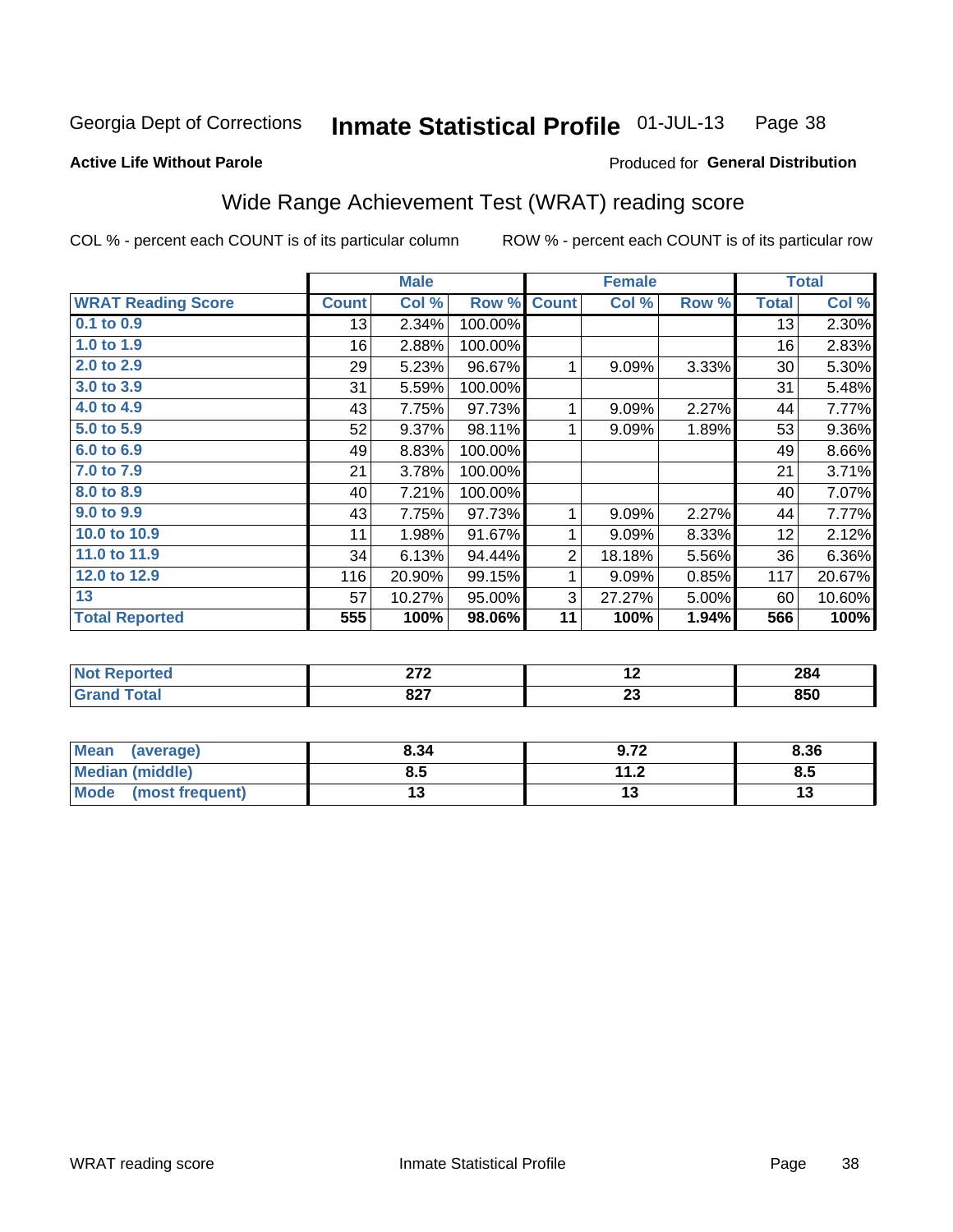Georgia Dept of Corrections **Inmate Statistical Profile** 01-JUL-13

**Active Life Without Parole**

Produced for **General Distribution**

## Wide Range Achievement Test (WRAT) reading score

COL % - percent each COUNT is of its particular column ROW % - percent each COUNT is of its particular row

| | Male | | | Female | | | Total | |
|---|---|---|---|---|---|---|---|---|
| **WRAT Reading Score** | **Count** | **Col %** | **Row %** | **Count** | **Col %** | **Row %** | **Total** | **Col %** |
| **0.1 to 0.9** | 13 | 2.34% | 100.00% | | | | 13 | 2.30% |
| **1.0 to 1.9** | 16 | 2.88% | 100.00% | | | | 16 | 2.83% |
| **2.0 to 2.9** | 29 | 5.23% | 96.67% | 1 | 9.09% | 3.33% | 30 | 5.30% |
| **3.0 to 3.9** | 31 | 5.59% | 100.00% | | | | 31 | 5.48% |
| **4.0 to 4.9** | 43 | 7.75% | 97.73% | 1 | 9.09% | 2.27% | 44 | 7.77% |
| **5.0 to 5.9** | 52 | 9.37% | 98.11% | 1 | 9.09% | 1.89% | 53 | 9.36% |
| **6.0 to 6.9** | 49 | 8.83% | 100.00% | | | | 49 | 8.66% |
| **7.0 to 7.9** | 21 | 3.78% | 100.00% | | | | 21 | 3.71% |
| **8.0 to 8.9** | 40 | 7.21% | 100.00% | | | | 40 | 7.07% |
| **9.0 to 9.9** | 43 | 7.75% | 97.73% | 1 | 9.09% | 2.27% | 44 | 7.77% |
| **10.0 to 10.9** | 11 | 1.98% | 91.67% | 1 | 9.09% | 8.33% | 12 | 2.12% |
| **11.0 to 11.9** | 34 | 6.13% | 94.44% | 2 | 18.18% | 5.56% | 36 | 6.36% |
| **12.0 to 12.9** | 116 | 20.90% | 99.15% | 1 | 9.09% | 0.85% | 117 | 20.67% |
| **13** | 57 | 10.27% | 95.00% | 3 | 27.27% | 5.00% | 60 | 10.60% |
| **Total Reported** | **555** | **100%** | **98.06%** | **11** | **100%** | **1.94%** | **566** | **100%** |

| | Male | Female | Total |
|---|---|---|---|
| **Not Reported** | **272** | **12** | **284** |
| **Grand Total** | **827** | **23** | **850** |

| | Male | Female | Total |
|---|---|---|---|
| **Mean (average)** | **8.34** | **9.72** | **8.36** |
| **Median (middle)** | **8.5** | **11.2** | **8.5** |
| **Mode (most frequent)** | **13** | **13** | **13** |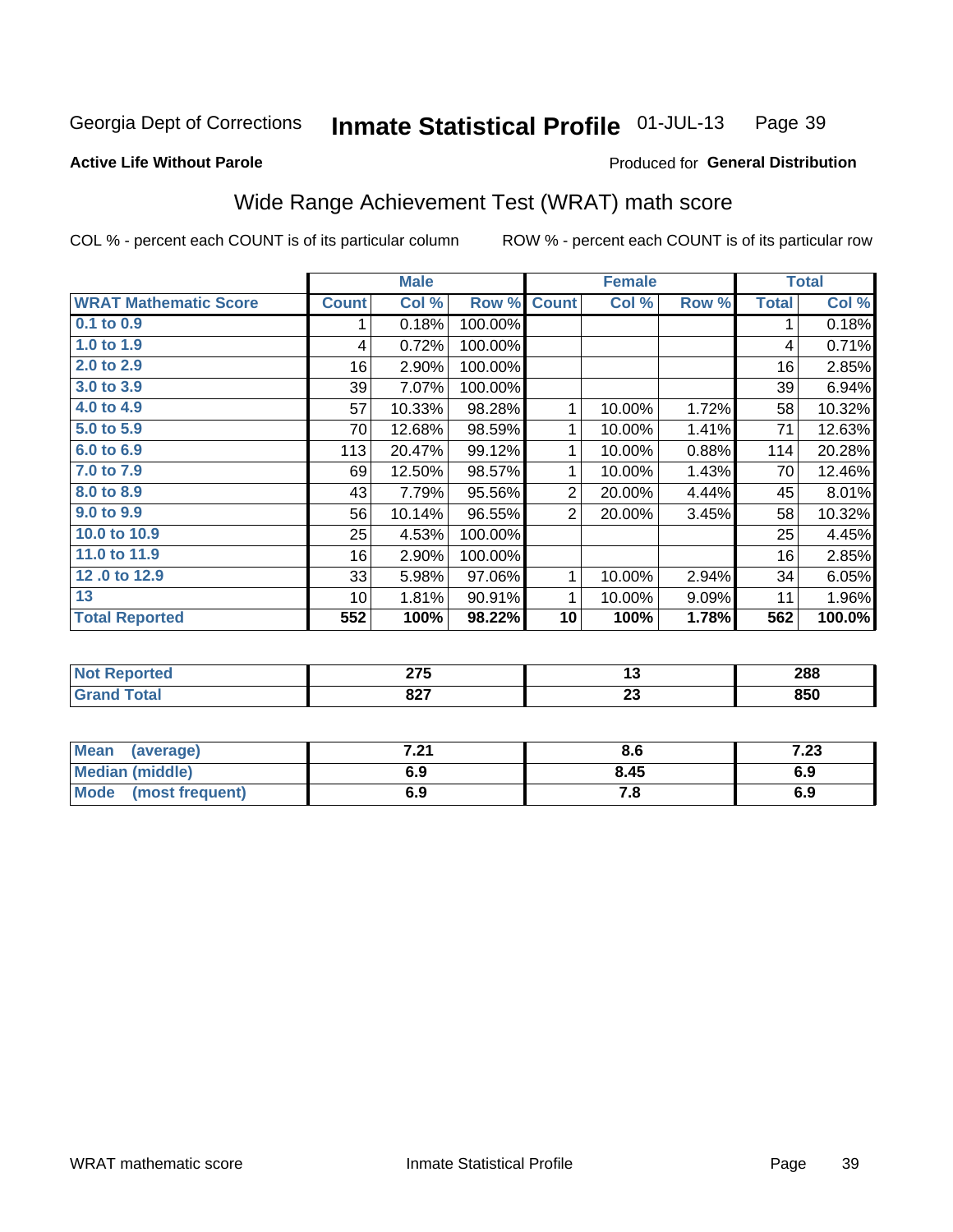Georgia Dept of Corrections **Inmate Statistical Profile** 01-JUL-13

**Active Life Without Parole**

Produced for **General Distribution**

## Wide Range Achievement Test (WRAT) math score

COL % - percent each COUNT is of its particular column

ROW % - percent each COUNT is of its particular row

| | Male | | | Female | | | Total | |
|---|---|---|---|---|---|---|---|---|
| **WRAT Mathematic Score** | **Count** | **Col %** | **Row %** | **Count** | **Col %** | **Row %** | **Total** | **Col %** |
| **0.1 to 0.9** | 1 | 0.18% | 100.00% | | | | 1 | 0.18% |
| **1.0 to 1.9** | 4 | 0.72% | 100.00% | | | | 4 | 0.71% |
| **2.0 to 2.9** | 16 | 2.90% | 100.00% | | | | 16 | 2.85% |
| **3.0 to 3.9** | 39 | 7.07% | 100.00% | | | | 39 | 6.94% |
| **4.0 to 4.9** | 57 | 10.33% | 98.28% | 1 | 10.00% | 1.72% | 58 | 10.32% |
| **5.0 to 5.9** | 70 | 12.68% | 98.59% | 1 | 10.00% | 1.41% | 71 | 12.63% |
| **6.0 to 6.9** | 113 | 20.47% | 99.12% | 1 | 10.00% | 0.88% | 114 | 20.28% |
| **7.0 to 7.9** | 69 | 12.50% | 98.57% | 1 | 10.00% | 1.43% | 70 | 12.46% |
| **8.0 to 8.9** | 43 | 7.79% | 95.56% | 2 | 20.00% | 4.44% | 45 | 8.01% |
| **9.0 to 9.9** | 56 | 10.14% | 96.55% | 2 | 20.00% | 3.45% | 58 | 10.32% |
| **10.0 to 10.9** | 25 | 4.53% | 100.00% | | | | 25 | 4.45% |
| **11.0 to 11.9** | 16 | 2.90% | 100.00% | | | | 16 | 2.85% |
| **12 .0 to 12.9** | 33 | 5.98% | 97.06% | 1 | 10.00% | 2.94% | 34 | 6.05% |
| **13** | 10 | 1.81% | 90.91% | 1 | 10.00% | 9.09% | 11 | 1.96% |
| **Total Reported** | **552** | **100%** | **98.22%** | **10** | **100%** | **1.78%** | **562** | **100.0%** |

| | Male | Female | Total |
|---|---|---|---|
| **Not Reported** | **275** | **13** | **288** |
| **Grand Total** | **827** | **23** | **850** |

| | Male | Female | Total |
|---|---|---|---|
| **Mean (average)** | **7.21** | **8.6** | **7.23** |
| **Median (middle)** | **6.9** | **8.45** | **6.9** |
| **Mode (most frequent)** | **6.9** | **7.8** | **6.9** |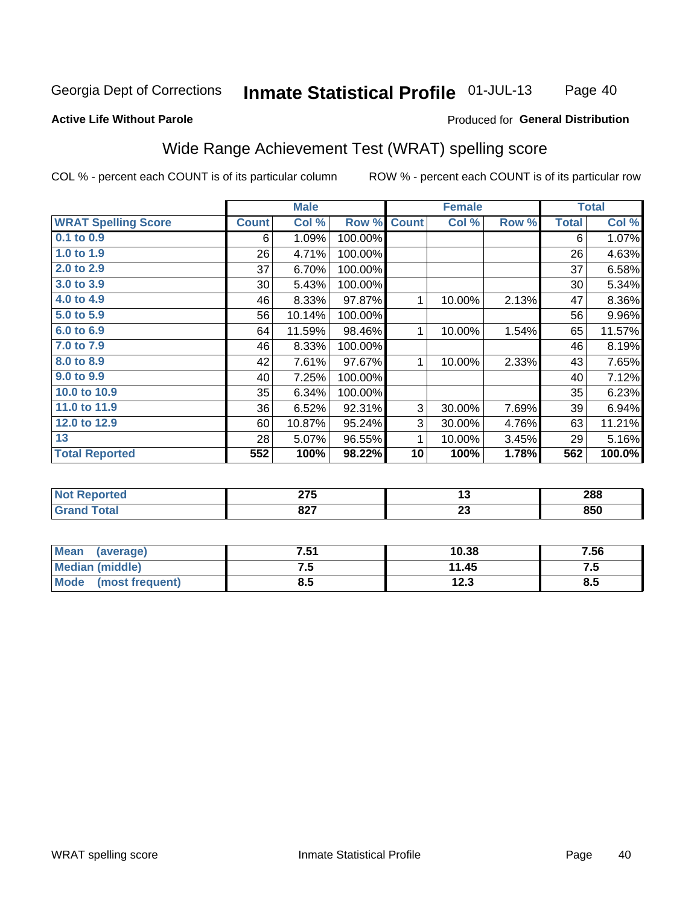Georgia Dept of Corrections **Inmate Statistical Profile** 01-JUL-13

**Active Life Without Parole**

Produced for **General Distribution**

## Wide Range Achievement Test (WRAT) spelling score

COL % - percent each COUNT is of its particular column ROW % - percent each COUNT is of its particular row

| | Male | | | Female | | | Total | |
|---|---|---|---|---|---|---|---|---|
| **WRAT Spelling Score** | **Count** | **Col %** | **Row %** | **Count** | **Col %** | **Row %** | **Total** | **Col %** |
| 0.1 to 0.9 | 6 | 1.09% | 100.00% | | | | 6 | 1.07% |
| 1.0 to 1.9 | 26 | 4.71% | 100.00% | | | | 26 | 4.63% |
| 2.0 to 2.9 | 37 | 6.70% | 100.00% | | | | 37 | 6.58% |
| 3.0 to 3.9 | 30 | 5.43% | 100.00% | | | | 30 | 5.34% |
| 4.0 to 4.9 | 46 | 8.33% | 97.87% | 1 | 10.00% | 2.13% | 47 | 8.36% |
| 5.0 to 5.9 | 56 | 10.14% | 100.00% | | | | 56 | 9.96% |
| 6.0 to 6.9 | 64 | 11.59% | 98.46% | 1 | 10.00% | 1.54% | 65 | 11.57% |
| 7.0 to 7.9 | 46 | 8.33% | 100.00% | | | | 46 | 8.19% |
| 8.0 to 8.9 | 42 | 7.61% | 97.67% | 1 | 10.00% | 2.33% | 43 | 7.65% |
| 9.0 to 9.9 | 40 | 7.25% | 100.00% | | | | 40 | 7.12% |
| 10.0 to 10.9 | 35 | 6.34% | 100.00% | | | | 35 | 6.23% |
| 11.0 to 11.9 | 36 | 6.52% | 92.31% | 3 | 30.00% | 7.69% | 39 | 6.94% |
| 12.0 to 12.9 | 60 | 10.87% | 95.24% | 3 | 30.00% | 4.76% | 63 | 11.21% |
| 13 | 28 | 5.07% | 96.55% | 1 | 10.00% | 3.45% | 29 | 5.16% |
| **Total Reported** | **552** | **100%** | **98.22%** | **10** | **100%** | **1.78%** | **562** | **100.0%** |

| | Male | Female | Total |
|---|---|---|---|
| Not Reported | 275 | 13 | 288 |
| Grand Total | 827 | 23 | 850 |

| | Male | Female | Total |
|---|---|---|---|
| Mean (average) | 7.51 | 10.38 | 7.56 |
| Median (middle) | 7.5 | 11.45 | 7.5 |
| Mode (most frequent) | 8.5 | 12.3 | 8.5 |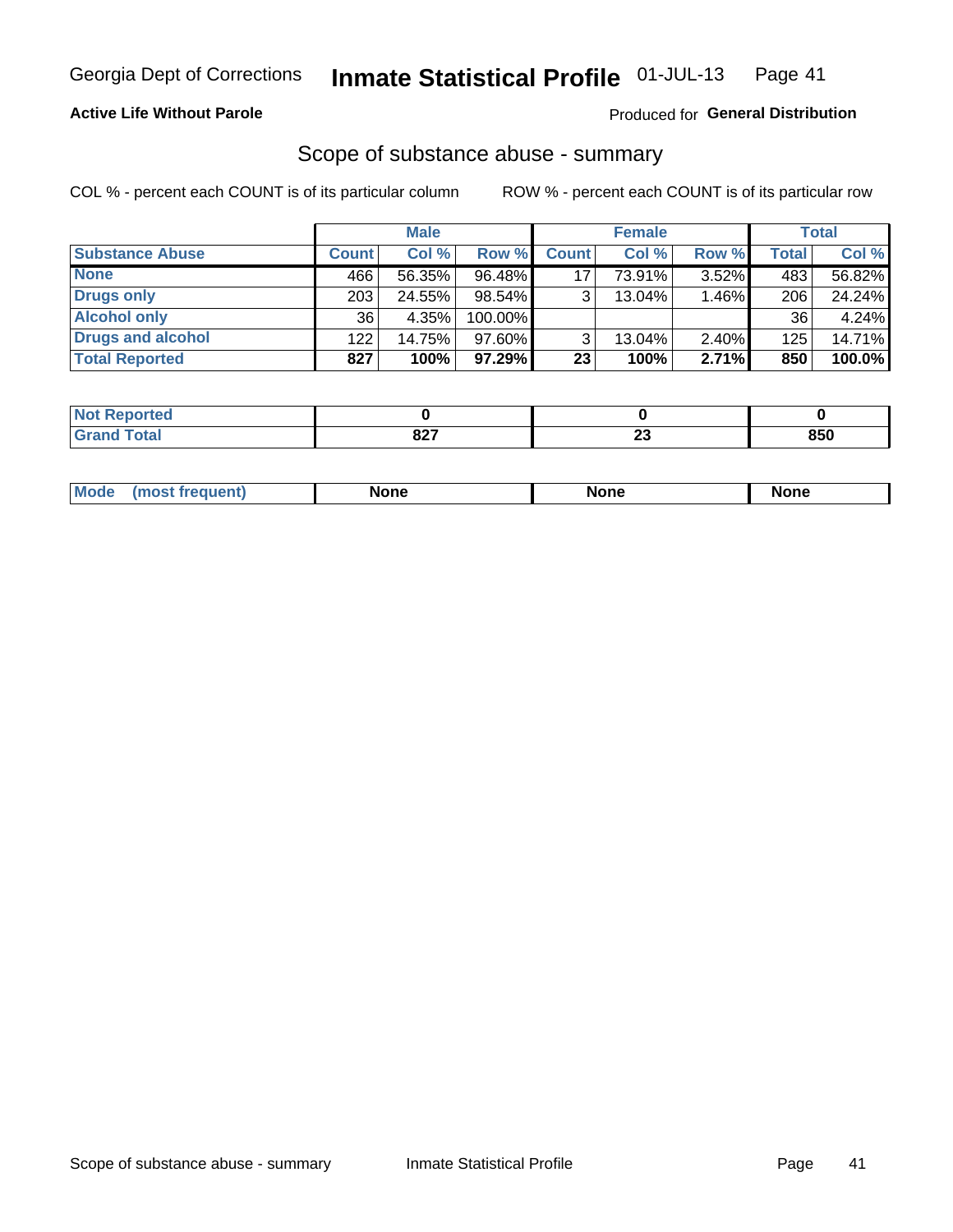Georgia Dept of Corrections **Inmate Statistical Profile** 01-JUL-13

**Active Life Without Parole**

Produced for **General Distribution**

## Scope of substance abuse - summary

COL % - percent each COUNT is of its particular column

ROW % - percent each COUNT is of its particular row

| | Male | | | Female | | | Total | |
|---|---|---|---|---|---|---|---|---|
| **Substance Abuse** | **Count** | **Col %** | **Row %** | **Count** | **Col %** | **Row %** | **Total** | **Col %** |
| **None** | 466 | 56.35% | 96.48% | 17 | 73.91% | 3.52% | 483 | 56.82% |
| **Drugs only** | 203 | 24.55% | 98.54% | 3 | 13.04% | 1.46% | 206 | 24.24% |
| **Alcohol only** | 36 | 4.35% | 100.00% | | | | 36 | 4.24% |
| **Drugs and alcohol** | 122 | 14.75% | 97.60% | 3 | 13.04% | 2.40% | 125 | 14.71% |
| **Total Reported** | **827** | **100%** | **97.29%** | **23** | **100%** | **2.71%** | **850** | **100.0%** |

| | Male | Female | Total |
|---|---|---|---|
| **Not Reported** | **0** | **0** | **0** |
| **Grand Total** | **827** | **23** | **850** |

| | Male | Female | Total |
|---|---|---|---|
| **Mode (most frequent)** | **None** | **None** | **None** |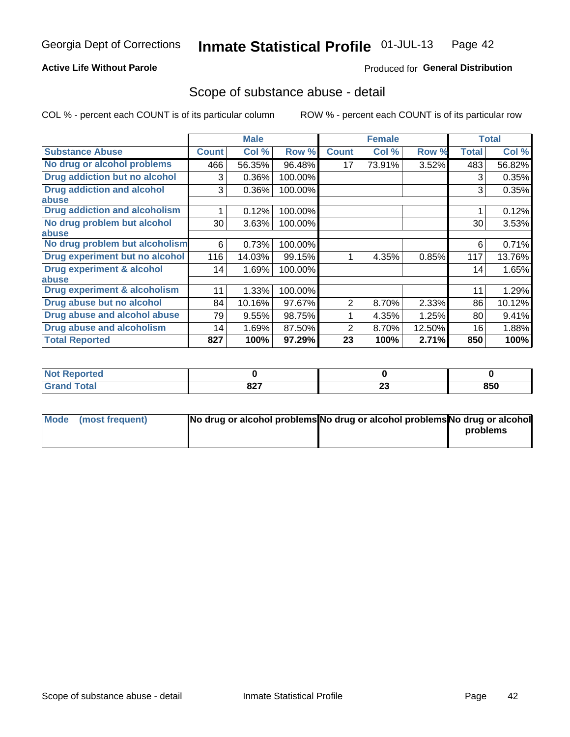# Scope of substance abuse - detail

**Active Life Without Parole**

COL % - percent each COUNT is of its particular column

ROW % - percent each COUNT is of its particular row

| | Male | | | Female | | | Total | |
|---|---|---|---|---|---|---|---|---|
| **Substance Abuse** | **Count** | **Col %** | **Row %** | **Count** | **Col %** | **Row %** | **Total** | **Col %** |
| **No drug or alcohol problems** | 466 | 56.35% | 96.48% | 17 | 73.91% | 3.52% | 483 | 56.82% |
| **Drug addiction but no alcohol** | 3 | 0.36% | 100.00% | | | | 3 | 0.35% |
| **Drug addiction and alcohol abuse** | 3 | 0.36% | 100.00% | | | | 3 | 0.35% |
| **Drug addiction and alcoholism** | 1 | 0.12% | 100.00% | | | | 1 | 0.12% |
| **No drug problem but alcohol abuse** | 30 | 3.63% | 100.00% | | | | 30 | 3.53% |
| **No drug problem but alcoholism** | 6 | 0.73% | 100.00% | | | | 6 | 0.71% |
| **Drug experiment but no alcohol** | 116 | 14.03% | 99.15% | 1 | 4.35% | 0.85% | 117 | 13.76% |
| **Drug experiment & alcohol abuse** | 14 | 1.69% | 100.00% | | | | 14 | 1.65% |
| **Drug experiment & alcoholism** | 11 | 1.33% | 100.00% | | | | 11 | 1.29% |
| **Drug abuse but no alcohol** | 84 | 10.16% | 97.67% | 2 | 8.70% | 2.33% | 86 | 10.12% |
| **Drug abuse and alcohol abuse** | 79 | 9.55% | 98.75% | 1 | 4.35% | 1.25% | 80 | 9.41% |
| **Drug abuse and alcoholism** | 14 | 1.69% | 87.50% | 2 | 8.70% | 12.50% | 16 | 1.88% |
| **Total Reported** | **827** | **100%** | **97.29%** | **23** | **100%** | **2.71%** | **850** | **100%** |

| | Male | Female | Total |
|---|---|---|---|
| **Not Reported** | **0** | **0** | **0** |
| **Grand Total** | **827** | **23** | **850** |

| | Male | Female | Total |
|---|---|---|---|
| **Mode (most frequent)** | **No drug or alcohol problems** | **No drug or alcohol problems** | **No drug or alcohol problems** |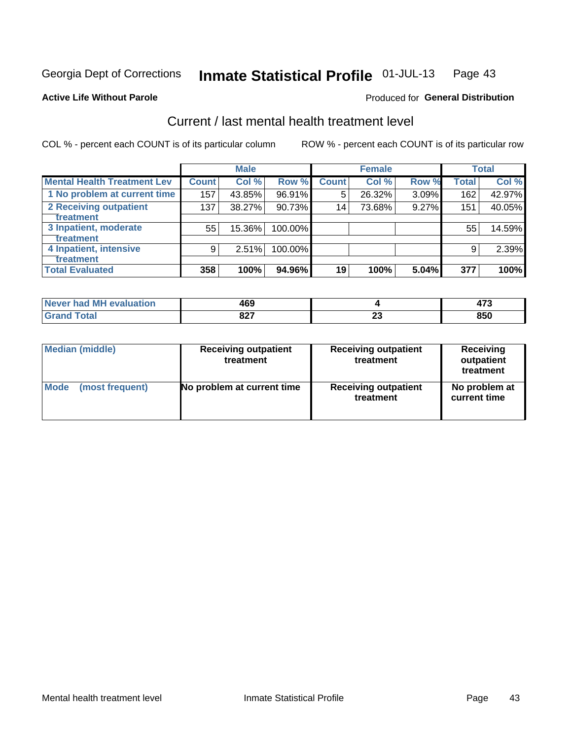Georgia Dept of Corrections **Inmate Statistical Profile** 01-JUL-13

**Active Life Without Parole**

Produced for **General Distribution**

## Current / last mental health treatment level

COL % - percent each COUNT is of its particular column    ROW % - percent each COUNT is of its particular row

| | Male | | | Female | | | Total | |
|---|---|---|---|---|---|---|---|---|
| **Mental Health Treatment Lev** | **Count** | **Col %** | **Row %** | **Count** | **Col %** | **Row %** | **Total** | **Col %** |
| 1 No problem at current time | 157 | 43.85% | 96.91% | 5 | 26.32% | 3.09% | 162 | 42.97% |
| 2 Receiving outpatient treatment | 137 | 38.27% | 90.73% | 14 | 73.68% | 9.27% | 151 | 40.05% |
| 3 Inpatient, moderate treatment | 55 | 15.36% | 100.00% | | | | 55 | 14.59% |
| 4 Inpatient, intensive treatment | 9 | 2.51% | 100.00% | | | | 9 | 2.39% |
| **Total Evaluated** | **358** | **100%** | **94.96%** | **19** | **100%** | **5.04%** | **377** | **100%** |

| | Male | Female | Total |
|---|---|---|---|
| **Never had MH evaluation** | **469** | **4** | **473** |
| **Grand Total** | **827** | **23** | **850** |

| | Male | Female | Total |
|---|---|---|---|
| **Median (middle)** | **Receiving outpatient treatment** | **Receiving outpatient treatment** | **Receiving outpatient treatment** |
| **Mode (most frequent)** | **No problem at current time** | **Receiving outpatient treatment** | **No problem at current time** |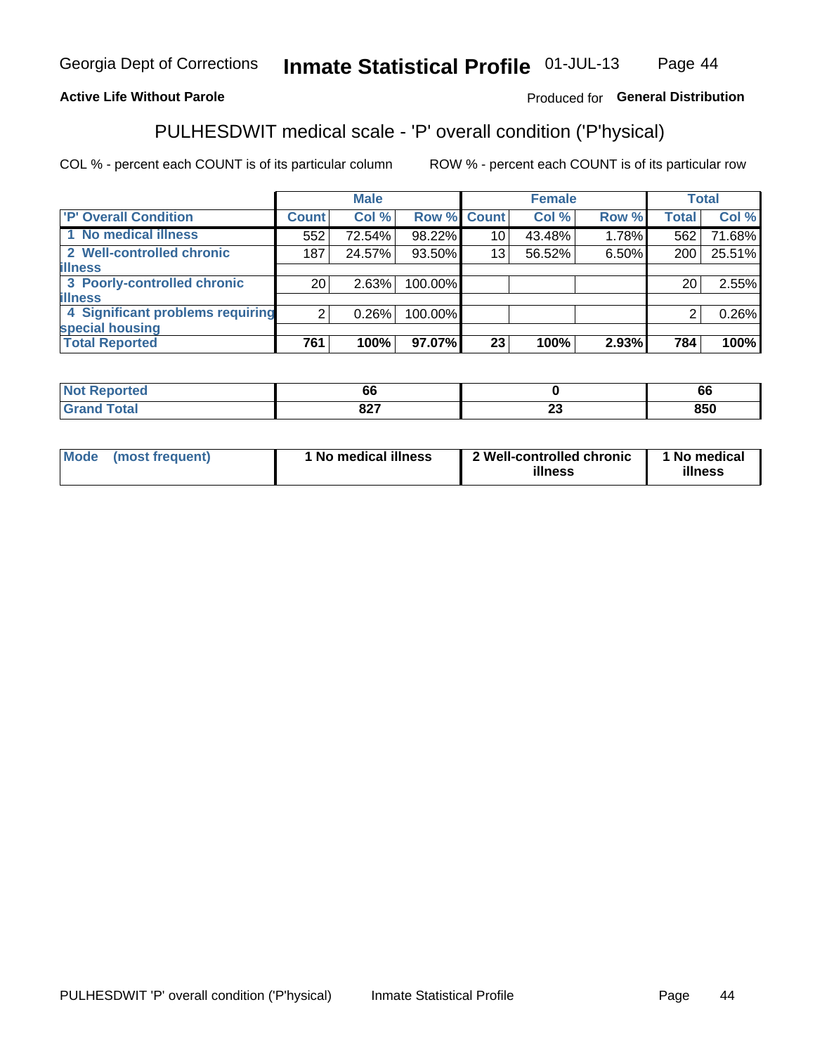Georgia Dept of Corrections **Inmate Statistical Profile** 01-JUL-13

**Active Life Without Parole**

Produced for **General Distribution**

## PULHESDWIT medical scale - 'P' overall condition ('P'hysical)

COL % - percent each COUNT is of its particular column ROW % - percent each COUNT is of its particular row

| | Male | | | Female | | | Total | |
|---|---|---|---|---|---|---|---|---|
| 'P' Overall Condition | Count | Col % | Row % | Count | Col % | Row % | Total | Col % |
| 1 No medical illness | 552 | 72.54% | 98.22% | 10 | 43.48% | 1.78% | 562 | 71.68% |
| 2 Well-controlled chronic illness | 187 | 24.57% | 93.50% | 13 | 56.52% | 6.50% | 200 | 25.51% |
| 3 Poorly-controlled chronic illness | 20 | 2.63% | 100.00% | | | | 20 | 2.55% |
| 4 Significant problems requiring special housing | 2 | 0.26% | 100.00% | | | | 2 | 0.26% |
| **Total Reported** | **761** | **100%** | **97.07%** | **23** | **100%** | **2.93%** | **784** | **100%** |

| | Male | Female | Total |
|---|---|---|---|
| Not Reported | 66 | 0 | 66 |
| Grand Total | 827 | 23 | 850 |

| | Male | Female | Total |
|---|---|---|---|
| Mode (most frequent) | 1 No medical illness | 2 Well-controlled chronic illness | 1 No medical illness |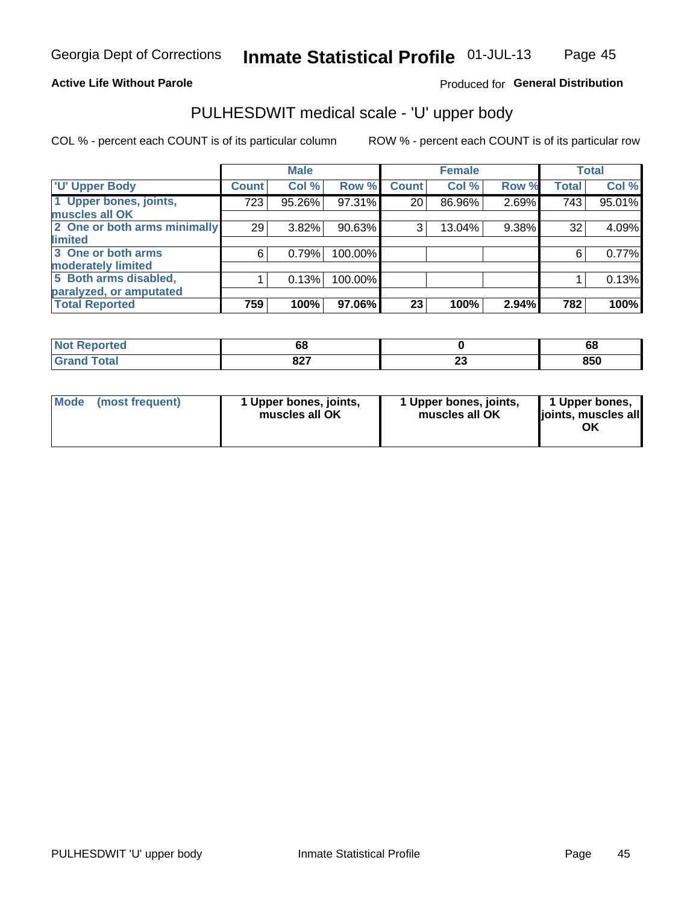Georgia Dept of Corrections **Inmate Statistical Profile** 01-JUL-13

**Active Life Without Parole**

Produced for **General Distribution**

## PULHESDWIT medical scale - 'U' upper body

COL % - percent each COUNT is of its particular column

ROW % - percent each COUNT is of its particular row

| | Male | | | Female | | | Total | |
|---|---|---|---|---|---|---|---|---|
| 'U' Upper Body | Count | Col % | Row % | Count | Col % | Row % | Total | Col % |
| 1 Upper bones, joints, muscles all OK | 723 | 95.26% | 97.31% | 20 | 86.96% | 2.69% | 743 | 95.01% |
| 2 One or both arms minimally limited | 29 | 3.82% | 90.63% | 3 | 13.04% | 9.38% | 32 | 4.09% |
| 3 One or both arms moderately limited | 6 | 0.79% | 100.00% | | | | 6 | 0.77% |
| 5 Both arms disabled, paralyzed, or amputated | 1 | 0.13% | 100.00% | | | | 1 | 0.13% |
| **Total Reported** | **759** | **100%** | **97.06%** | **23** | **100%** | **2.94%** | **782** | **100%** |

| | Male | Female | Total |
|---|---|---|---|
| Not Reported | 68 | 0 | 68 |
| Grand Total | 827 | 23 | 850 |

| | Male | Female | Total |
|---|---|---|---|
| Mode (most frequent) | 1 Upper bones, joints, muscles all OK | 1 Upper bones, joints, muscles all OK | 1 Upper bones, joints, muscles all OK |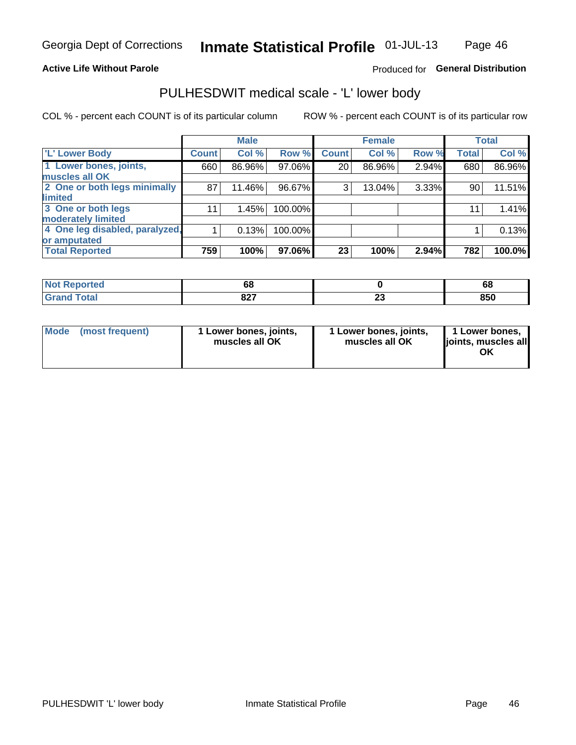Georgia Dept of Corrections **Inactive Statistical Profile** 01-JUL-13

**Active Life Without Parole**

Produced for **General Distribution**

## PULHESDWIT medical scale - 'L' lower body

COL % - percent each COUNT is of its particular column ROW % - percent each COUNT is of its particular row

| | Male | | | Female | | | Total | |
|---|---|---|---|---|---|---|---|---|
| 'L' Lower Body | Count | Col % | Row % | Count | Col % | Row % | Total | Col % |
| 1 Lower bones, joints, muscles all OK | 660 | 86.96% | 97.06% | 20 | 86.96% | 2.94% | 680 | 86.96% |
| 2 One or both legs minimally limited | 87 | 11.46% | 96.67% | 3 | 13.04% | 3.33% | 90 | 11.51% |
| 3 One or both legs moderately limited | 11 | 1.45% | 100.00% | | | | 11 | 1.41% |
| 4 One leg disabled, paralyzed, or amputated | 1 | 0.13% | 100.00% | | | | 1 | 0.13% |
| **Total Reported** | **759** | **100%** | **97.06%** | **23** | **100%** | **2.94%** | **782** | **100.0%** |

| | Male | Female | Total |
|---|---|---|---|
| Not Reported | 68 | 0 | 68 |
| Grand Total | 827 | 23 | 850 |

| | Male | Female | Total |
|---|---|---|---|
| Mode (most frequent) | 1 Lower bones, joints, muscles all OK | 1 Lower bones, joints, muscles all OK | 1 Lower bones, joints, muscles all OK |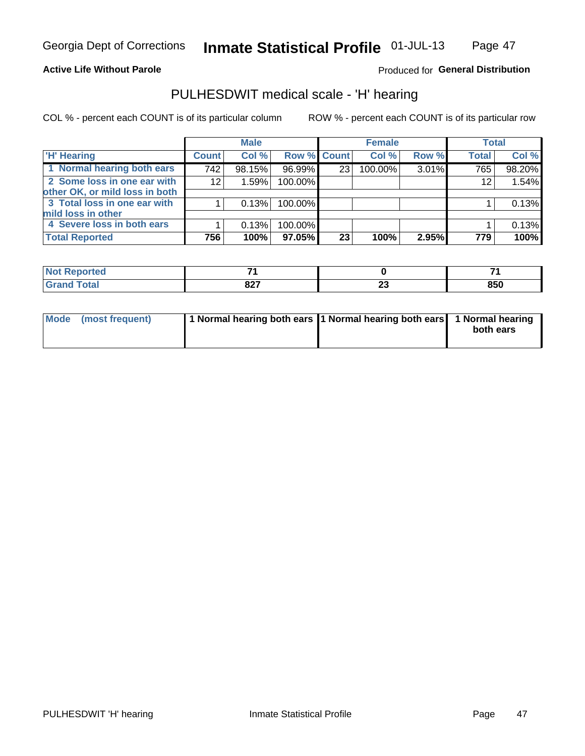Georgia Dept of Corrections **Inmate Statistical Profile** 01-JUL-13

**Active Life Without Parole**

Produced for **General Distribution**

## PULHESDWIT medical scale - 'H' hearing

COL % - percent each COUNT is of its particular column

ROW % - percent each COUNT is of its particular row

| | Male | | | Female | | | Total | |
|---|---|---|---|---|---|---|---|---|
| 'H' Hearing | Count | Col % | Row % | Count | Col % | Row % | Total | Col % |
| 1 Normal hearing both ears | 742 | 98.15% | 96.99% | 23 | 100.00% | 3.01% | 765 | 98.20% |
| 2 Some loss in one ear with other OK, or mild loss in both | 12 | 1.59% | 100.00% | | | | 12 | 1.54% |
| 3 Total loss in one ear with mild loss in other | 1 | 0.13% | 100.00% | | | | 1 | 0.13% |
| 4 Severe loss in both ears | 1 | 0.13% | 100.00% | | | | 1 | 0.13% |
| **Total Reported** | **756** | **100%** | **97.05%** | **23** | **100%** | **2.95%** | **779** | **100%** |

| | Male | Female | Total |
|---|---|---|---|
| Not Reported | 71 | 0 | 71 |
| Grand Total | 827 | 23 | 850 |

| | Male | Female | Total |
|---|---|---|---|
| Mode (most frequent) | 1 Normal hearing both ears | 1 Normal hearing both ears | 1 Normal hearing both ears |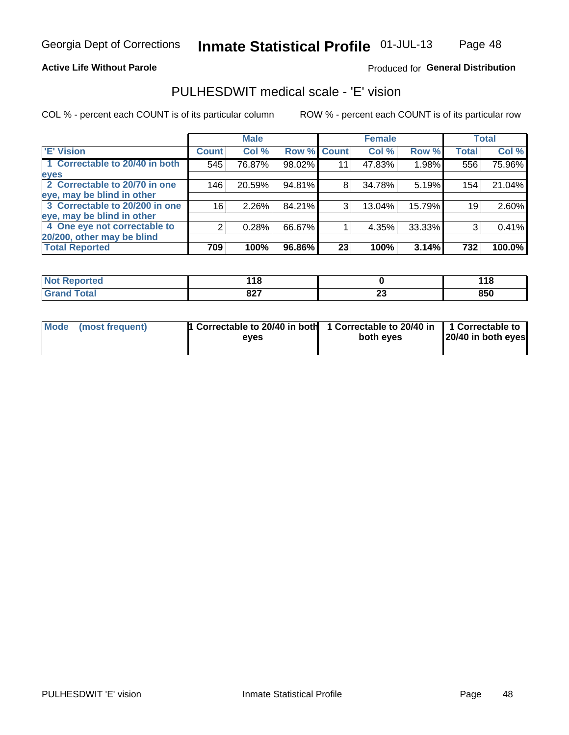Georgia Dept of Corrections **Inmate Statistical Profile** 01-JUL-13

**Active Life Without Parole**

Produced for **General Distribution**

## PULHESDWIT medical scale - 'E' vision

COL % - percent each COUNT is of its particular column

ROW % - percent each COUNT is of its particular row

| | Male | | | Female | | | Total | |
|---|---|---|---|---|---|---|---|---|
| 'E' Vision | Count | Col % | Row % | Count | Col % | Row % | Total | Col % |
| 1 Correctable to 20/40 in both eyes | 545 | 76.87% | 98.02% | 11 | 47.83% | 1.98% | 556 | 75.96% |
| 2 Correctable to 20/70 in one eye, may be blind in other | 146 | 20.59% | 94.81% | 8 | 34.78% | 5.19% | 154 | 21.04% |
| 3 Correctable to 20/200 in one eye, may be blind in other | 16 | 2.26% | 84.21% | 3 | 13.04% | 15.79% | 19 | 2.60% |
| 4 One eye not correctable to 20/200, other may be blind | 2 | 0.28% | 66.67% | 1 | 4.35% | 33.33% | 3 | 0.41% |
| **Total Reported** | **709** | **100%** | **96.86%** | **23** | **100%** | **3.14%** | **732** | **100.0%** |

| | Male | Female | Total |
|---|---|---|---|
| **Not Reported** | **118** | **0** | **118** |
| **Grand Total** | **827** | **23** | **850** |

| | Male | Female | Total |
|---|---|---|---|
| **Mode (most frequent)** | **1 Correctable to 20/40 in both eyes** | **1 Correctable to 20/40 in both eyes** | **1 Correctable to 20/40 in both eyes** |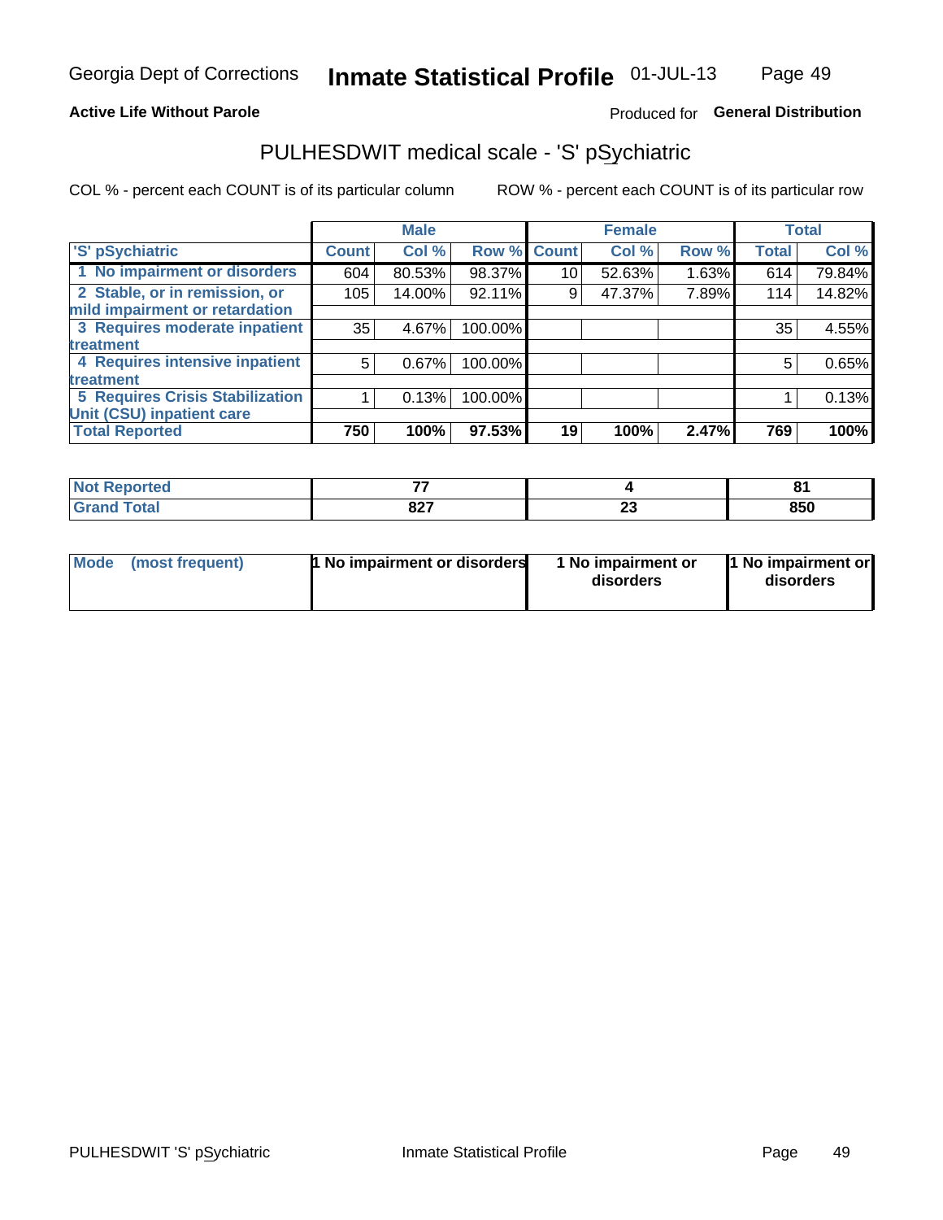Georgia Dept of Corrections **Inmate Statistical Profile** 01-JUL-13

**Active Life Without Parole**

Produced for **General Distribution**

## PULHESDWIT medical scale - 'S' pSychiatric

COL % - percent each COUNT is of its particular column

ROW % - percent each COUNT is of its particular row

| | Male | | | Female | | | Total | |
|---|---|---|---|---|---|---|---|---|
| 'S' pSychiatric | Count | Col % | Row % | Count | Col % | Row % | Total | Col % |
| 1 No impairment or disorders | 604 | 80.53% | 98.37% | 10 | 52.63% | 1.63% | 614 | 79.84% |
| 2 Stable, or in remission, or mild impairment or retardation | 105 | 14.00% | 92.11% | 9 | 47.37% | 7.89% | 114 | 14.82% |
| 3 Requires moderate inpatient treatment | 35 | 4.67% | 100.00% | | | | 35 | 4.55% |
| 4 Requires intensive inpatient treatment | 5 | 0.67% | 100.00% | | | | 5 | 0.65% |
| 5 Requires Crisis Stabilization Unit (CSU) inpatient care | 1 | 0.13% | 100.00% | | | | 1 | 0.13% |
| **Total Reported** | **750** | **100%** | **97.53%** | **19** | **100%** | **2.47%** | **769** | **100%** |

| | Male | Female | Total |
|---|---|---|---|
| Not Reported | 77 | 4 | 81 |
| Grand Total | 827 | 23 | 850 |

| | Male | Female | Total |
|---|---|---|---|
| Mode (most frequent) | 1 No impairment or disorders | 1 No impairment or disorders | 1 No impairment or disorders |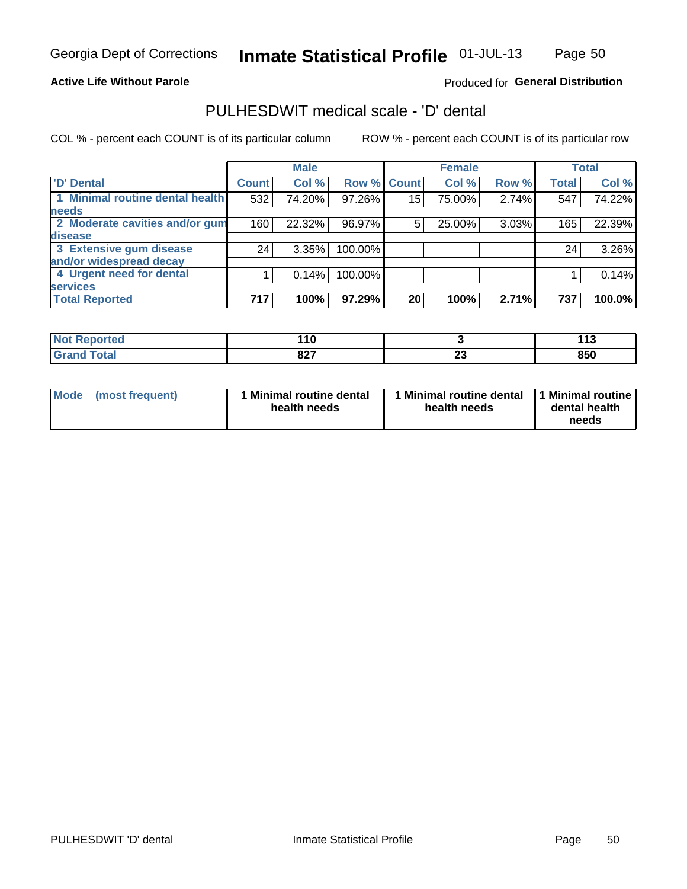Georgia Dept of Corrections **Inmate Statistical Profile** 01-JUL-13

**Active Life Without Parole**

Produced for **General Distribution**

## PULHESDWIT medical scale - 'D' dental

COL % - percent each COUNT is of its particular column ROW % - percent each COUNT is of its particular row

| | Male | | | Female | | | Total | |
|---|---|---|---|---|---|---|---|---|
| 'D' Dental | Count | Col % | Row % | Count | Col % | Row % | Total | Col % |
| 1 Minimal routine dental health needs | 532 | 74.20% | 97.26% | 15 | 75.00% | 2.74% | 547 | 74.22% |
| 2 Moderate cavities and/or gum disease | 160 | 22.32% | 96.97% | 5 | 25.00% | 3.03% | 165 | 22.39% |
| 3 Extensive gum disease and/or widespread decay | 24 | 3.35% | 100.00% | | | | 24 | 3.26% |
| 4 Urgent need for dental services | 1 | 0.14% | 100.00% | | | | 1 | 0.14% |
| **Total Reported** | **717** | **100%** | **97.29%** | **20** | **100%** | **2.71%** | **737** | **100.0%** |

| | Male | Female | Total |
|---|---|---|---|
| Not Reported | 110 | 3 | 113 |
| Grand Total | 827 | 23 | 850 |

| | Male | Female | Total |
|---|---|---|---|
| Mode (most frequent) | 1 Minimal routine dental health needs | 1 Minimal routine dental health needs | 1 Minimal routine dental health needs |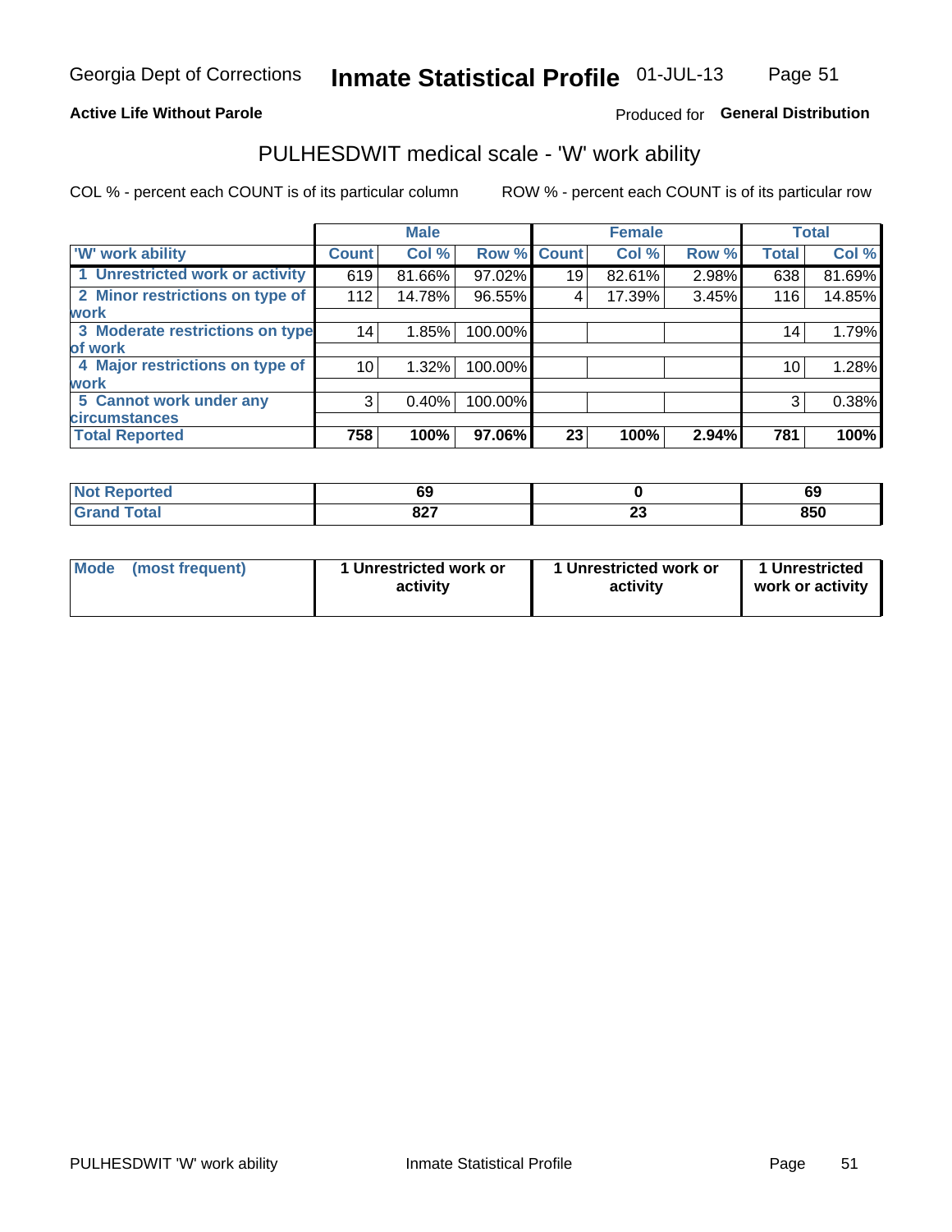**Active Life Without Parole**

Produced for **General Distribution**

## PULHESDWIT medical scale - 'W' work ability

COL % - percent each COUNT is of its particular column

ROW % - percent each COUNT is of its particular row

| | Male | | | Female | | | Total | |
|---|---|---|---|---|---|---|---|---|
| 'W' work ability | Count | Col % | Row % | Count | Col % | Row % | Total | Col % |
| 1 Unrestricted work or activity | 619 | 81.66% | 97.02% | 19 | 82.61% | 2.98% | 638 | 81.69% |
| 2 Minor restrictions on type of work | 112 | 14.78% | 96.55% | 4 | 17.39% | 3.45% | 116 | 14.85% |
| 3 Moderate restrictions on type of work | 14 | 1.85% | 100.00% | | | | 14 | 1.79% |
| 4 Major restrictions on type of work | 10 | 1.32% | 100.00% | | | | 10 | 1.28% |
| 5 Cannot work under any circumstances | 3 | 0.40% | 100.00% | | | | 3 | 0.38% |
| **Total Reported** | **758** | **100%** | **97.06%** | **23** | **100%** | **2.94%** | **781** | **100%** |

| | Male | Female | Total |
|---|---|---|---|
| Not Reported | 69 | 0 | 69 |
| Grand Total | 827 | 23 | 850 |

| | Male | Female | Total |
|---|---|---|---|
| Mode (most frequent) | 1 Unrestricted work or activity | 1 Unrestricted work or activity | 1 Unrestricted work or activity |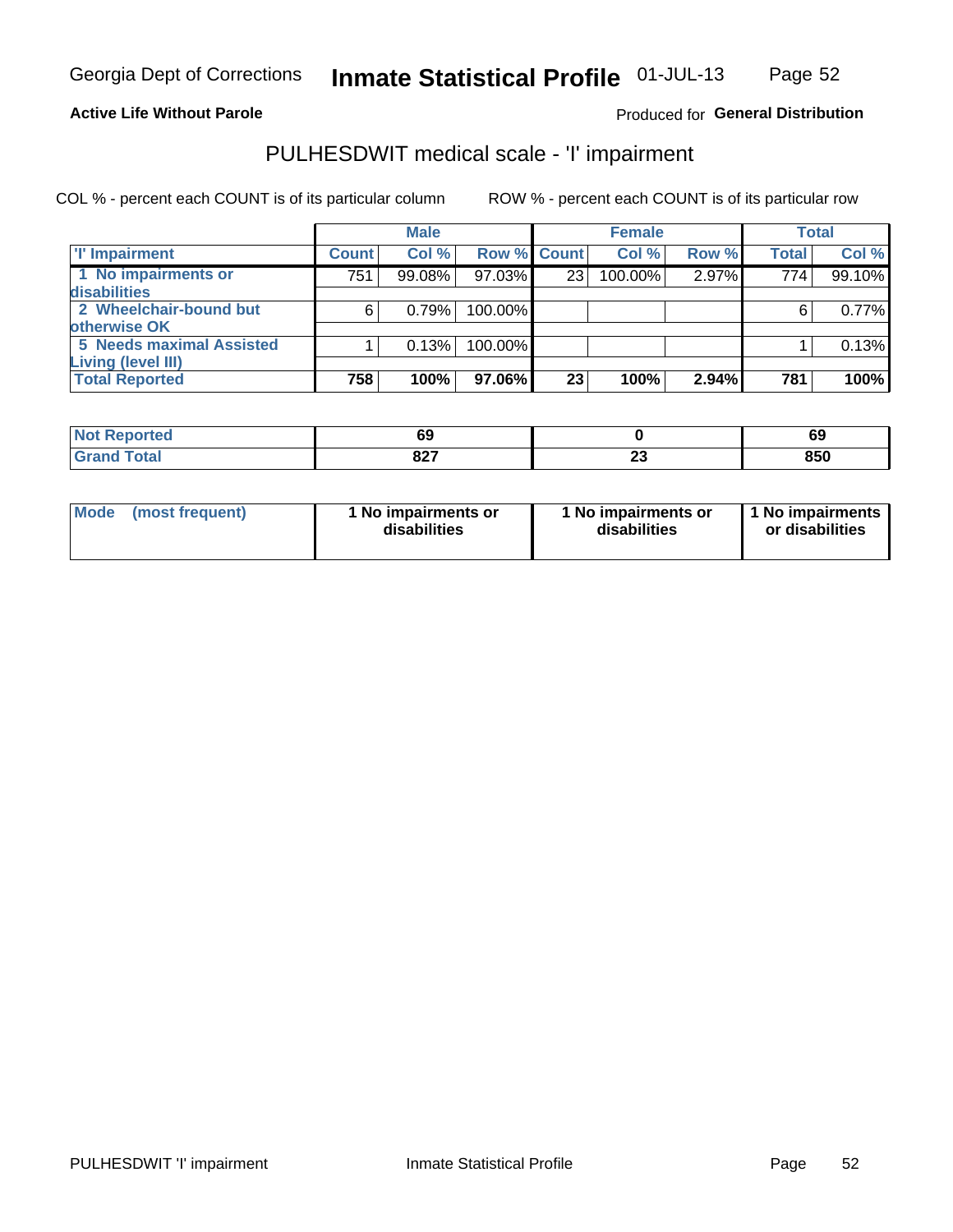**Active Life Without Parole**

Produced for **General Distribution**

## PULHESDWIT medical scale - 'I' impairment

COL % - percent each COUNT is of its particular column

ROW % - percent each COUNT is of its particular row

| | Male | | | Female | | | Total | |
|---|---|---|---|---|---|---|---|---|
| 'I' Impairment | Count | Col % | Row % | Count | Col % | Row % | Total | Col % |
| 1 No impairments or disabilities | 751 | 99.08% | 97.03% | 23 | 100.00% | 2.97% | 774 | 99.10% |
| 2 Wheelchair-bound but otherwise OK | 6 | 0.79% | 100.00% | | | | 6 | 0.77% |
| 5 Needs maximal Assisted Living (level III) | 1 | 0.13% | 100.00% | | | | 1 | 0.13% |
| **Total Reported** | **758** | **100%** | **97.06%** | **23** | **100%** | **2.94%** | **781** | **100%** |

| | Male | Female | Total |
|---|---|---|---|
| Not Reported | 69 | 0 | 69 |
| Grand Total | 827 | 23 | 850 |

| | Male | Female | Total |
|---|---|---|---|
| Mode (most frequent) | 1 No impairments or disabilities | 1 No impairments or disabilities | 1 No impairments or disabilities |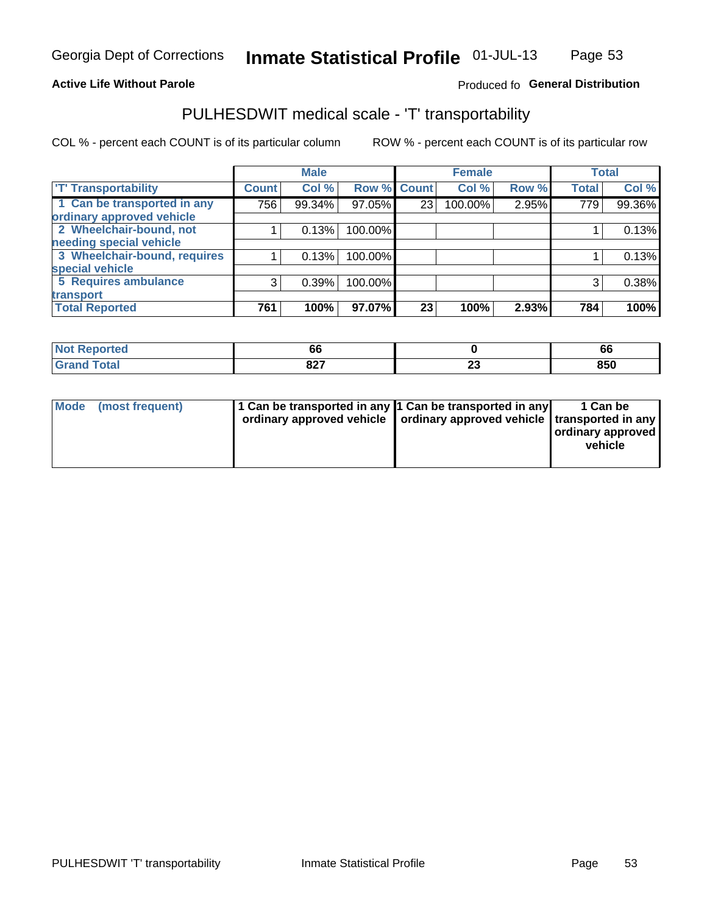Georgia Dept of Corrections **Inmate Statistical Profile** 01-JUL-13

**Active Life Without Parole**

Produced fo **General Distribution**

# PULHESDWIT medical scale - 'T' transportability

COL % - percent each COUNT is of its particular column

ROW % - percent each COUNT is of its particular row

| | Male | | | Female | | | Total | |
|---|---|---|---|---|---|---|---|---|
| 'T' Transportability | Count | Col % | Row % | Count | Col % | Row % | Total | Col % |
| 1 Can be transported in any ordinary approved vehicle | 756 | 99.34% | 97.05% | 23 | 100.00% | 2.95% | 779 | 99.36% |
| 2 Wheelchair-bound, not needing special vehicle | 1 | 0.13% | 100.00% | | | | 1 | 0.13% |
| 3 Wheelchair-bound, requires special vehicle | 1 | 0.13% | 100.00% | | | | 1 | 0.13% |
| 5 Requires ambulance transport | 3 | 0.39% | 100.00% | | | | 3 | 0.38% |
| **Total Reported** | **761** | **100%** | **97.07%** | **23** | **100%** | **2.93%** | **784** | **100%** |

| | Male | Female | Total |
|---|---|---|---|
| Not Reported | 66 | 0 | 66 |
| Grand Total | 827 | 23 | 850 |

| | Male | Female | Total |
|---|---|---|---|
| Mode (most frequent) | 1 Can be transported in any ordinary approved vehicle | 1 Can be transported in any ordinary approved vehicle | 1 Can be transported in any ordinary approved vehicle |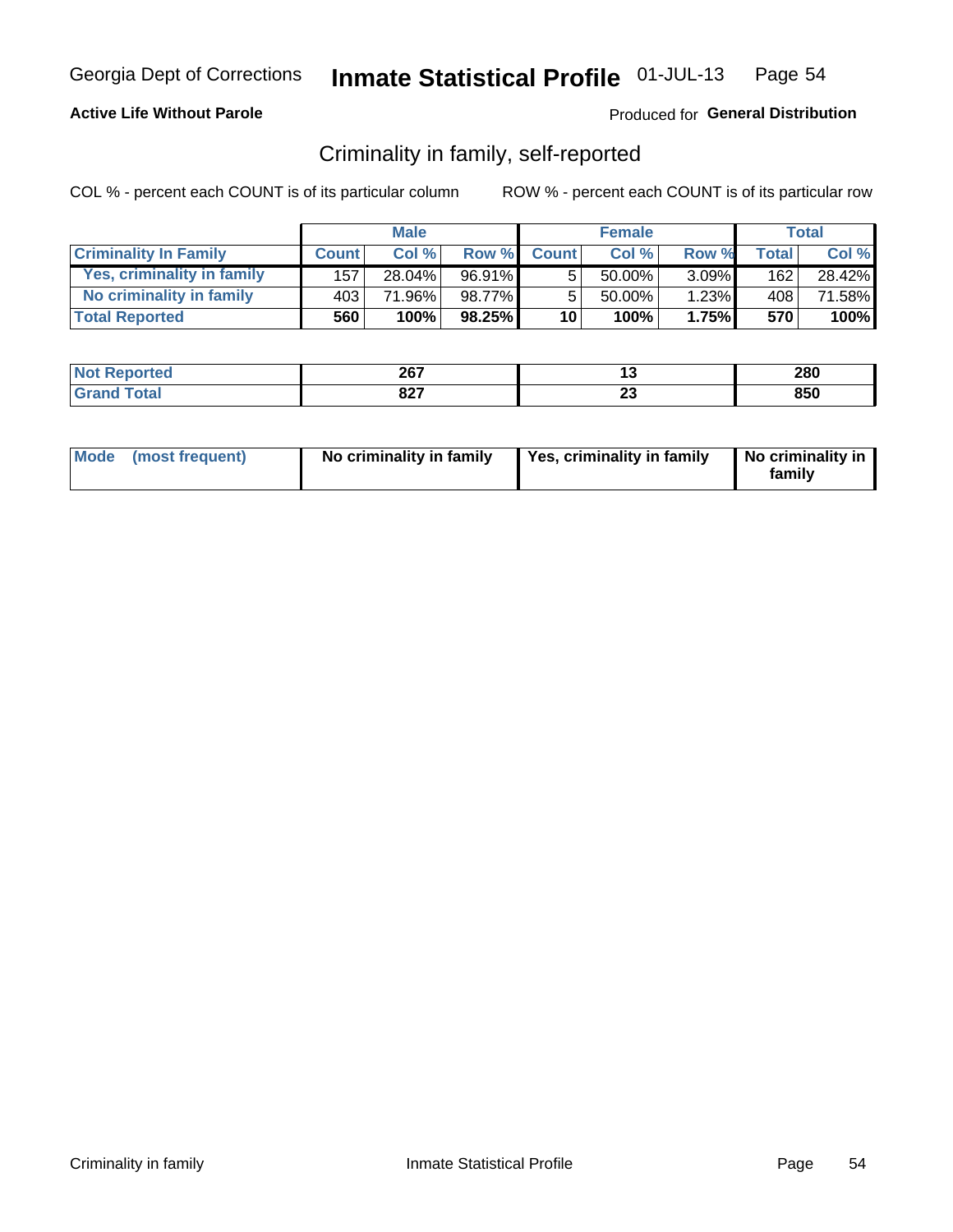Georgia Dept of Corrections **Inmate Statistical Profile** 01-JUL-13

**Active Life Without Parole**

Produced for **General Distribution**

## Criminality in family, self-reported

COL % - percent each COUNT is of its particular column

ROW % - percent each COUNT is of its particular row

| | Male | | | Female | | | Total | |
|---|---|---|---|---|---|---|---|---|
| **Criminality In Family** | **Count** | **Col %** | **Row %** | **Count** | **Col %** | **Row %** | **Total** | **Col %** |
| Yes, criminality in family | 157 | 28.04% | 96.91% | 5 | 50.00% | 3.09% | 162 | 28.42% |
| No criminality in family | 403 | 71.96% | 98.77% | 5 | 50.00% | 1.23% | 408 | 71.58% |
| **Total Reported** | **560** | **100%** | **98.25%** | **10** | **100%** | **1.75%** | **570** | **100%** |

| | Male | Female | Total |
|---|---|---|---|
| **Not Reported** | **267** | **13** | **280** |
| **Grand Total** | **827** | **23** | **850** |

| Mode (most frequent) | Male | Female | Total |
|---|---|---|---|
| | **No criminality in family** | **Yes, criminality in family** | **No criminality in family** |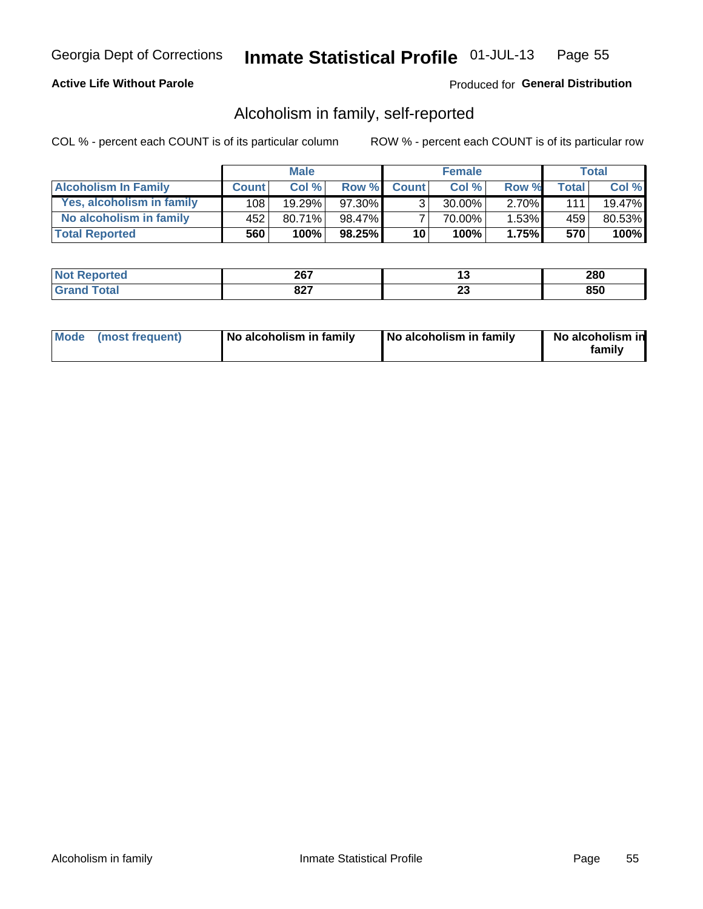Georgia Dept of Corrections **Inmate Statistical Profile** 01-JUL-13

**Active Life Without Parole**

Produced for **General Distribution**

## Alcoholism in family, self-reported

COL % - percent each COUNT is of its particular column ROW % - percent each COUNT is of its particular row

| | Male | | | Female | | | Total | |
|---|---|---|---|---|---|---|---|---|
| **Alcoholism In Family** | **Count** | **Col %** | **Row %** | **Count** | **Col %** | **Row %** | **Total** | **Col %** |
| **Yes, alcoholism in family** | 108 | 19.29% | 97.30% | 3 | 30.00% | 2.70% | 111 | 19.47% |
| **No alcoholism in family** | 452 | 80.71% | 98.47% | 7 | 70.00% | 1.53% | 459 | 80.53% |
| **Total Reported** | **560** | **100%** | **98.25%** | **10** | **100%** | **1.75%** | **570** | **100%** |

| | Male | Female | Total |
|---|---|---|---|
| **Not Reported** | **267** | **13** | **280** |
| **Grand Total** | **827** | **23** | **850** |

| | Male | Female | Total |
|---|---|---|---|
| **Mode (most frequent)** | **No alcoholism in family** | **No alcoholism in family** | **No alcoholism in family** |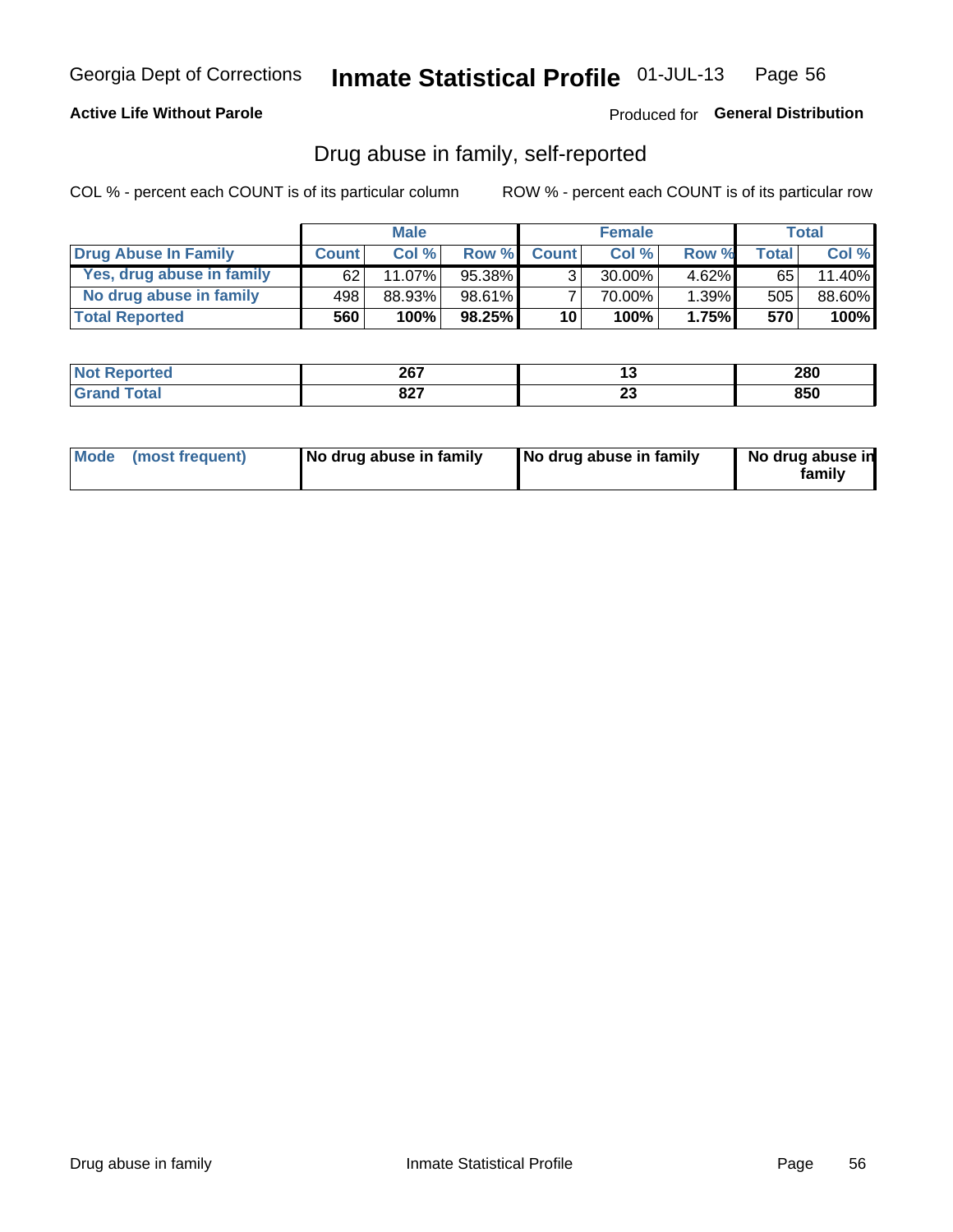Georgia Dept of Corrections **Inmate Statistical Profile** 01-JUL-13

**Active Life Without Parole**

Produced for **General Distribution**

## Drug abuse in family, self-reported

COL % - percent each COUNT is of its particular column

ROW % - percent each COUNT is of its particular row

| | Male | | | Female | | | Total | |
|---|---|---|---|---|---|---|---|---|
| **Drug Abuse In Family** | **Count** | **Col %** | **Row %** | **Count** | **Col %** | **Row %** | **Total** | **Col %** |
| Yes, drug abuse in family | 62 | 11.07% | 95.38% | 3 | 30.00% | 4.62% | 65 | 11.40% |
| No drug abuse in family | 498 | 88.93% | 98.61% | 7 | 70.00% | 1.39% | 505 | 88.60% |
| **Total Reported** | **560** | **100%** | **98.25%** | **10** | **100%** | **1.75%** | **570** | **100%** |

| | Male | Female | Total |
|---|---|---|---|
| **Not Reported** | **267** | **13** | **280** |
| **Grand Total** | **827** | **23** | **850** |

| | Male | Female | Total |
|---|---|---|---|
| **Mode (most frequent)** | **No drug abuse in family** | **No drug abuse in family** | **No drug abuse in family** |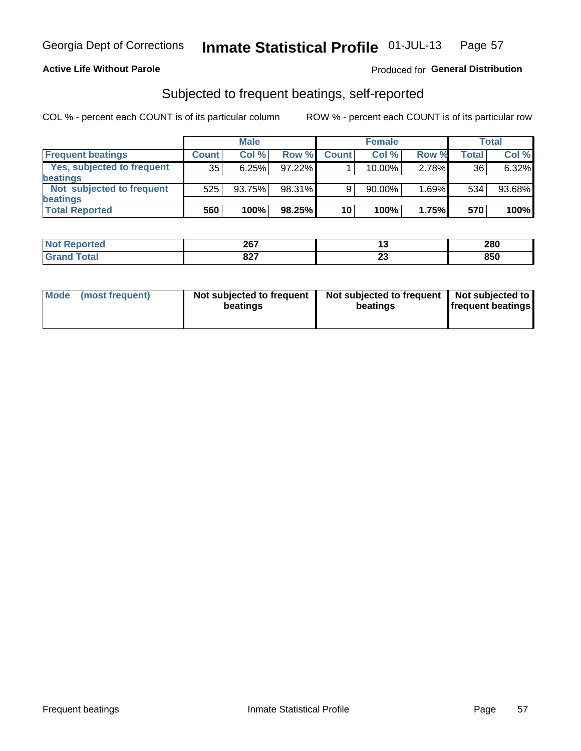Georgia Dept of Corrections **Inmate Statistical Profile** 01-JUL-13

**Active Life Without Parole**

Produced for **General Distribution**

## Subjected to frequent beatings, self-reported

COL % - percent each COUNT is of its particular column

ROW % - percent each COUNT is of its particular row

| | Male | | | Female | | | Total | |
|---|---|---|---|---|---|---|---|---|
| **Frequent beatings** | **Count** | **Col %** | **Row %** | **Count** | **Col %** | **Row %** | **Total** | **Col %** |
| **Yes, subjected to frequent beatings** | 35 | 6.25% | 97.22% | 1 | 10.00% | 2.78% | 36 | 6.32% |
| **Not subjected to frequent beatings** | 525 | 93.75% | 98.31% | 9 | 90.00% | 1.69% | 534 | 93.68% |
| **Total Reported** | **560** | **100%** | **98.25%** | **10** | **100%** | **1.75%** | **570** | **100%** |

| | Male | Female | Total |
|---|---|---|---|
| **Not Reported** | **267** | **13** | **280** |
| **Grand Total** | **827** | **23** | **850** |

| | Male | Female | Total |
|---|---|---|---|
| **Mode (most frequent)** | **Not subjected to frequent beatings** | **Not subjected to frequent beatings** | **Not subjected to frequent beatings** |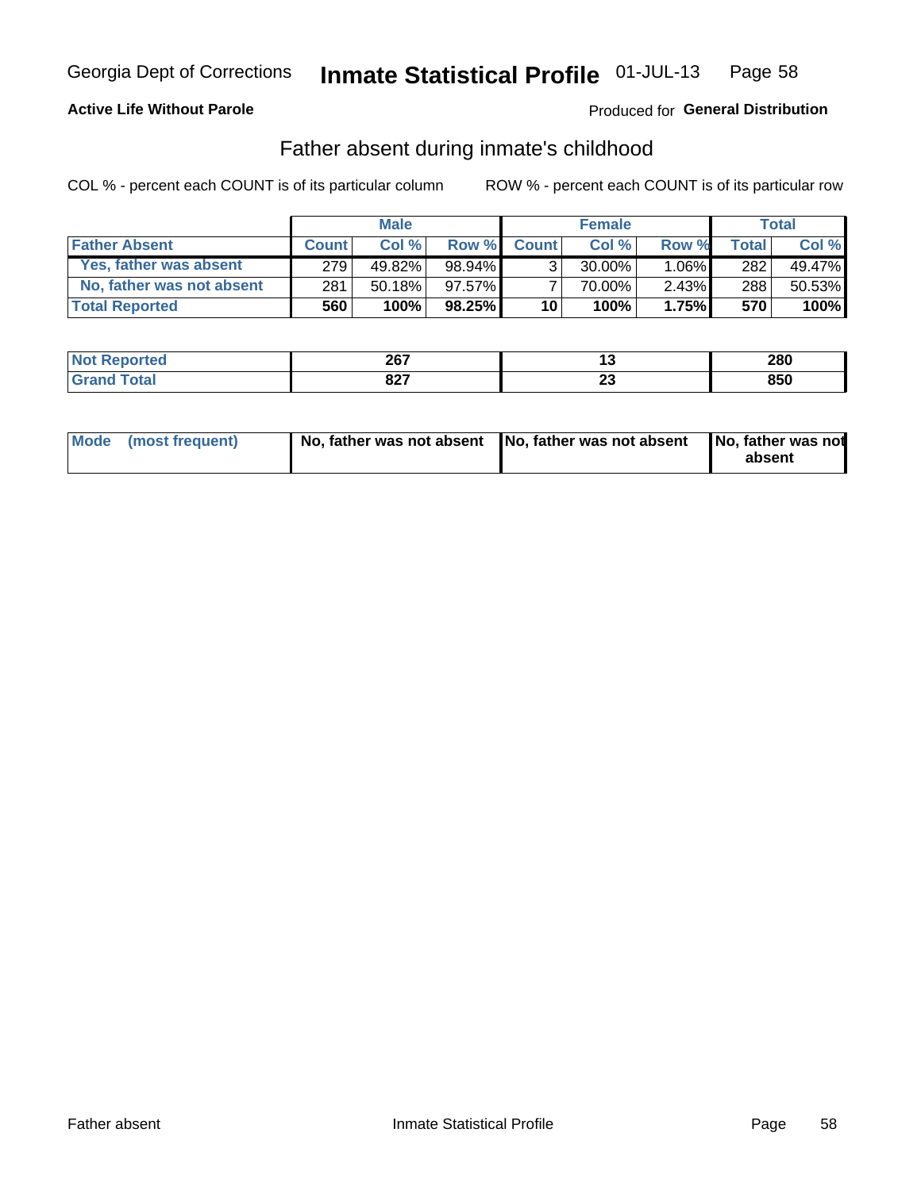Georgia Dept of Corrections **Inmate Statistical Profile** 01-JUL-13

**Active Life Without Parole**

Produced for **General Distribution**

## Father absent during inmate's childhood

COL % - percent each COUNT is of its particular column

ROW % - percent each COUNT is of its particular row

| | Male | | | Female | | | Total | |
|---|---|---|---|---|---|---|---|---|
| **Father Absent** | **Count** | **Col %** | **Row %** | **Count** | **Col %** | **Row %** | **Total** | **Col %** |
| Yes, father was absent | 279 | 49.82% | 98.94% | 3 | 30.00% | 1.06% | 282 | 49.47% |
| No, father was not absent | 281 | 50.18% | 97.57% | 7 | 70.00% | 2.43% | 288 | 50.53% |
| **Total Reported** | **560** | **100%** | **98.25%** | **10** | **100%** | **1.75%** | **570** | **100%** |

| | Male | Female | Total |
|---|---|---|---|
| **Not Reported** | **267** | **13** | **280** |
| **Grand Total** | **827** | **23** | **850** |

| | Male | Female | Total |
|---|---|---|---|
| **Mode (most frequent)** | **No, father was not absent** | **No, father was not absent** | **No, father was not absent** |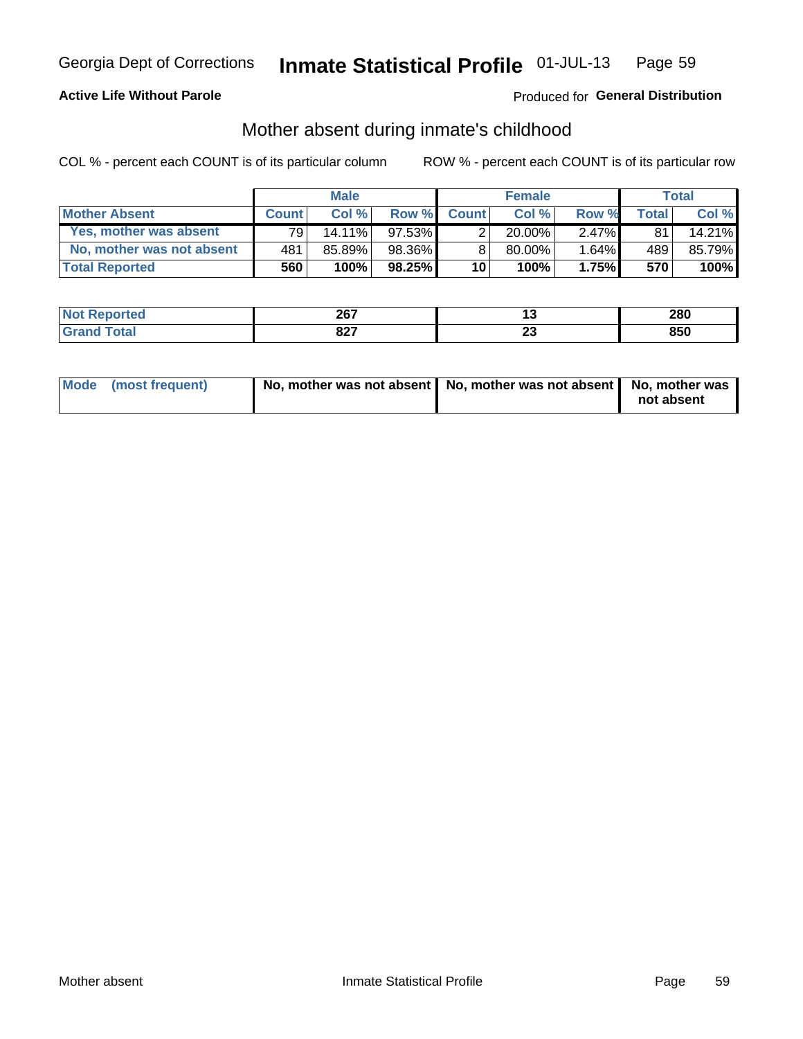Georgia Dept of Corrections **Inmate Statistical Profile** 01-JUL-13

**Active Life Without Parole**

Produced for **General Distribution**

## Mother absent during inmate's childhood

COL % - percent each COUNT is of its particular column

ROW % - percent each COUNT is of its particular row

| | Male | | | Female | | | Total | |
|---|---|---|---|---|---|---|---|---|
| **Mother Absent** | **Count** | **Col %** | **Row %** | **Count** | **Col %** | **Row %** | **Total** | **Col %** |
| Yes, mother was absent | 79 | 14.11% | 97.53% | 2 | 20.00% | 2.47% | 81 | 14.21% |
| No, mother was not absent | 481 | 85.89% | 98.36% | 8 | 80.00% | 1.64% | 489 | 85.79% |
| **Total Reported** | **560** | **100%** | **98.25%** | **10** | **100%** | **1.75%** | **570** | **100%** |

| | Male | Female | Total |
|---|---|---|---|
| **Not Reported** | **267** | **13** | **280** |
| **Grand Total** | **827** | **23** | **850** |

| | Male | Female | Total |
|---|---|---|---|
| **Mode (most frequent)** | **No, mother was not absent** | **No, mother was not absent** | **No, mother was not absent** |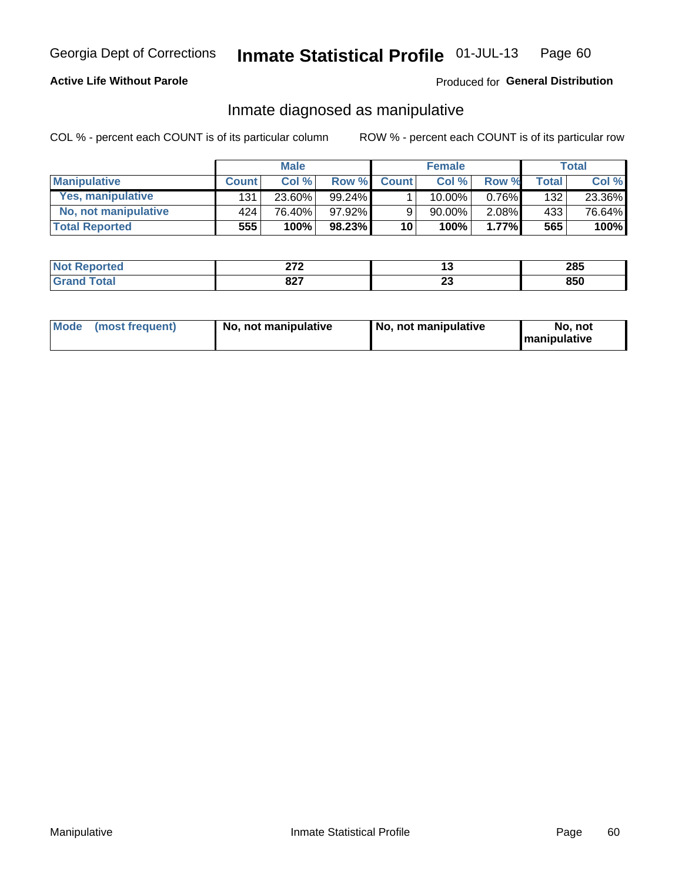Georgia Dept of Corrections **Inmate Statistical Profile** 01-JUL-13

**Active Life Without Parole**

Produced for **General Distribution**

## Inmate diagnosed as manipulative

COL % - percent each COUNT is of its particular column

ROW % - percent each COUNT is of its particular row

| | Male | | | Female | | | Total | |
|---|---|---|---|---|---|---|---|---|
| **Manipulative** | **Count** | **Col %** | **Row %** | **Count** | **Col %** | **Row %** | **Total** | **Col %** |
| **Yes, manipulative** | 131 | 23.60% | 99.24% | 1 | 10.00% | 0.76% | 132 | 23.36% |
| **No, not manipulative** | 424 | 76.40% | 97.92% | 9 | 90.00% | 2.08% | 433 | 76.64% |
| **Total Reported** | **555** | **100%** | **98.23%** | **10** | **100%** | **1.77%** | **565** | **100%** |

| | Male | Female | Total |
|---|---|---|---|
| **Not Reported** | **272** | **13** | **285** |
| **Grand Total** | **827** | **23** | **850** |

| | Male | Female | Total |
|---|---|---|---|
| **Mode (most frequent)** | **No, not manipulative** | **No, not manipulative** | **No, not manipulative** |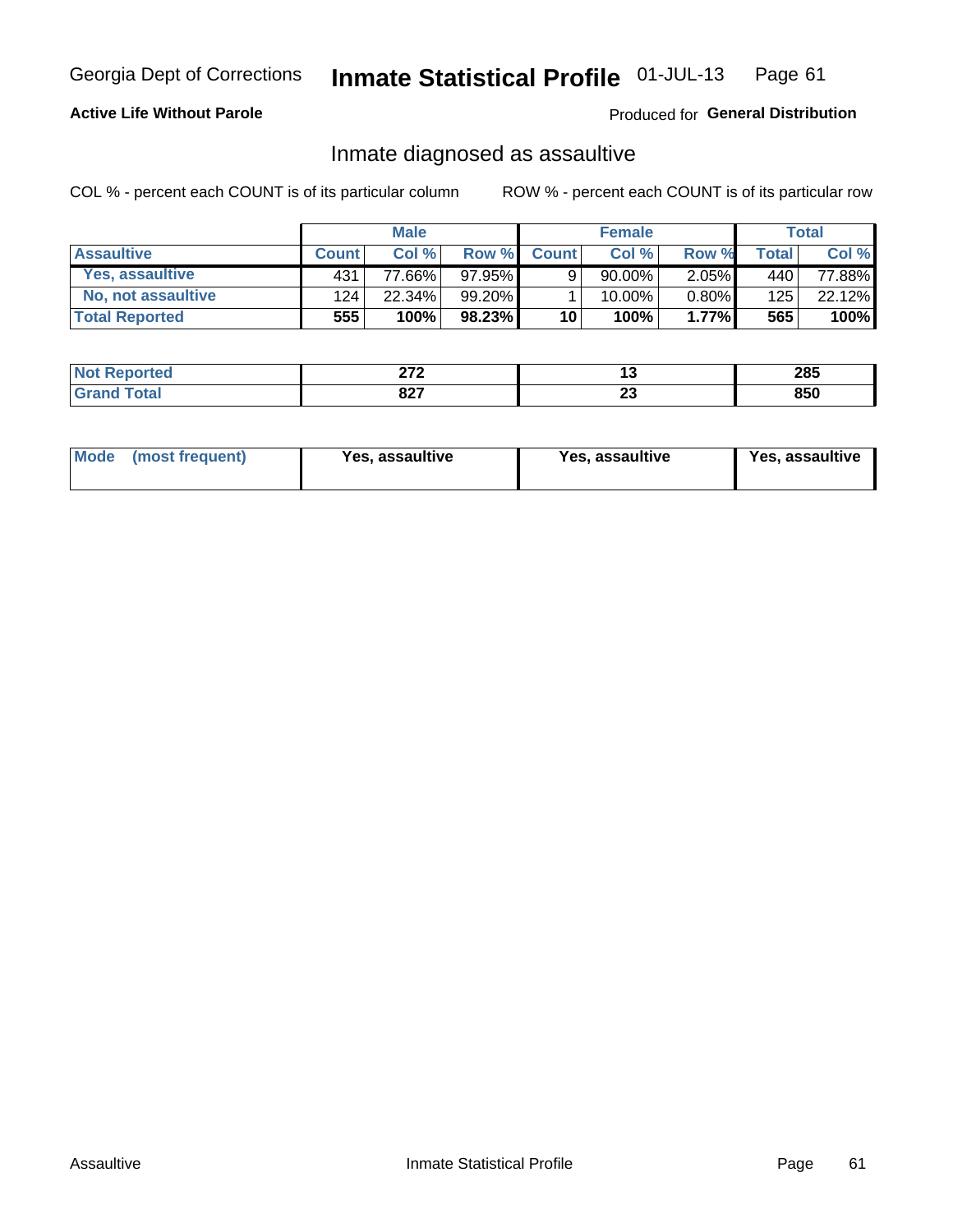Georgia Dept of Corrections **Inmate Statistical Profile** 01-JUL-13

**Active Life Without Parole**

Produced for **General Distribution**

## Inmate diagnosed as assaultive

COL % - percent each COUNT is of its particular column    ROW % - percent each COUNT is of its particular row

| | Male | | | Female | | | Total | |
|---|---|---|---|---|---|---|---|---|
| **Assaultive** | **Count** | **Col %** | **Row %** | **Count** | **Col %** | **Row %** | **Total** | **Col %** |
| **Yes, assaultive** | 431 | 77.66% | 97.95% | 9 | 90.00% | 2.05% | 440 | 77.88% |
| **No, not assaultive** | 124 | 22.34% | 99.20% | 1 | 10.00% | 0.80% | 125 | 22.12% |
| **Total Reported** | **555** | **100%** | **98.23%** | **10** | **100%** | **1.77%** | **565** | **100%** |

| | Male | Female | Total |
|---|---|---|---|
| **Not Reported** | **272** | **13** | **285** |
| **Grand Total** | **827** | **23** | **850** |

| | Male | Female | Total |
|---|---|---|---|
| **Mode (most frequent)** | **Yes, assaultive** | **Yes, assaultive** | **Yes, assaultive** |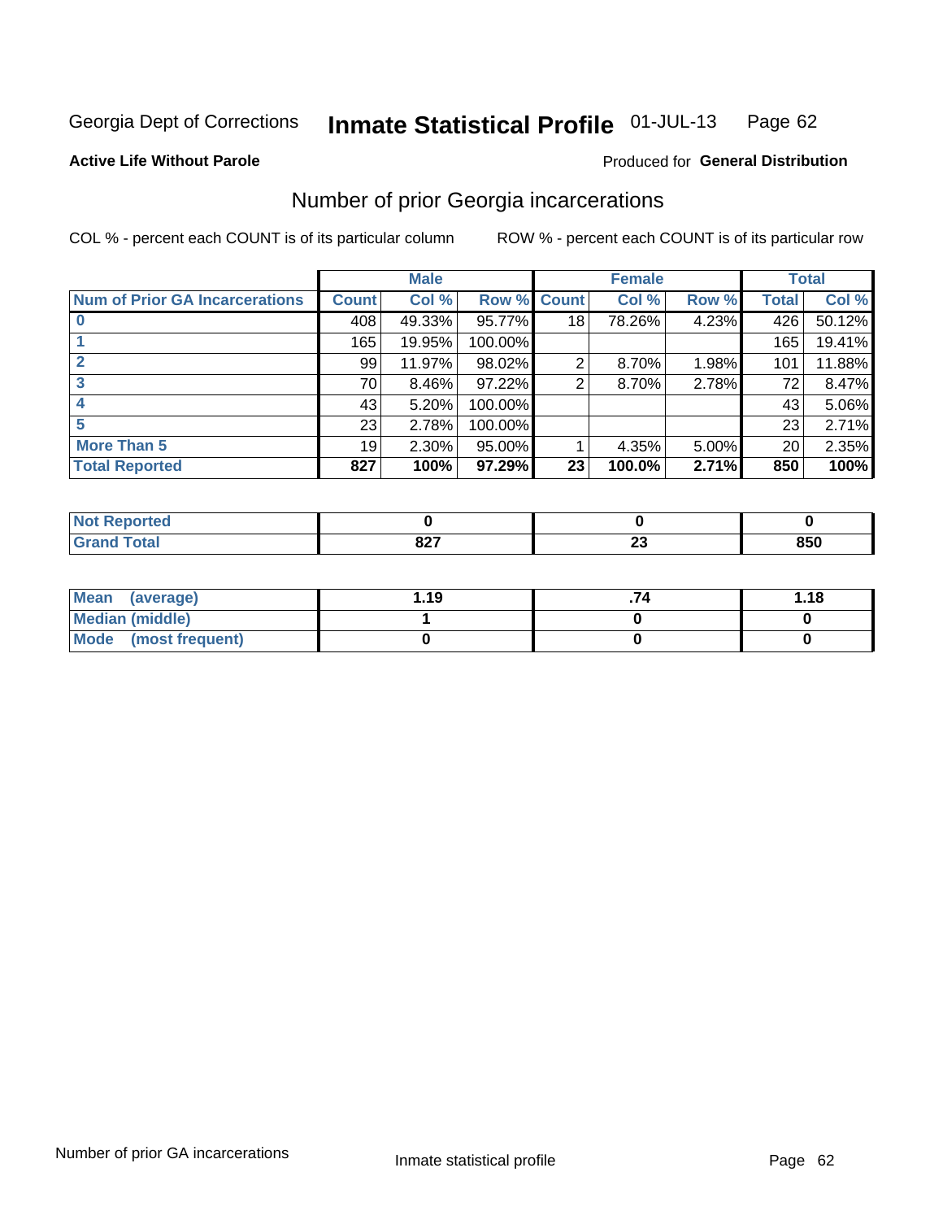Georgia Dept of Corrections **Inmate Statistical Profile** 01-JUL-13

**Active Life Without Parole**

Produced for **General Distribution**

## Number of prior Georgia incarcerations

COL % - percent each COUNT is of its particular column

ROW % - percent each COUNT is of its particular row

| | Male | | | Female | | | Total | |
|---|---|---|---|---|---|---|---|---|
| **Num of Prior GA Incarcerations** | **Count** | **Col %** | **Row %** | **Count** | **Col %** | **Row %** | **Total** | **Col %** |
| **0** | 408 | 49.33% | 95.77% | 18 | 78.26% | 4.23% | 426 | 50.12% |
| **1** | 165 | 19.95% | 100.00% | | | | 165 | 19.41% |
| **2** | 99 | 11.97% | 98.02% | 2 | 8.70% | 1.98% | 101 | 11.88% |
| **3** | 70 | 8.46% | 97.22% | 2 | 8.70% | 2.78% | 72 | 8.47% |
| **4** | 43 | 5.20% | 100.00% | | | | 43 | 5.06% |
| **5** | 23 | 2.78% | 100.00% | | | | 23 | 2.71% |
| **More Than 5** | 19 | 2.30% | 95.00% | 1 | 4.35% | 5.00% | 20 | 2.35% |
| **Total Reported** | **827** | **100%** | **97.29%** | **23** | **100.0%** | **2.71%** | **850** | **100%** |

| | Male | Female | Total |
|---|---|---|---|
| **Not Reported** | **0** | **0** | **0** |
| **Grand Total** | **827** | **23** | **850** |

| | Male | Female | Total |
|---|---|---|---|
| **Mean (average)** | **1.19** | **.74** | **1.18** |
| **Median (middle)** | **1** | **0** | **0** |
| **Mode (most frequent)** | **0** | **0** | **0** |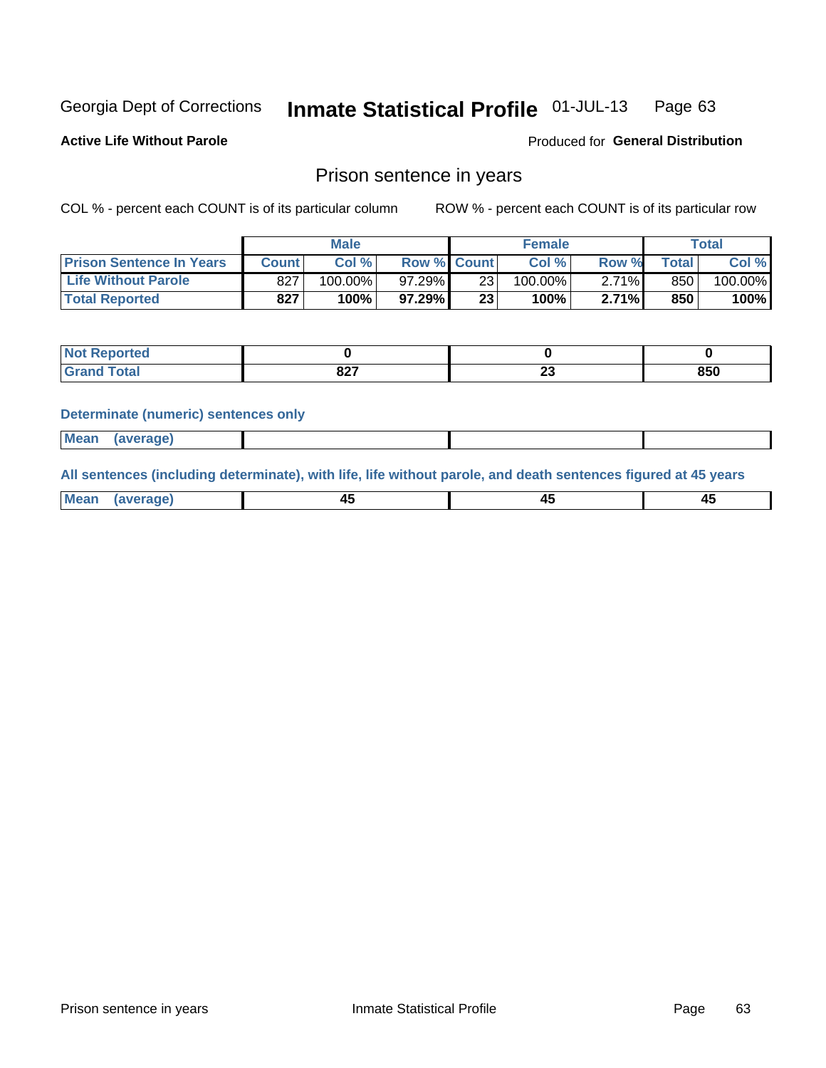Georgia Dept of Corrections **Inmate Statistical Profile** 01-JUL-13

**Active Life Without Parole**

Produced for **General Distribution**

## Prison sentence in years

COL % - percent each COUNT is of its particular column ROW % - percent each COUNT is of its particular row

| | Male | | | Female | | | Total | |
|---|---|---|---|---|---|---|---|---|
| **Prison Sentence In Years** | **Count** | **Col %** | **Row %** | **Count** | **Col %** | **Row %** | **Total** | **Col %** |
| **Life Without Parole** | 827 | 100.00% | 97.29% | 23 | 100.00% | 2.71% | 850 | 100.00% |
| **Total Reported** | **827** | **100%** | **97.29%** | **23** | **100%** | **2.71%** | **850** | **100%** |

| | Male | Female | Total |
|---|---|---|---|
| **Not Reported** | **0** | **0** | **0** |
| **Grand Total** | **827** | **23** | **850** |

### Determinate (numeric) sentences only

| | Male | Female | Total |
|---|---|---|---|
| **Mean (average)** | | | |

### All sentences (including determinate), with life, life without parole, and death sentences figured at 45 years

| | Male | Female | Total |
|---|---|---|---|
| **Mean (average)** | **45** | **45** | **45** |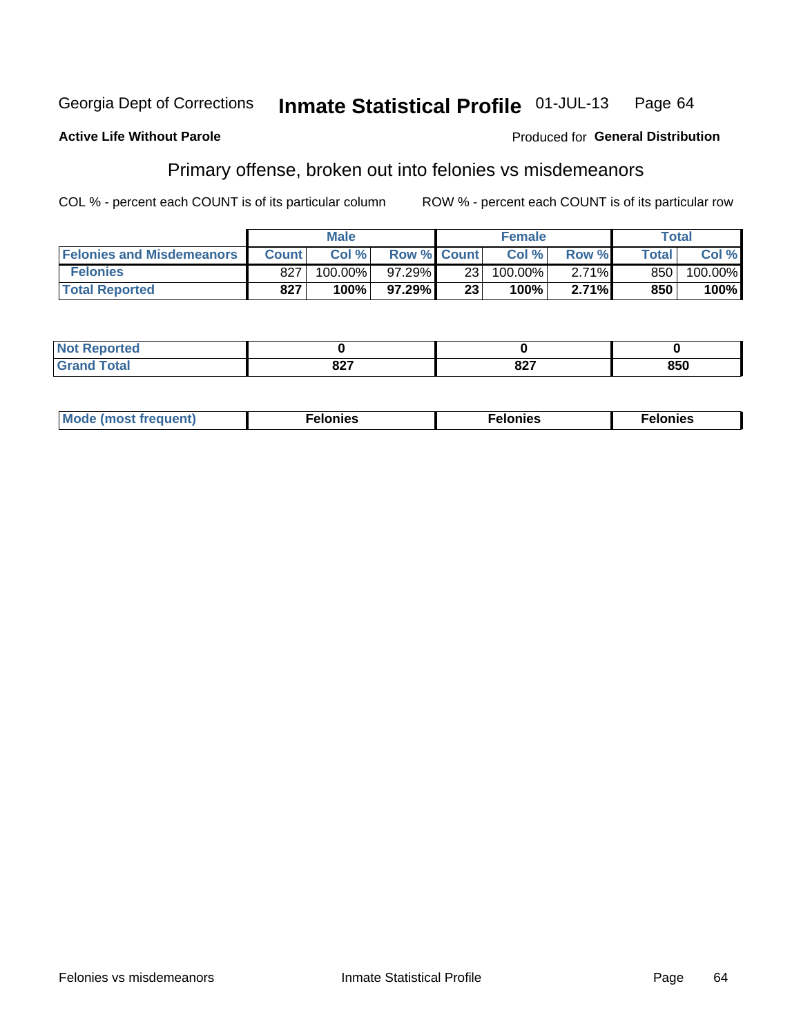Georgia Dept of Corrections **Inmate Statistical Profile** 01-JUL-13

**Active Life Without Parole**

Produced for **General Distribution**

## Primary offense, broken out into felonies vs misdemeanors

COL % - percent each COUNT is of its particular column

ROW % - percent each COUNT is of its particular row

| | Male | | | Female | | | Total | |
|---|---|---|---|---|---|---|---|---|
| **Felonies and Misdemeanors** | **Count** | **Col %** | **Row %** | **Count** | **Col %** | **Row %** | **Total** | **Col %** |
| **Felonies** | 827 | 100.00% | 97.29% | 23 | 100.00% | 2.71% | 850 | 100.00% |
| **Total Reported** | **827** | **100%** | **97.29%** | **23** | **100%** | **2.71%** | **850** | **100%** |

| | Male | Female | Total |
|---|---|---|---|
| **Not Reported** | **0** | **0** | **0** |
| **Grand Total** | **827** | **827** | **850** |

| | Male | Female | Total |
|---|---|---|---|
| **Mode (most frequent)** | **Felonies** | **Felonies** | **Felonies** |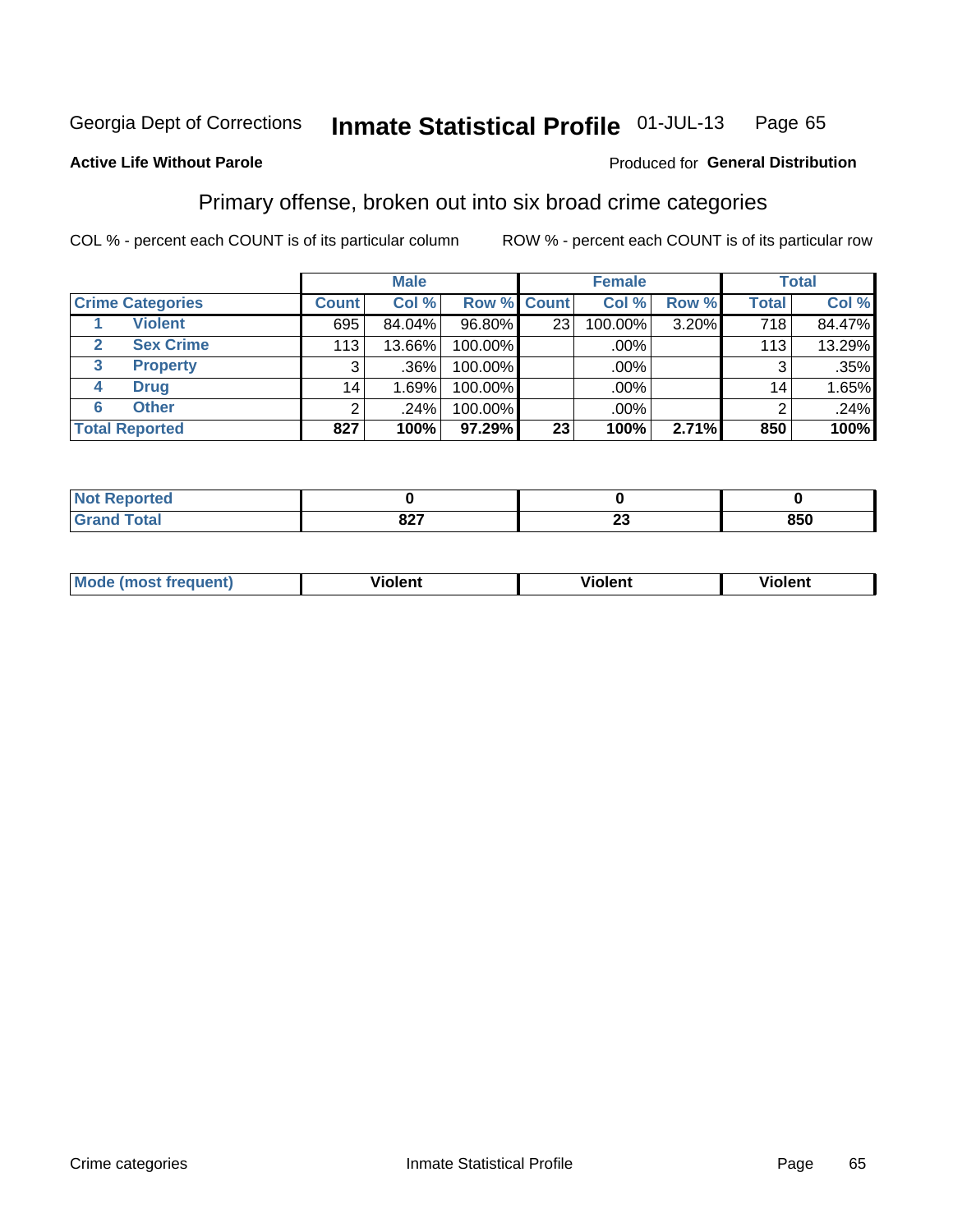Georgia Dept of Corrections **Inmate Statistical Profile** 01-JUL-13 Page 65

**Active Life Without Parole**

Produced for **General Distribution**

## Primary offense, broken out into six broad crime categories

COL % - percent each COUNT is of its particular column

ROW % - percent each COUNT is of its particular row

| | | Male | | | Female | | | Total | |
|---|---|---|---|---|---|---|---|---|---|
| **Crime Categories** | | **Count** | **Col %** | **Row %** | **Count** | **Col %** | **Row %** | **Total** | **Col %** |
| 1 | **Violent** | 695 | 84.04% | 96.80% | 23 | 100.00% | 3.20% | 718 | 84.47% |
| 2 | **Sex Crime** | 113 | 13.66% | 100.00% | | .00% | | 113 | 13.29% |
| 3 | **Property** | 3 | .36% | 100.00% | | .00% | | 3 | .35% |
| 4 | **Drug** | 14 | 1.69% | 100.00% | | .00% | | 14 | 1.65% |
| 6 | **Other** | 2 | .24% | 100.00% | | .00% | | 2 | .24% |
| **Total Reported** | | **827** | **100%** | **97.29%** | **23** | **100%** | **2.71%** | **850** | **100%** |

| | Male | Female | Total |
|---|---|---|---|
| **Not Reported** | **0** | **0** | **0** |
| **Grand Total** | **827** | **23** | **850** |

| | Male | Female | Total |
|---|---|---|---|
| **Mode (most frequent)** | **Violent** | **Violent** | **Violent** |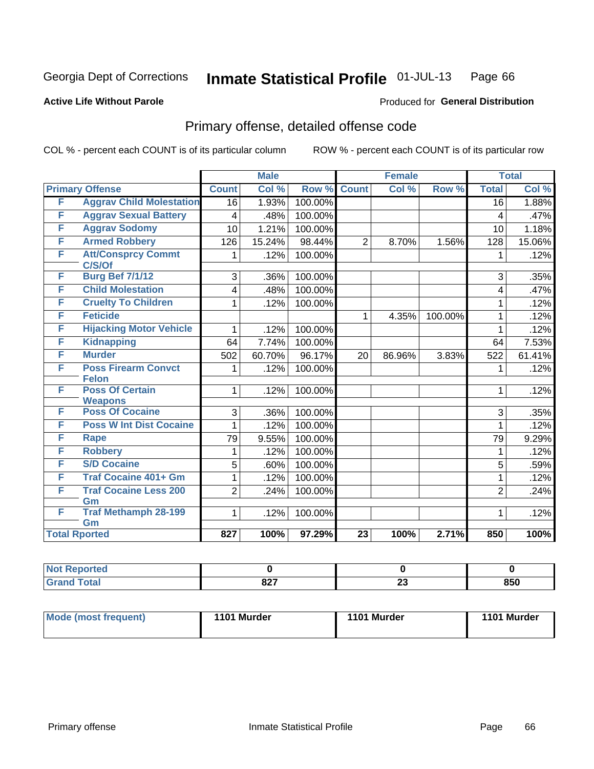Georgia Dept of Corrections **Inmate Statistical Profile** 01-JUL-13

**Active Life Without Parole**

Produced for **General Distribution**

## Primary offense, detailed offense code

COL % - percent each COUNT is of its particular column ROW % - percent each COUNT is of its particular row

| Primary Offense | | Male | | | Female | | | Total | |
|---|---|---|---|---|---|---|---|---|---|
| | | Count | Col % | Row % | Count | Col % | Row % | Total | Col % |
| F | Aggrav Child Molestation | 16 | 1.93% | 100.00% | | | | 16 | 1.88% |
| F | Aggrav Sexual Battery | 4 | .48% | 100.00% | | | | 4 | .47% |
| F | Aggrav Sodomy | 10 | 1.21% | 100.00% | | | | 10 | 1.18% |
| F | Armed Robbery | 126 | 15.24% | 98.44% | 2 | 8.70% | 1.56% | 128 | 15.06% |
| F | Att/Consprcy Commt C/S/Of | 1 | .12% | 100.00% | | | | 1 | .12% |
| F | Burg Bef 7/1/12 | 3 | .36% | 100.00% | | | | 3 | .35% |
| F | Child Molestation | 4 | .48% | 100.00% | | | | 4 | .47% |
| F | Cruelty To Children | 1 | .12% | 100.00% | | | | 1 | .12% |
| F | Feticide | | | | 1 | 4.35% | 100.00% | 1 | .12% |
| F | Hijacking Motor Vehicle | 1 | .12% | 100.00% | | | | 1 | .12% |
| F | Kidnapping | 64 | 7.74% | 100.00% | | | | 64 | 7.53% |
| F | Murder | 502 | 60.70% | 96.17% | 20 | 86.96% | 3.83% | 522 | 61.41% |
| F | Poss Firearm Convct Felon | 1 | .12% | 100.00% | | | | 1 | .12% |
| F | Poss Of Certain Weapons | 1 | .12% | 100.00% | | | | 1 | .12% |
| F | Poss Of Cocaine | 3 | .36% | 100.00% | | | | 3 | .35% |
| F | Poss W Int Dist Cocaine | 1 | .12% | 100.00% | | | | 1 | .12% |
| F | Rape | 79 | 9.55% | 100.00% | | | | 79 | 9.29% |
| F | Robbery | 1 | .12% | 100.00% | | | | 1 | .12% |
| F | S/D Cocaine | 5 | .60% | 100.00% | | | | 5 | .59% |
| F | Traf Cocaine 401+ Gm | 1 | .12% | 100.00% | | | | 1 | .12% |
| F | Traf Cocaine Less 200 Gm | 2 | .24% | 100.00% | | | | 2 | .24% |
| F | Traf Methamph 28-199 Gm | 1 | .12% | 100.00% | | | | 1 | .12% |
| Total Rported | | 827 | 100% | 97.29% | 23 | 100% | 2.71% | 850 | 100% |

| | Male | Female | Total |
|---|---|---|---|
| Not Reported | 0 | 0 | 0 |
| Grand Total | 827 | 23 | 850 |

| | Male | Female | Total |
|---|---|---|---|
| Mode (most frequent) | 1101 Murder | 1101 Murder | 1101 Murder |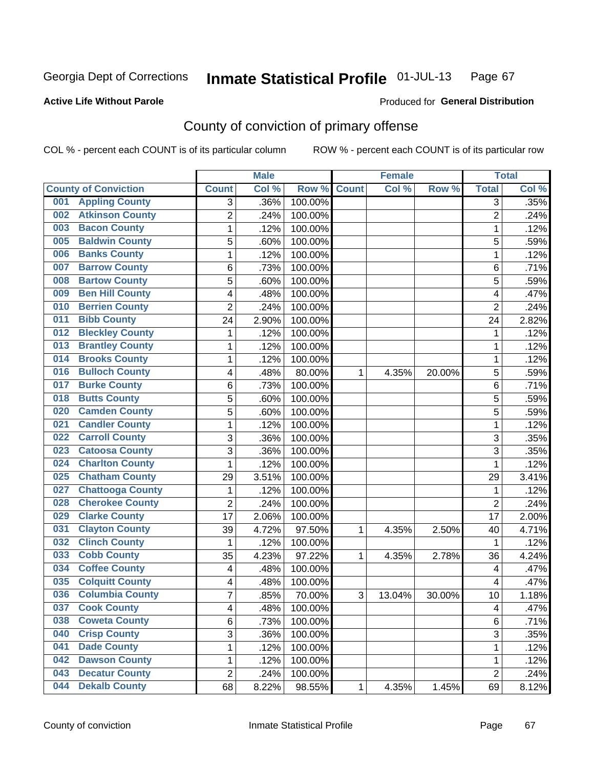Georgia Dept of Corrections **Inmate Statistical Profile** 01-JUL-13

**Active Life Without Parole**

Produced for **General Distribution**

## County of conviction of primary offense

COL % - percent each COUNT is of its particular column ROW % - percent each COUNT is of its particular row

| County of Conviction | Male | | | Female | | | Total | |
|---|---|---|---|---|---|---|---|---|
| | Count | Col % | Row % | Count | Col % | Row % | Total | Col % |
| 001 Appling County | 3 | .36% | 100.00% | | | | 3 | .35% |
| 002 Atkinson County | 2 | .24% | 100.00% | | | | 2 | .24% |
| 003 Bacon County | 1 | .12% | 100.00% | | | | 1 | .12% |
| 005 Baldwin County | 5 | .60% | 100.00% | | | | 5 | .59% |
| 006 Banks County | 1 | .12% | 100.00% | | | | 1 | .12% |
| 007 Barrow County | 6 | .73% | 100.00% | | | | 6 | .71% |
| 008 Bartow County | 5 | .60% | 100.00% | | | | 5 | .59% |
| 009 Ben Hill County | 4 | .48% | 100.00% | | | | 4 | .47% |
| 010 Berrien County | 2 | .24% | 100.00% | | | | 2 | .24% |
| 011 Bibb County | 24 | 2.90% | 100.00% | | | | 24 | 2.82% |
| 012 Bleckley County | 1 | .12% | 100.00% | | | | 1 | .12% |
| 013 Brantley County | 1 | .12% | 100.00% | | | | 1 | .12% |
| 014 Brooks County | 1 | .12% | 100.00% | | | | 1 | .12% |
| 016 Bulloch County | 4 | .48% | 80.00% | 1 | 4.35% | 20.00% | 5 | .59% |
| 017 Burke County | 6 | .73% | 100.00% | | | | 6 | .71% |
| 018 Butts County | 5 | .60% | 100.00% | | | | 5 | .59% |
| 020 Camden County | 5 | .60% | 100.00% | | | | 5 | .59% |
| 021 Candler County | 1 | .12% | 100.00% | | | | 1 | .12% |
| 022 Carroll County | 3 | .36% | 100.00% | | | | 3 | .35% |
| 023 Catoosa County | 3 | .36% | 100.00% | | | | 3 | .35% |
| 024 Charlton County | 1 | .12% | 100.00% | | | | 1 | .12% |
| 025 Chatham County | 29 | 3.51% | 100.00% | | | | 29 | 3.41% |
| 027 Chattooga County | 1 | .12% | 100.00% | | | | 1 | .12% |
| 028 Cherokee County | 2 | .24% | 100.00% | | | | 2 | .24% |
| 029 Clarke County | 17 | 2.06% | 100.00% | | | | 17 | 2.00% |
| 031 Clayton County | 39 | 4.72% | 97.50% | 1 | 4.35% | 2.50% | 40 | 4.71% |
| 032 Clinch County | 1 | .12% | 100.00% | | | | 1 | .12% |
| 033 Cobb County | 35 | 4.23% | 97.22% | 1 | 4.35% | 2.78% | 36 | 4.24% |
| 034 Coffee County | 4 | .48% | 100.00% | | | | 4 | .47% |
| 035 Colquitt County | 4 | .48% | 100.00% | | | | 4 | .47% |
| 036 Columbia County | 7 | .85% | 70.00% | 3 | 13.04% | 30.00% | 10 | 1.18% |
| 037 Cook County | 4 | .48% | 100.00% | | | | 4 | .47% |
| 038 Coweta County | 6 | .73% | 100.00% | | | | 6 | .71% |
| 040 Crisp County | 3 | .36% | 100.00% | | | | 3 | .35% |
| 041 Dade County | 1 | .12% | 100.00% | | | | 1 | .12% |
| 042 Dawson County | 1 | .12% | 100.00% | | | | 1 | .12% |
| 043 Decatur County | 2 | .24% | 100.00% | | | | 2 | .24% |
| 044 Dekalb County | 68 | 8.22% | 98.55% | 1 | 4.35% | 1.45% | 69 | 8.12% |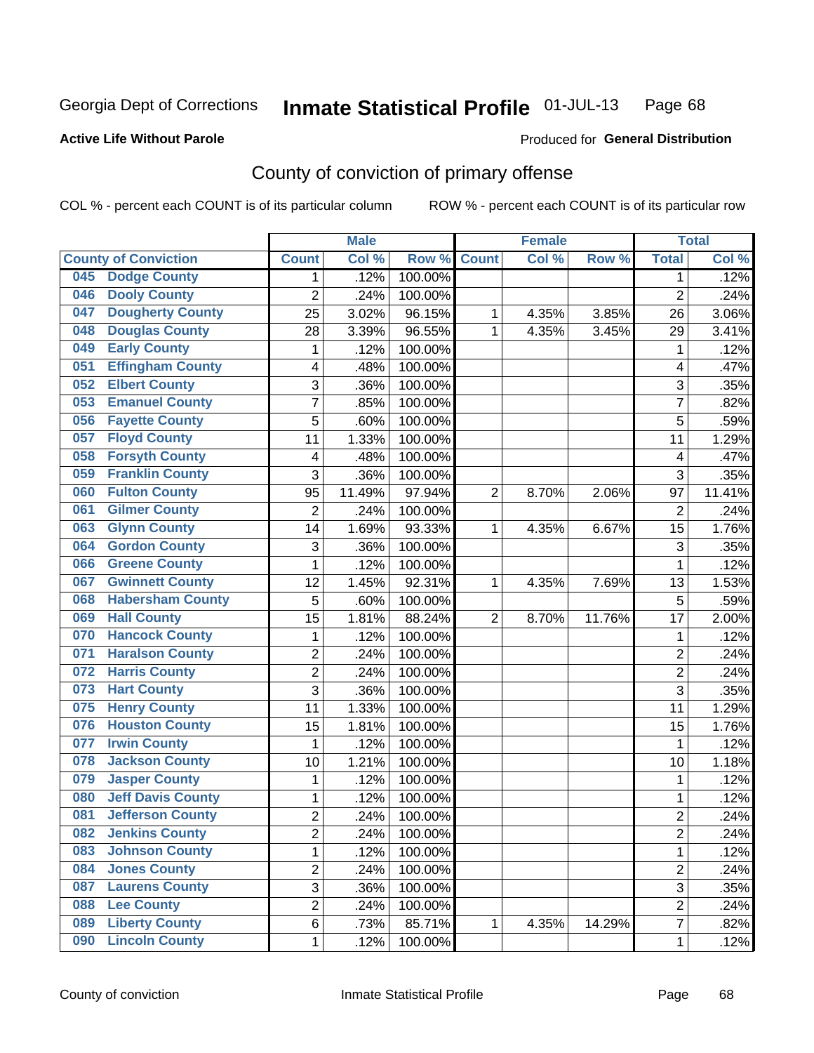Georgia Dept of Corrections **Inmate Statistical Profile** 01-JUL-13

**Active Life Without Parole**

Produced for **General Distribution**

## County of conviction of primary offense

COL % - percent each COUNT is of its particular column ROW % - percent each COUNT is of its particular row

| County of Conviction | Male | | | Female | | | Total | |
|---|---|---|---|---|---|---|---|---|
| | Count | Col % | Row % | Count | Col % | Row % | Total | Col % |
| 045 Dodge County | 1 | .12% | 100.00% | | | | 1 | .12% |
| 046 Dooly County | 2 | .24% | 100.00% | | | | 2 | .24% |
| 047 Dougherty County | 25 | 3.02% | 96.15% | 1 | 4.35% | 3.85% | 26 | 3.06% |
| 048 Douglas County | 28 | 3.39% | 96.55% | 1 | 4.35% | 3.45% | 29 | 3.41% |
| 049 Early County | 1 | .12% | 100.00% | | | | 1 | .12% |
| 051 Effingham County | 4 | .48% | 100.00% | | | | 4 | .47% |
| 052 Elbert County | 3 | .36% | 100.00% | | | | 3 | .35% |
| 053 Emanuel County | 7 | .85% | 100.00% | | | | 7 | .82% |
| 056 Fayette County | 5 | .60% | 100.00% | | | | 5 | .59% |
| 057 Floyd County | 11 | 1.33% | 100.00% | | | | 11 | 1.29% |
| 058 Forsyth County | 4 | .48% | 100.00% | | | | 4 | .47% |
| 059 Franklin County | 3 | .36% | 100.00% | | | | 3 | .35% |
| 060 Fulton County | 95 | 11.49% | 97.94% | 2 | 8.70% | 2.06% | 97 | 11.41% |
| 061 Gilmer County | 2 | .24% | 100.00% | | | | 2 | .24% |
| 063 Glynn County | 14 | 1.69% | 93.33% | 1 | 4.35% | 6.67% | 15 | 1.76% |
| 064 Gordon County | 3 | .36% | 100.00% | | | | 3 | .35% |
| 066 Greene County | 1 | .12% | 100.00% | | | | 1 | .12% |
| 067 Gwinnett County | 12 | 1.45% | 92.31% | 1 | 4.35% | 7.69% | 13 | 1.53% |
| 068 Habersham County | 5 | .60% | 100.00% | | | | 5 | .59% |
| 069 Hall County | 15 | 1.81% | 88.24% | 2 | 8.70% | 11.76% | 17 | 2.00% |
| 070 Hancock County | 1 | .12% | 100.00% | | | | 1 | .12% |
| 071 Haralson County | 2 | .24% | 100.00% | | | | 2 | .24% |
| 072 Harris County | 2 | .24% | 100.00% | | | | 2 | .24% |
| 073 Hart County | 3 | .36% | 100.00% | | | | 3 | .35% |
| 075 Henry County | 11 | 1.33% | 100.00% | | | | 11 | 1.29% |
| 076 Houston County | 15 | 1.81% | 100.00% | | | | 15 | 1.76% |
| 077 Irwin County | 1 | .12% | 100.00% | | | | 1 | .12% |
| 078 Jackson County | 10 | 1.21% | 100.00% | | | | 10 | 1.18% |
| 079 Jasper County | 1 | .12% | 100.00% | | | | 1 | .12% |
| 080 Jeff Davis County | 1 | .12% | 100.00% | | | | 1 | .12% |
| 081 Jefferson County | 2 | .24% | 100.00% | | | | 2 | .24% |
| 082 Jenkins County | 2 | .24% | 100.00% | | | | 2 | .24% |
| 083 Johnson County | 1 | .12% | 100.00% | | | | 1 | .12% |
| 084 Jones County | 2 | .24% | 100.00% | | | | 2 | .24% |
| 087 Laurens County | 3 | .36% | 100.00% | | | | 3 | .35% |
| 088 Lee County | 2 | .24% | 100.00% | | | | 2 | .24% |
| 089 Liberty County | 6 | .73% | 85.71% | 1 | 4.35% | 14.29% | 7 | .82% |
| 090 Lincoln County | 1 | .12% | 100.00% | | | | 1 | .12% |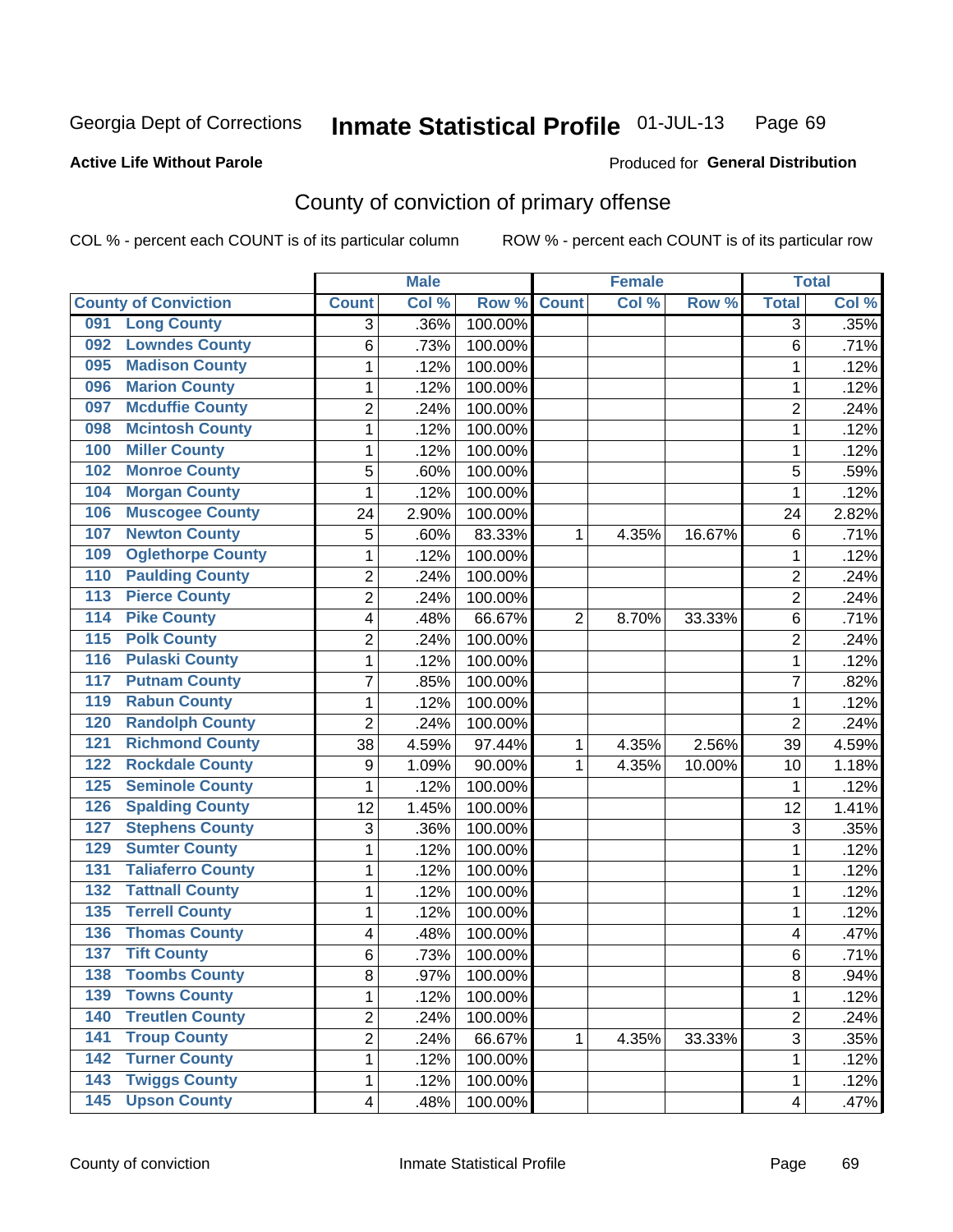Georgia Dept of Corrections **Inmate Statistical Profile** 01-JUL-13

**Active Life Without Parole** Produced for **General Distribution**

## County of conviction of primary offense

COL % - percent each COUNT is of its particular column ROW % - percent each COUNT is of its particular row

| County of Conviction | Male | | | Female | | | Total | |
|---|---|---|---|---|---|---|---|---|
| | Count | Col % | Row % | Count | Col % | Row % | Total | Col % |
| 091 Long County | 3 | .36% | 100.00% | | | | 3 | .35% |
| 092 Lowndes County | 6 | .73% | 100.00% | | | | 6 | .71% |
| 095 Madison County | 1 | .12% | 100.00% | | | | 1 | .12% |
| 096 Marion County | 1 | .12% | 100.00% | | | | 1 | .12% |
| 097 Mcduffie County | 2 | .24% | 100.00% | | | | 2 | .24% |
| 098 Mcintosh County | 1 | .12% | 100.00% | | | | 1 | .12% |
| 100 Miller County | 1 | .12% | 100.00% | | | | 1 | .12% |
| 102 Monroe County | 5 | .60% | 100.00% | | | | 5 | .59% |
| 104 Morgan County | 1 | .12% | 100.00% | | | | 1 | .12% |
| 106 Muscogee County | 24 | 2.90% | 100.00% | | | | 24 | 2.82% |
| 107 Newton County | 5 | .60% | 83.33% | 1 | 4.35% | 16.67% | 6 | .71% |
| 109 Oglethorpe County | 1 | .12% | 100.00% | | | | 1 | .12% |
| 110 Paulding County | 2 | .24% | 100.00% | | | | 2 | .24% |
| 113 Pierce County | 2 | .24% | 100.00% | | | | 2 | .24% |
| 114 Pike County | 4 | .48% | 66.67% | 2 | 8.70% | 33.33% | 6 | .71% |
| 115 Polk County | 2 | .24% | 100.00% | | | | 2 | .24% |
| 116 Pulaski County | 1 | .12% | 100.00% | | | | 1 | .12% |
| 117 Putnam County | 7 | .85% | 100.00% | | | | 7 | .82% |
| 119 Rabun County | 1 | .12% | 100.00% | | | | 1 | .12% |
| 120 Randolph County | 2 | .24% | 100.00% | | | | 2 | .24% |
| 121 Richmond County | 38 | 4.59% | 97.44% | 1 | 4.35% | 2.56% | 39 | 4.59% |
| 122 Rockdale County | 9 | 1.09% | 90.00% | 1 | 4.35% | 10.00% | 10 | 1.18% |
| 125 Seminole County | 1 | .12% | 100.00% | | | | 1 | .12% |
| 126 Spalding County | 12 | 1.45% | 100.00% | | | | 12 | 1.41% |
| 127 Stephens County | 3 | .36% | 100.00% | | | | 3 | .35% |
| 129 Sumter County | 1 | .12% | 100.00% | | | | 1 | .12% |
| 131 Taliaferro County | 1 | .12% | 100.00% | | | | 1 | .12% |
| 132 Tattnall County | 1 | .12% | 100.00% | | | | 1 | .12% |
| 135 Terrell County | 1 | .12% | 100.00% | | | | 1 | .12% |
| 136 Thomas County | 4 | .48% | 100.00% | | | | 4 | .47% |
| 137 Tift County | 6 | .73% | 100.00% | | | | 6 | .71% |
| 138 Toombs County | 8 | .97% | 100.00% | | | | 8 | .94% |
| 139 Towns County | 1 | .12% | 100.00% | | | | 1 | .12% |
| 140 Treutlen County | 2 | .24% | 100.00% | | | | 2 | .24% |
| 141 Troup County | 2 | .24% | 66.67% | 1 | 4.35% | 33.33% | 3 | .35% |
| 142 Turner County | 1 | .12% | 100.00% | | | | 1 | .12% |
| 143 Twiggs County | 1 | .12% | 100.00% | | | | 1 | .12% |
| 145 Upson County | 4 | .48% | 100.00% | | | | 4 | .47% |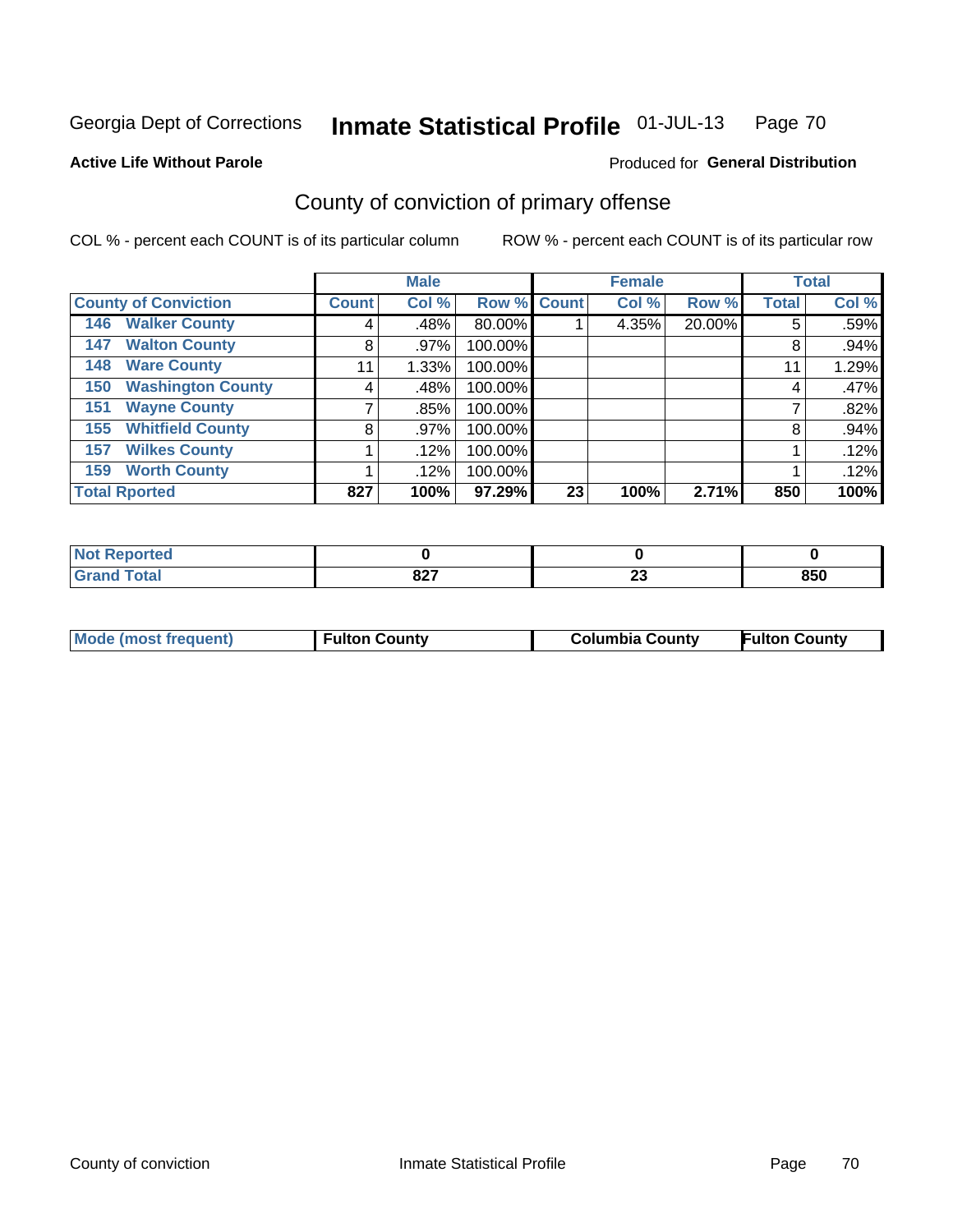Georgia Dept of Corrections **Inmate Statistical Profile** 01-JUL-13

**Active Life Without Parole**

Produced for **General Distribution**

## County of conviction of primary offense

COL % - percent each COUNT is of its particular column

ROW % - percent each COUNT is of its particular row

| | Male | | | Female | | | Total | |
|---|---|---|---|---|---|---|---|---|
| **County of Conviction** | **Count** | **Col %** | **Row %** | **Count** | **Col %** | **Row %** | **Total** | **Col %** |
| **146 Walker County** | 4 | .48% | 80.00% | 1 | 4.35% | 20.00% | 5 | .59% |
| **147 Walton County** | 8 | .97% | 100.00% | | | | 8 | .94% |
| **148 Ware County** | 11 | 1.33% | 100.00% | | | | 11 | 1.29% |
| **150 Washington County** | 4 | .48% | 100.00% | | | | 4 | .47% |
| **151 Wayne County** | 7 | .85% | 100.00% | | | | 7 | .82% |
| **155 Whitfield County** | 8 | .97% | 100.00% | | | | 8 | .94% |
| **157 Wilkes County** | 1 | .12% | 100.00% | | | | 1 | .12% |
| **159 Worth County** | 1 | .12% | 100.00% | | | | 1 | .12% |
| **Total Rported** | **827** | **100%** | **97.29%** | **23** | **100%** | **2.71%** | **850** | **100%** |

| | Male | Female | Total |
|---|---|---|---|
| **Not Reported** | **0** | **0** | **0** |
| **Grand Total** | **827** | **23** | **850** |

| | Male | Female | Total |
|---|---|---|---|
| **Mode (most frequent)** | **Fulton County** | **Columbia County** | **Fulton County** |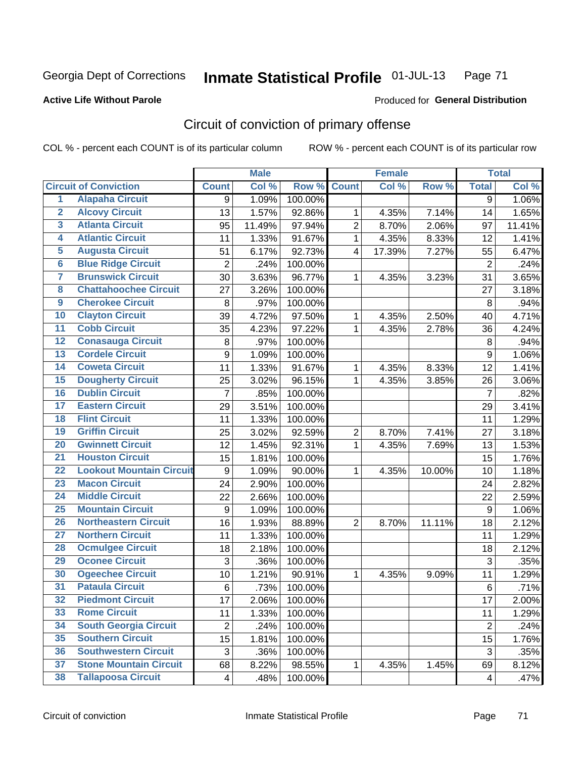Georgia Dept of Corrections **Inmate Statistical Profile** 01-JUL-13

**Active Life Without Parole**

Produced for **General Distribution**

## Circuit of conviction of primary offense

COL % - percent each COUNT is of its particular column ROW % - percent each COUNT is of its particular row

| Circuit of Conviction | | Male | | | Female | | | Total | |
|---|---|---|---|---|---|---|---|---|---|
| | | Count | Col % | Row % | Count | Col % | Row % | Total | Col % |
| 1 | Alapaha Circuit | 9 | 1.09% | 100.00% | | | | 9 | 1.06% |
| 2 | Alcovy Circuit | 13 | 1.57% | 92.86% | 1 | 4.35% | 7.14% | 14 | 1.65% |
| 3 | Atlanta Circuit | 95 | 11.49% | 97.94% | 2 | 8.70% | 2.06% | 97 | 11.41% |
| 4 | Atlantic Circuit | 11 | 1.33% | 91.67% | 1 | 4.35% | 8.33% | 12 | 1.41% |
| 5 | Augusta Circuit | 51 | 6.17% | 92.73% | 4 | 17.39% | 7.27% | 55 | 6.47% |
| 6 | Blue Ridge Circuit | 2 | .24% | 100.00% | | | | 2 | .24% |
| 7 | Brunswick Circuit | 30 | 3.63% | 96.77% | 1 | 4.35% | 3.23% | 31 | 3.65% |
| 8 | Chattahoochee Circuit | 27 | 3.26% | 100.00% | | | | 27 | 3.18% |
| 9 | Cherokee Circuit | 8 | .97% | 100.00% | | | | 8 | .94% |
| 10 | Clayton Circuit | 39 | 4.72% | 97.50% | 1 | 4.35% | 2.50% | 40 | 4.71% |
| 11 | Cobb Circuit | 35 | 4.23% | 97.22% | 1 | 4.35% | 2.78% | 36 | 4.24% |
| 12 | Conasauga Circuit | 8 | .97% | 100.00% | | | | 8 | .94% |
| 13 | Cordele Circuit | 9 | 1.09% | 100.00% | | | | 9 | 1.06% |
| 14 | Coweta Circuit | 11 | 1.33% | 91.67% | 1 | 4.35% | 8.33% | 12 | 1.41% |
| 15 | Dougherty Circuit | 25 | 3.02% | 96.15% | 1 | 4.35% | 3.85% | 26 | 3.06% |
| 16 | Dublin Circuit | 7 | .85% | 100.00% | | | | 7 | .82% |
| 17 | Eastern Circuit | 29 | 3.51% | 100.00% | | | | 29 | 3.41% |
| 18 | Flint Circuit | 11 | 1.33% | 100.00% | | | | 11 | 1.29% |
| 19 | Griffin Circuit | 25 | 3.02% | 92.59% | 2 | 8.70% | 7.41% | 27 | 3.18% |
| 20 | Gwinnett Circuit | 12 | 1.45% | 92.31% | 1 | 4.35% | 7.69% | 13 | 1.53% |
| 21 | Houston Circuit | 15 | 1.81% | 100.00% | | | | 15 | 1.76% |
| 22 | Lookout Mountain Circuit | 9 | 1.09% | 90.00% | 1 | 4.35% | 10.00% | 10 | 1.18% |
| 23 | Macon Circuit | 24 | 2.90% | 100.00% | | | | 24 | 2.82% |
| 24 | Middle Circuit | 22 | 2.66% | 100.00% | | | | 22 | 2.59% |
| 25 | Mountain Circuit | 9 | 1.09% | 100.00% | | | | 9 | 1.06% |
| 26 | Northeastern Circuit | 16 | 1.93% | 88.89% | 2 | 8.70% | 11.11% | 18 | 2.12% |
| 27 | Northern Circuit | 11 | 1.33% | 100.00% | | | | 11 | 1.29% |
| 28 | Ocmulgee Circuit | 18 | 2.18% | 100.00% | | | | 18 | 2.12% |
| 29 | Oconee Circuit | 3 | .36% | 100.00% | | | | 3 | .35% |
| 30 | Ogeechee Circuit | 10 | 1.21% | 90.91% | 1 | 4.35% | 9.09% | 11 | 1.29% |
| 31 | Pataula Circuit | 6 | .73% | 100.00% | | | | 6 | .71% |
| 32 | Piedmont Circuit | 17 | 2.06% | 100.00% | | | | 17 | 2.00% |
| 33 | Rome Circuit | 11 | 1.33% | 100.00% | | | | 11 | 1.29% |
| 34 | South Georgia Circuit | 2 | .24% | 100.00% | | | | 2 | .24% |
| 35 | Southern Circuit | 15 | 1.81% | 100.00% | | | | 15 | 1.76% |
| 36 | Southwestern Circuit | 3 | .36% | 100.00% | | | | 3 | .35% |
| 37 | Stone Mountain Circuit | 68 | 8.22% | 98.55% | 1 | 4.35% | 1.45% | 69 | 8.12% |
| 38 | Tallapoosa Circuit | 4 | .48% | 100.00% | | | | 4 | .47% |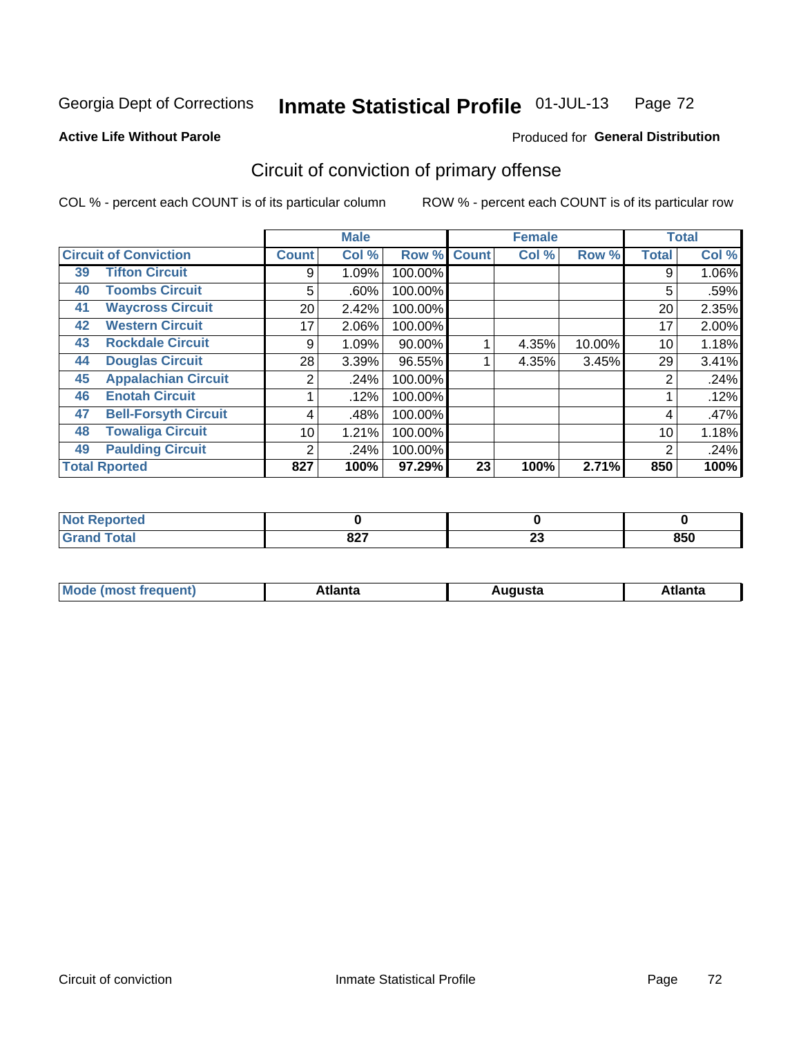Georgia Dept of Corrections **Inmate Statistical Profile** 01-JUL-13

**Active Life Without Parole**

Produced for **General Distribution**

## Circuit of conviction of primary offense

COL % - percent each COUNT is of its particular column

ROW % - percent each COUNT is of its particular row

| Circuit of Conviction | | Male | | | Female | | | Total | |
|---|---|---|---|---|---|---|---|---|---|
| | | Count | Col % | Row % | Count | Col % | Row % | Total | Col % |
| 39 | Tifton Circuit | 9 | 1.09% | 100.00% | | | | 9 | 1.06% |
| 40 | Toombs Circuit | 5 | .60% | 100.00% | | | | 5 | .59% |
| 41 | Waycross Circuit | 20 | 2.42% | 100.00% | | | | 20 | 2.35% |
| 42 | Western Circuit | 17 | 2.06% | 100.00% | | | | 17 | 2.00% |
| 43 | Rockdale Circuit | 9 | 1.09% | 90.00% | 1 | 4.35% | 10.00% | 10 | 1.18% |
| 44 | Douglas Circuit | 28 | 3.39% | 96.55% | 1 | 4.35% | 3.45% | 29 | 3.41% |
| 45 | Appalachian Circuit | 2 | .24% | 100.00% | | | | 2 | .24% |
| 46 | Enotah Circuit | 1 | .12% | 100.00% | | | | 1 | .12% |
| 47 | Bell-Forsyth Circuit | 4 | .48% | 100.00% | | | | 4 | .47% |
| 48 | Towaliga Circuit | 10 | 1.21% | 100.00% | | | | 10 | 1.18% |
| 49 | Paulding Circuit | 2 | .24% | 100.00% | | | | 2 | .24% |
| **Total Rported** | | **827** | **100%** | **97.29%** | **23** | **100%** | **2.71%** | **850** | **100%** |

| | Male | Female | Total |
|---|---|---|---|
| Not Reported | **0** | **0** | **0** |
| Grand Total | **827** | **23** | **850** |

| | Male | Female | Total |
|---|---|---|---|
| Mode (most frequent) | **Atlanta** | **Augusta** | **Atlanta** |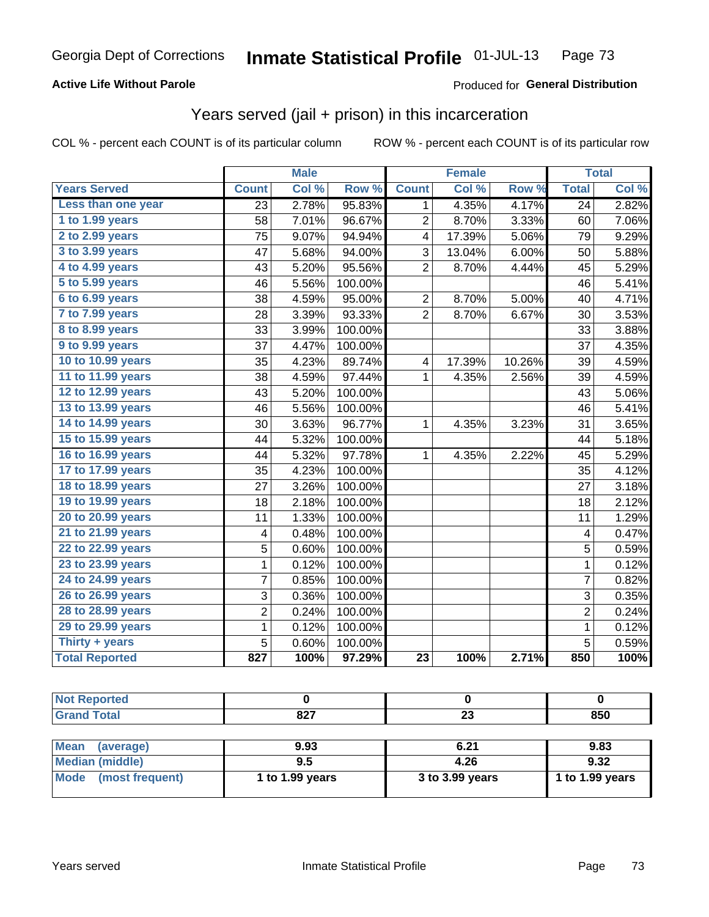Georgia Dept of Corrections **Inmate Statistical Profile** 01-JUL-13

**Active Life Without Parole**

Produced for **General Distribution**

## Years served (jail + prison) in this incarceration

COL % - percent each COUNT is of its particular column

ROW % - percent each COUNT is of its particular row

| | Male | | | Female | | | Total | |
|---|---|---|---|---|---|---|---|---|
| **Years Served** | **Count** | **Col %** | **Row %** | **Count** | **Col %** | **Row %** | **Total** | **Col %** |
| Less than one year | 23 | 2.78% | 95.83% | 1 | 4.35% | 4.17% | 24 | 2.82% |
| 1 to 1.99 years | 58 | 7.01% | 96.67% | 2 | 8.70% | 3.33% | 60 | 7.06% |
| 2 to 2.99 years | 75 | 9.07% | 94.94% | 4 | 17.39% | 5.06% | 79 | 9.29% |
| 3 to 3.99 years | 47 | 5.68% | 94.00% | 3 | 13.04% | 6.00% | 50 | 5.88% |
| 4 to 4.99 years | 43 | 5.20% | 95.56% | 2 | 8.70% | 4.44% | 45 | 5.29% |
| 5 to 5.99 years | 46 | 5.56% | 100.00% | | | | 46 | 5.41% |
| 6 to 6.99 years | 38 | 4.59% | 95.00% | 2 | 8.70% | 5.00% | 40 | 4.71% |
| 7 to 7.99 years | 28 | 3.39% | 93.33% | 2 | 8.70% | 6.67% | 30 | 3.53% |
| 8 to 8.99 years | 33 | 3.99% | 100.00% | | | | 33 | 3.88% |
| 9 to 9.99 years | 37 | 4.47% | 100.00% | | | | 37 | 4.35% |
| 10 to 10.99 years | 35 | 4.23% | 89.74% | 4 | 17.39% | 10.26% | 39 | 4.59% |
| 11 to 11.99 years | 38 | 4.59% | 97.44% | 1 | 4.35% | 2.56% | 39 | 4.59% |
| 12 to 12.99 years | 43 | 5.20% | 100.00% | | | | 43 | 5.06% |
| 13 to 13.99 years | 46 | 5.56% | 100.00% | | | | 46 | 5.41% |
| 14 to 14.99 years | 30 | 3.63% | 96.77% | 1 | 4.35% | 3.23% | 31 | 3.65% |
| 15 to 15.99 years | 44 | 5.32% | 100.00% | | | | 44 | 5.18% |
| 16 to 16.99 years | 44 | 5.32% | 97.78% | 1 | 4.35% | 2.22% | 45 | 5.29% |
| 17 to 17.99 years | 35 | 4.23% | 100.00% | | | | 35 | 4.12% |
| 18 to 18.99 years | 27 | 3.26% | 100.00% | | | | 27 | 3.18% |
| 19 to 19.99 years | 18 | 2.18% | 100.00% | | | | 18 | 2.12% |
| 20 to 20.99 years | 11 | 1.33% | 100.00% | | | | 11 | 1.29% |
| 21 to 21.99 years | 4 | 0.48% | 100.00% | | | | 4 | 0.47% |
| 22 to 22.99 years | 5 | 0.60% | 100.00% | | | | 5 | 0.59% |
| 23 to 23.99 years | 1 | 0.12% | 100.00% | | | | 1 | 0.12% |
| 24 to 24.99 years | 7 | 0.85% | 100.00% | | | | 7 | 0.82% |
| 26 to 26.99 years | 3 | 0.36% | 100.00% | | | | 3 | 0.35% |
| 28 to 28.99 years | 2 | 0.24% | 100.00% | | | | 2 | 0.24% |
| 29 to 29.99 years | 1 | 0.12% | 100.00% | | | | 1 | 0.12% |
| Thirty + years | 5 | 0.60% | 100.00% | | | | 5 | 0.59% |
| **Total Reported** | **827** | **100%** | **97.29%** | **23** | **100%** | **2.71%** | **850** | **100%** |

| | Male | Female | Total |
|---|---|---|---|
| Not Reported | 0 | 0 | 0 |
| Grand Total | 827 | 23 | 850 |

| | Male | Female | Total |
|---|---|---|---|
| Mean (average) | 9.93 | 6.21 | 9.83 |
| Median (middle) | 9.5 | 4.26 | 9.32 |
| Mode (most frequent) | 1 to 1.99 years | 3 to 3.99 years | 1 to 1.99 years |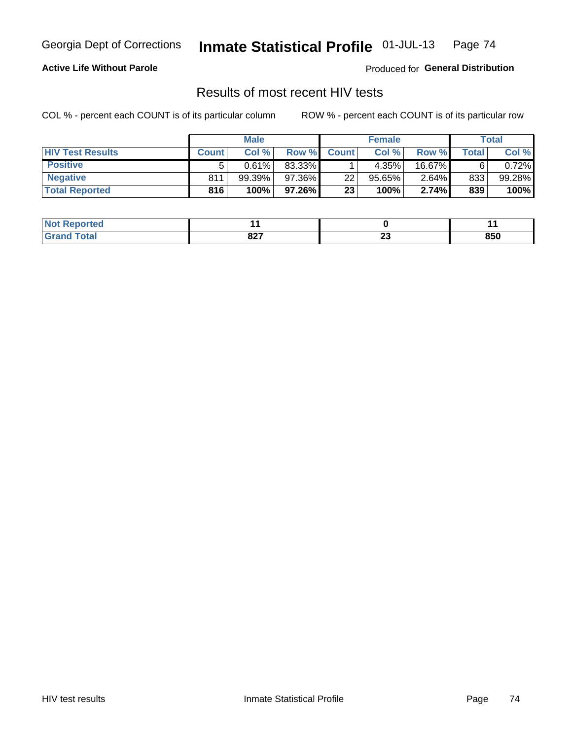Georgia Dept of Corrections **Inmate Statistical Profile** 01-JUL-13

**Active Life Without Parole**

Produced for **General Distribution**

## Results of most recent HIV tests

COL % - percent each COUNT is of its particular column

ROW % - percent each COUNT is of its particular row

| | Male | | | Female | | | Total | |
|---|---|---|---|---|---|---|---|---|
| **HIV Test Results** | **Count** | **Col %** | **Row %** | **Count** | **Col %** | **Row %** | **Total** | **Col %** |
| **Positive** | 5 | 0.61% | 83.33% | 1 | 4.35% | 16.67% | 6 | 0.72% |
| **Negative** | 811 | 99.39% | 97.36% | 22 | 95.65% | 2.64% | 833 | 99.28% |
| **Total Reported** | **816** | **100%** | **97.26%** | **23** | **100%** | **2.74%** | **839** | **100%** |

| | Male | Female | Total |
|---|---|---|---|
| **Not Reported** | **11** | **0** | **11** |
| **Grand Total** | **827** | **23** | **850** |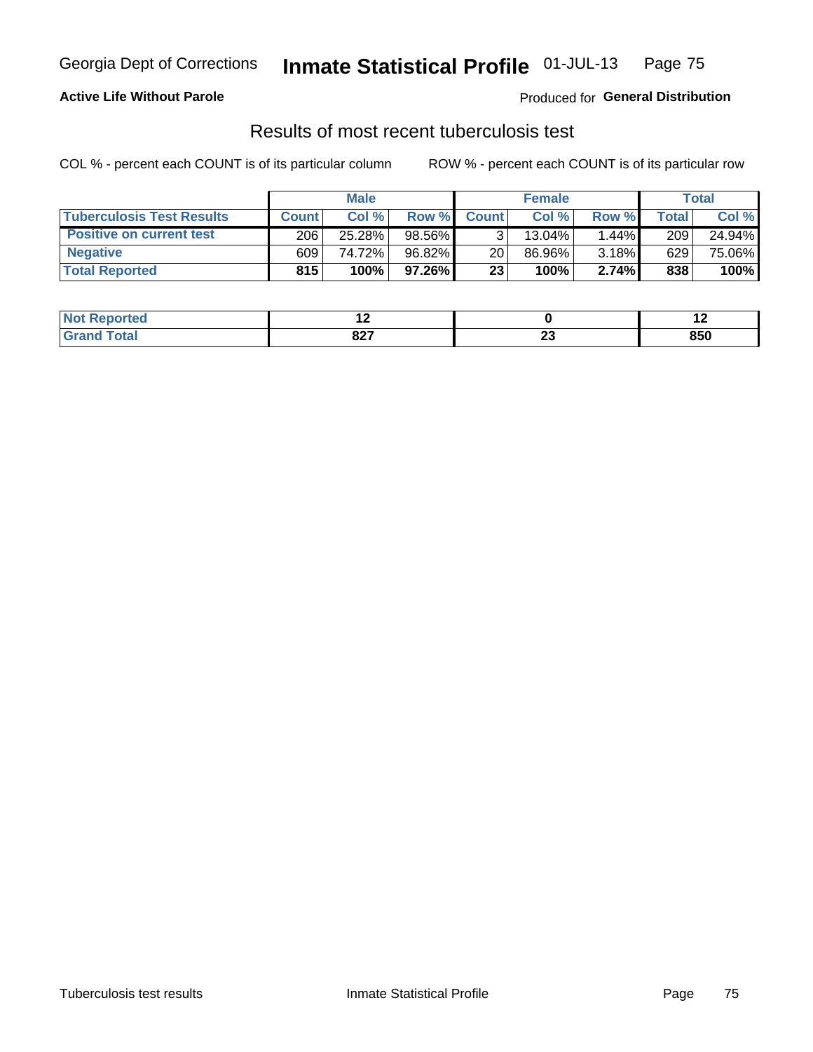**Active Life Without Parole**

Produced for **General Distribution**

## Results of most recent tuberculosis test

COL % - percent each COUNT is of its particular column

ROW % - percent each COUNT is of its particular row

| | Male | | | Female | | | Total | |
|---|---|---|---|---|---|---|---|---|
| **Tuberculosis Test Results** | **Count** | **Col %** | **Row %** | **Count** | **Col %** | **Row %** | **Total** | **Col %** |
| **Positive on current test** | 206 | 25.28% | 98.56% | 3 | 13.04% | 1.44% | 209 | 24.94% |
| **Negative** | 609 | 74.72% | 96.82% | 20 | 86.96% | 3.18% | 629 | 75.06% |
| **Total Reported** | **815** | **100%** | **97.26%** | **23** | **100%** | **2.74%** | **838** | **100%** |

| | Male | Female | Total |
|---|---|---|---|
| **Not Reported** | **12** | **0** | **12** |
| **Grand Total** | **827** | **23** | **850** |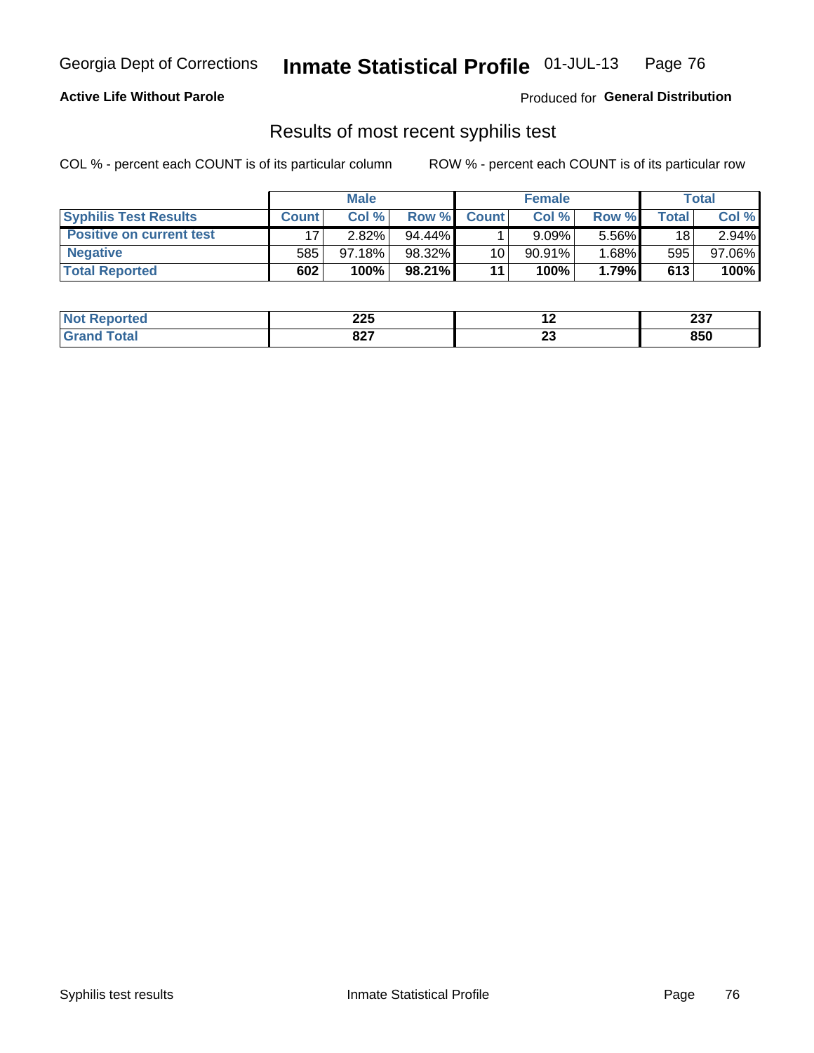Georgia Dept of Corrections **Inmate Statistical Profile** 01-JUL-13

**Active Life Without Parole**

Produced for **General Distribution**

## Results of most recent syphilis test

COL % - percent each COUNT is of its particular column ROW % - percent each COUNT is of its particular row

| | Male | | | Female | | | Total | |
|---|---|---|---|---|---|---|---|---|
| **Syphilis Test Results** | **Count** | **Col %** | **Row %** | **Count** | **Col %** | **Row %** | **Total** | **Col %** |
| **Positive on current test** | 17 | 2.82% | 94.44% | 1 | 9.09% | 5.56% | 18 | 2.94% |
| **Negative** | 585 | 97.18% | 98.32% | 10 | 90.91% | 1.68% | 595 | 97.06% |
| **Total Reported** | **602** | **100%** | **98.21%** | **11** | **100%** | **1.79%** | **613** | **100%** |

| | Male | Female | Total |
|---|---|---|---|
| **Not Reported** | **225** | **12** | **237** |
| **Grand Total** | **827** | **23** | **850** |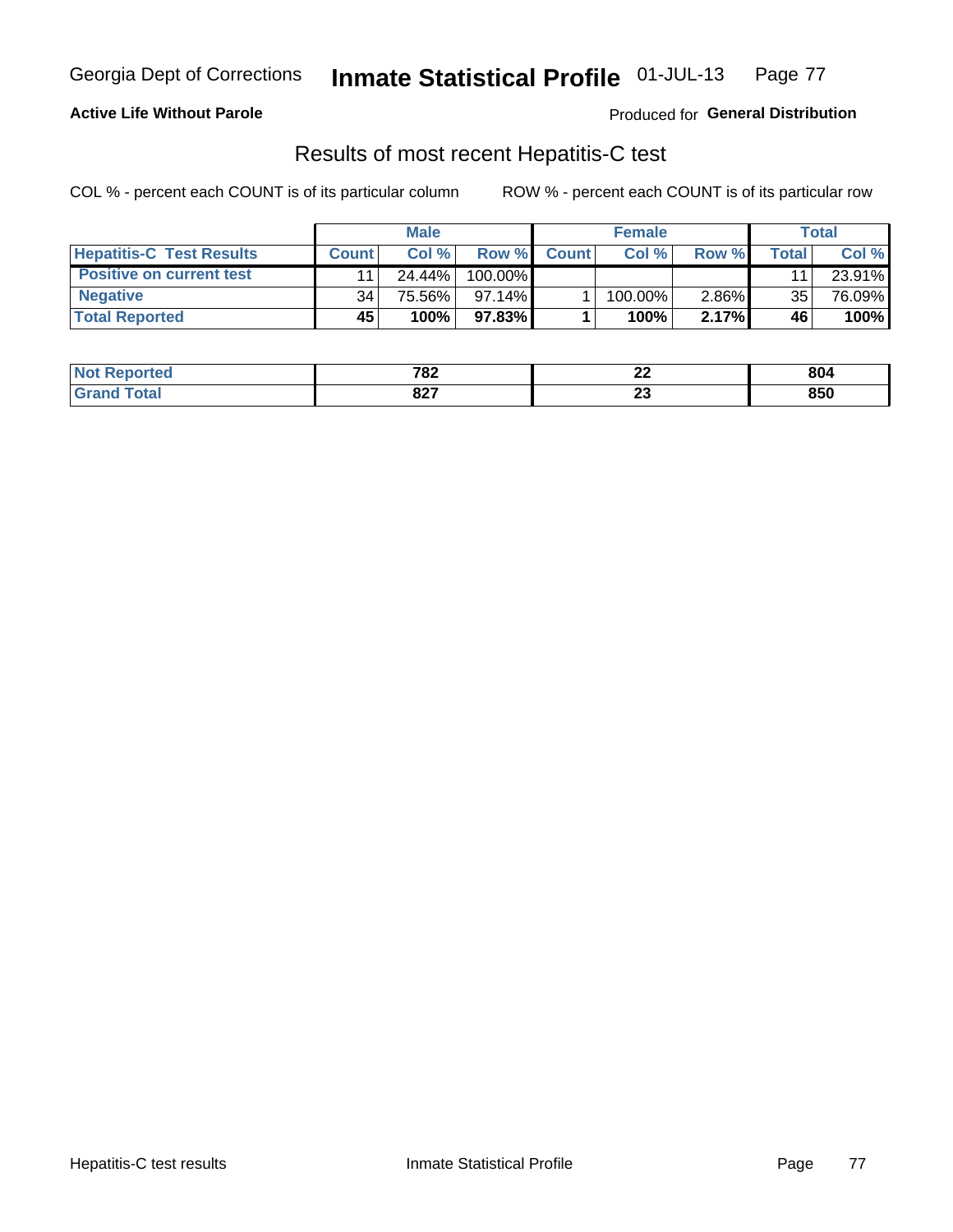Georgia Dept of Corrections **Inmate Statistical Profile** 01-JUL-13

**Active Life Without Parole**

Produced for **General Distribution**

## Results of most recent Hepatitis-C test

COL % - percent each COUNT is of its particular column ROW % - percent each COUNT is of its particular row

| | Male | | | Female | | | Total | |
|---|---|---|---|---|---|---|---|---|
| **Hepatitis-C Test Results** | **Count** | **Col %** | **Row %** | **Count** | **Col %** | **Row %** | **Total** | **Col %** |
| **Positive on current test** | 11 | 24.44% | 100.00% | | | | 11 | 23.91% |
| **Negative** | 34 | 75.56% | 97.14% | 1 | 100.00% | 2.86% | 35 | 76.09% |
| **Total Reported** | **45** | **100%** | **97.83%** | **1** | **100%** | **2.17%** | **46** | **100%** |

| | | | |
|---|---|---|---|
| **Not Reported** | **782** | **22** | **804** |
| **Grand Total** | **827** | **23** | **850** |

Hepatitis-C test results Inmate Statistical Profile